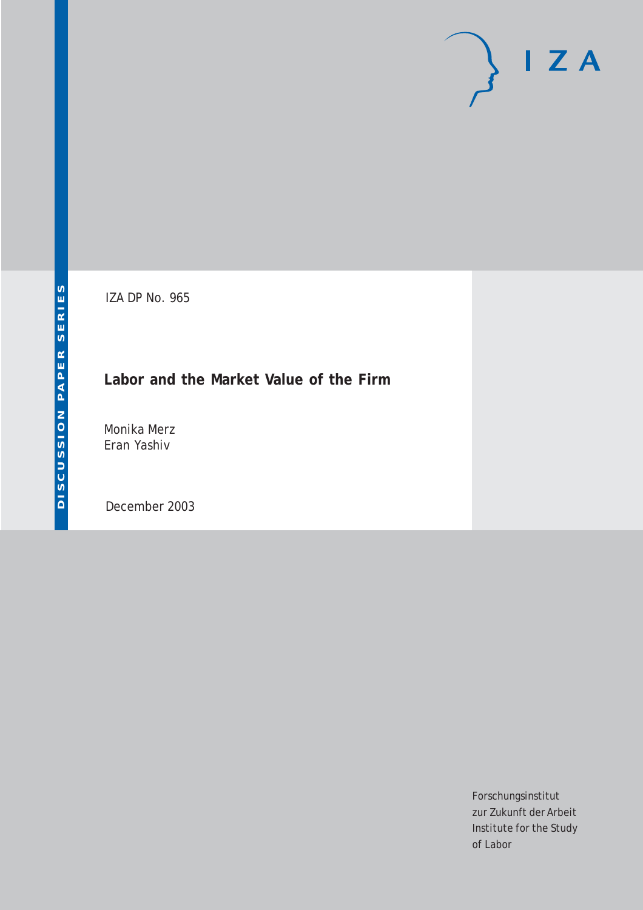IZA DP No. 965

# Labor and the Market Value of the Firm

Monika Merz
Eran Yashiv

December 2003

DISCUSSION PAPER SERIES

I Z A

Forschungsinstitut
zur Zukunft der Arbeit
Institute for the Study
of Labor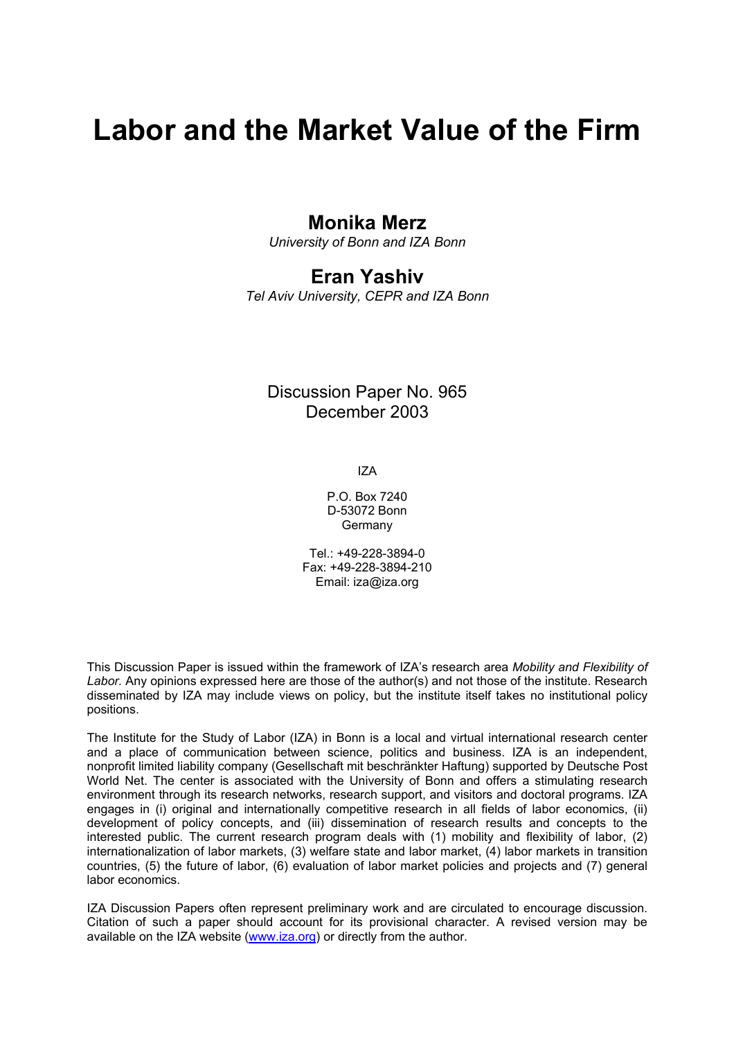# Labor and the Market Value of the Firm

## Monika Merz

*University of Bonn and IZA Bonn*

## Eran Yashiv

*Tel Aviv University, CEPR and IZA Bonn*

Discussion Paper No. 965
December 2003

IZA

P.O. Box 7240
D-53072 Bonn
Germany

Tel.: +49-228-3894-0
Fax: +49-228-3894-210
Email: iza@iza.org

This Discussion Paper is issued within the framework of IZA's research area *Mobility and Flexibility of Labor.* Any opinions expressed here are those of the author(s) and not those of the institute. Research disseminated by IZA may include views on policy, but the institute itself takes no institutional policy positions.

The Institute for the Study of Labor (IZA) in Bonn is a local and virtual international research center and a place of communication between science, politics and business. IZA is an independent, nonprofit limited liability company (Gesellschaft mit beschränkter Haftung) supported by Deutsche Post World Net. The center is associated with the University of Bonn and offers a stimulating research environment through its research networks, research support, and visitors and doctoral programs. IZA engages in (i) original and internationally competitive research in all fields of labor economics, (ii) development of policy concepts, and (iii) dissemination of research results and concepts to the interested public. The current research program deals with (1) mobility and flexibility of labor, (2) internationalization of labor markets, (3) welfare state and labor market, (4) labor markets in transition countries, (5) the future of labor, (6) evaluation of labor market policies and projects and (7) general labor economics.

IZA Discussion Papers often represent preliminary work and are circulated to encourage discussion. Citation of such a paper should account for its provisional character. A revised version may be available on the IZA website (www.iza.org) or directly from the author.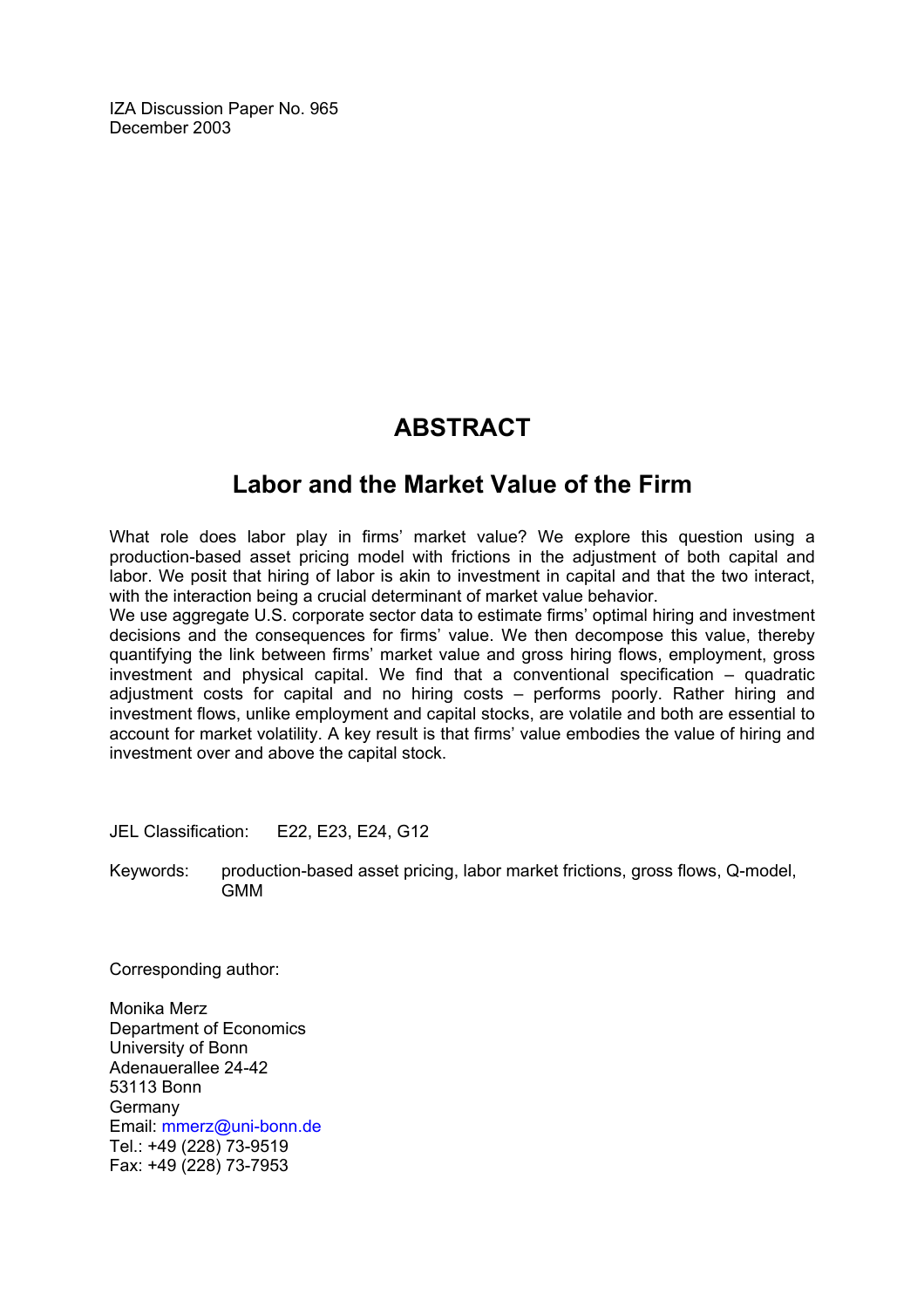IZA Discussion Paper No. 965
December 2003

# ABSTRACT

## Labor and the Market Value of the Firm

What role does labor play in firms' market value? We explore this question using a production-based asset pricing model with frictions in the adjustment of both capital and labor. We posit that hiring of labor is akin to investment in capital and that the two interact, with the interaction being a crucial determinant of market value behavior.

We use aggregate U.S. corporate sector data to estimate firms' optimal hiring and investment decisions and the consequences for firms' value. We then decompose this value, thereby quantifying the link between firms' market value and gross hiring flows, employment, gross investment and physical capital. We find that a conventional specification – quadratic adjustment costs for capital and no hiring costs – performs poorly. Rather hiring and investment flows, unlike employment and capital stocks, are volatile and both are essential to account for market volatility. A key result is that firms' value embodies the value of hiring and investment over and above the capital stock.

JEL Classification: E22, E23, E24, G12

Keywords: production-based asset pricing, labor market frictions, gross flows, Q-model, GMM

Corresponding author:

Monika Merz
Department of Economics
University of Bonn
Adenauerallee 24-42
53113 Bonn
Germany
Email: mmerz@uni-bonn.de
Tel.: +49 (228) 73-9519
Fax: +49 (228) 73-7953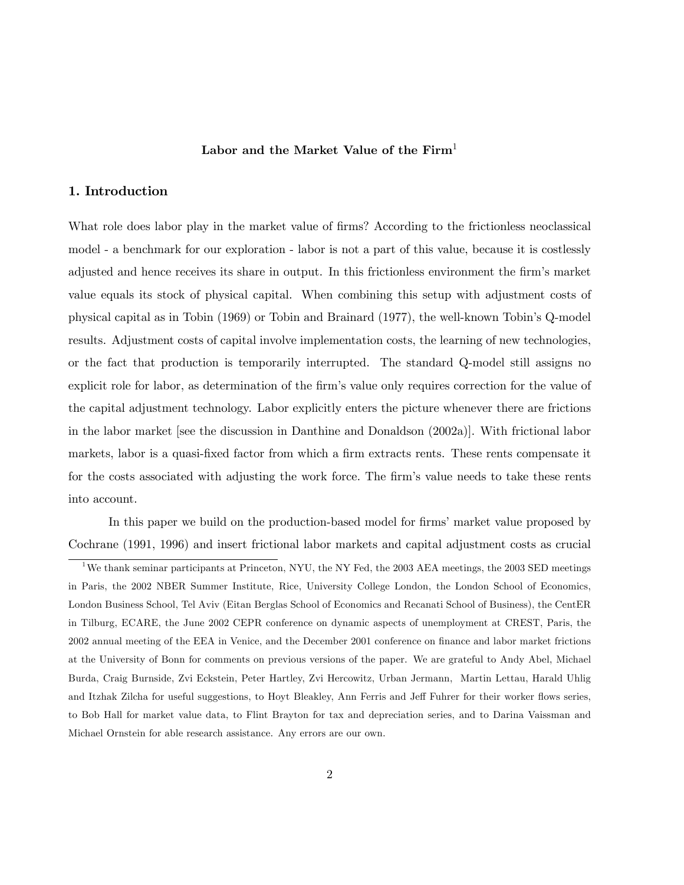**Labor and the Market Value of the Firm**[1]

## 1. Introduction

What role does labor play in the market value of firms? According to the frictionless neoclassical model - a benchmark for our exploration - labor is not a part of this value, because it is costlessly adjusted and hence receives its share in output. In this frictionless environment the firm's market value equals its stock of physical capital. When combining this setup with adjustment costs of physical capital as in Tobin (1969) or Tobin and Brainard (1977), the well-known Tobin's Q-model results. Adjustment costs of capital involve implementation costs, the learning of new technologies, or the fact that production is temporarily interrupted. The standard Q-model still assigns no explicit role for labor, as determination of the firm's value only requires correction for the value of the capital adjustment technology. Labor explicitly enters the picture whenever there are frictions in the labor market [see the discussion in Danthine and Donaldson (2002a)]. With frictional labor markets, labor is a quasi-fixed factor from which a firm extracts rents. These rents compensate it for the costs associated with adjusting the work force. The firm's value needs to take these rents into account.

In this paper we build on the production-based model for firms' market value proposed by Cochrane (1991, 1996) and insert frictional labor markets and capital adjustment costs as crucial

[1] We thank seminar participants at Princeton, NYU, the NY Fed, the 2003 AEA meetings, the 2003 SED meetings in Paris, the 2002 NBER Summer Institute, Rice, University College London, the London School of Economics, London Business School, Tel Aviv (Eitan Berglas School of Economics and Recanati School of Business), the CentER in Tilburg, ECARE, the June 2002 CEPR conference on dynamic aspects of unemployment at CREST, Paris, the 2002 annual meeting of the EEA in Venice, and the December 2001 conference on finance and labor market frictions at the University of Bonn for comments on previous versions of the paper. We are grateful to Andy Abel, Michael Burda, Craig Burnside, Zvi Eckstein, Peter Hartley, Zvi Hercowitz, Urban Jermann, Martin Lettau, Harald Uhlig and Itzhak Zilcha for useful suggestions, to Hoyt Bleakley, Ann Ferris and Jeff Fuhrer for their worker flows series, to Bob Hall for market value data, to Flint Brayton for tax and depreciation series, and to Darina Vaissman and Michael Ornstein for able research assistance. Any errors are our own.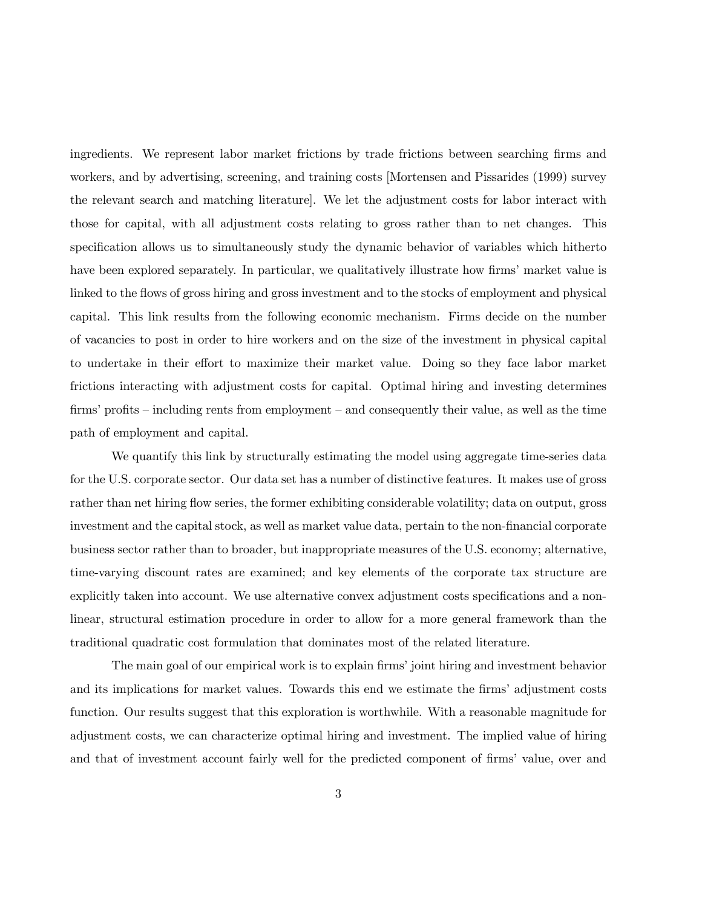ingredients. We represent labor market frictions by trade frictions between searching firms and workers, and by advertising, screening, and training costs [Mortensen and Pissarides (1999) survey the relevant search and matching literature]. We let the adjustment costs for labor interact with those for capital, with all adjustment costs relating to gross rather than to net changes. This specification allows us to simultaneously study the dynamic behavior of variables which hitherto have been explored separately. In particular, we qualitatively illustrate how firms' market value is linked to the flows of gross hiring and gross investment and to the stocks of employment and physical capital. This link results from the following economic mechanism. Firms decide on the number of vacancies to post in order to hire workers and on the size of the investment in physical capital to undertake in their effort to maximize their market value. Doing so they face labor market frictions interacting with adjustment costs for capital. Optimal hiring and investing determines firms' profits – including rents from employment – and consequently their value, as well as the time path of employment and capital.

We quantify this link by structurally estimating the model using aggregate time-series data for the U.S. corporate sector. Our data set has a number of distinctive features. It makes use of gross rather than net hiring flow series, the former exhibiting considerable volatility; data on output, gross investment and the capital stock, as well as market value data, pertain to the non-financial corporate business sector rather than to broader, but inappropriate measures of the U.S. economy; alternative, time-varying discount rates are examined; and key elements of the corporate tax structure are explicitly taken into account. We use alternative convex adjustment costs specifications and a non-linear, structural estimation procedure in order to allow for a more general framework than the traditional quadratic cost formulation that dominates most of the related literature.

The main goal of our empirical work is to explain firms' joint hiring and investment behavior and its implications for market values. Towards this end we estimate the firms' adjustment costs function. Our results suggest that this exploration is worthwhile. With a reasonable magnitude for adjustment costs, we can characterize optimal hiring and investment. The implied value of hiring and that of investment account fairly well for the predicted component of firms' value, over and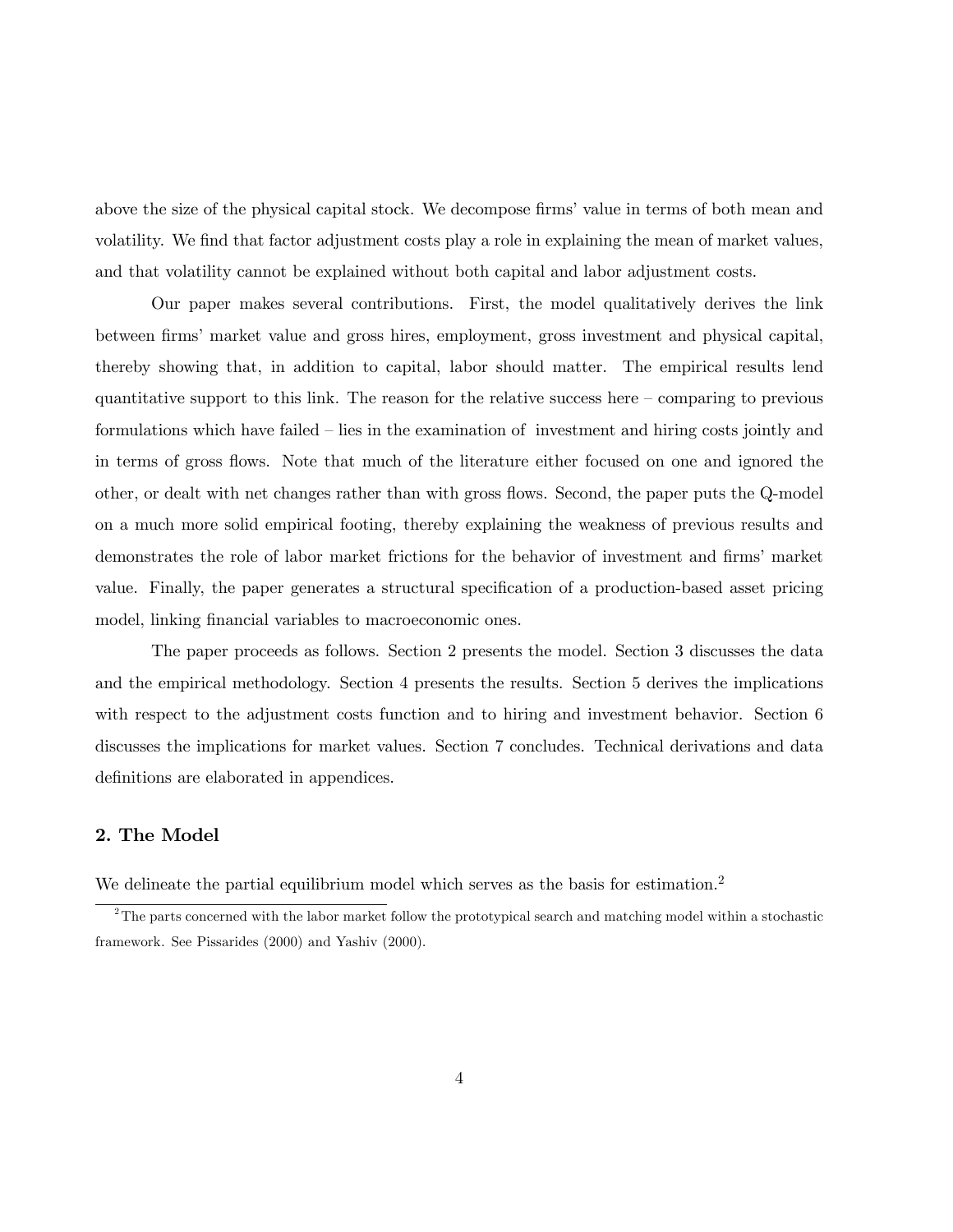above the size of the physical capital stock. We decompose firms' value in terms of both mean and volatility. We find that factor adjustment costs play a role in explaining the mean of market values, and that volatility cannot be explained without both capital and labor adjustment costs.

Our paper makes several contributions. First, the model qualitatively derives the link between firms' market value and gross hires, employment, gross investment and physical capital, thereby showing that, in addition to capital, labor should matter. The empirical results lend quantitative support to this link. The reason for the relative success here – comparing to previous formulations which have failed – lies in the examination of investment and hiring costs jointly and in terms of gross flows. Note that much of the literature either focused on one and ignored the other, or dealt with net changes rather than with gross flows. Second, the paper puts the Q-model on a much more solid empirical footing, thereby explaining the weakness of previous results and demonstrates the role of labor market frictions for the behavior of investment and firms' market value. Finally, the paper generates a structural specification of a production-based asset pricing model, linking financial variables to macroeconomic ones.

The paper proceeds as follows. Section 2 presents the model. Section 3 discusses the data and the empirical methodology. Section 4 presents the results. Section 5 derives the implications with respect to the adjustment costs function and to hiring and investment behavior. Section 6 discusses the implications for market values. Section 7 concludes. Technical derivations and data definitions are elaborated in appendices.

## 2. The Model

We delineate the partial equilibrium model which serves as the basis for estimation.[2]

[2] The parts concerned with the labor market follow the prototypical search and matching model within a stochastic framework. See Pissarides (2000) and Yashiv (2000).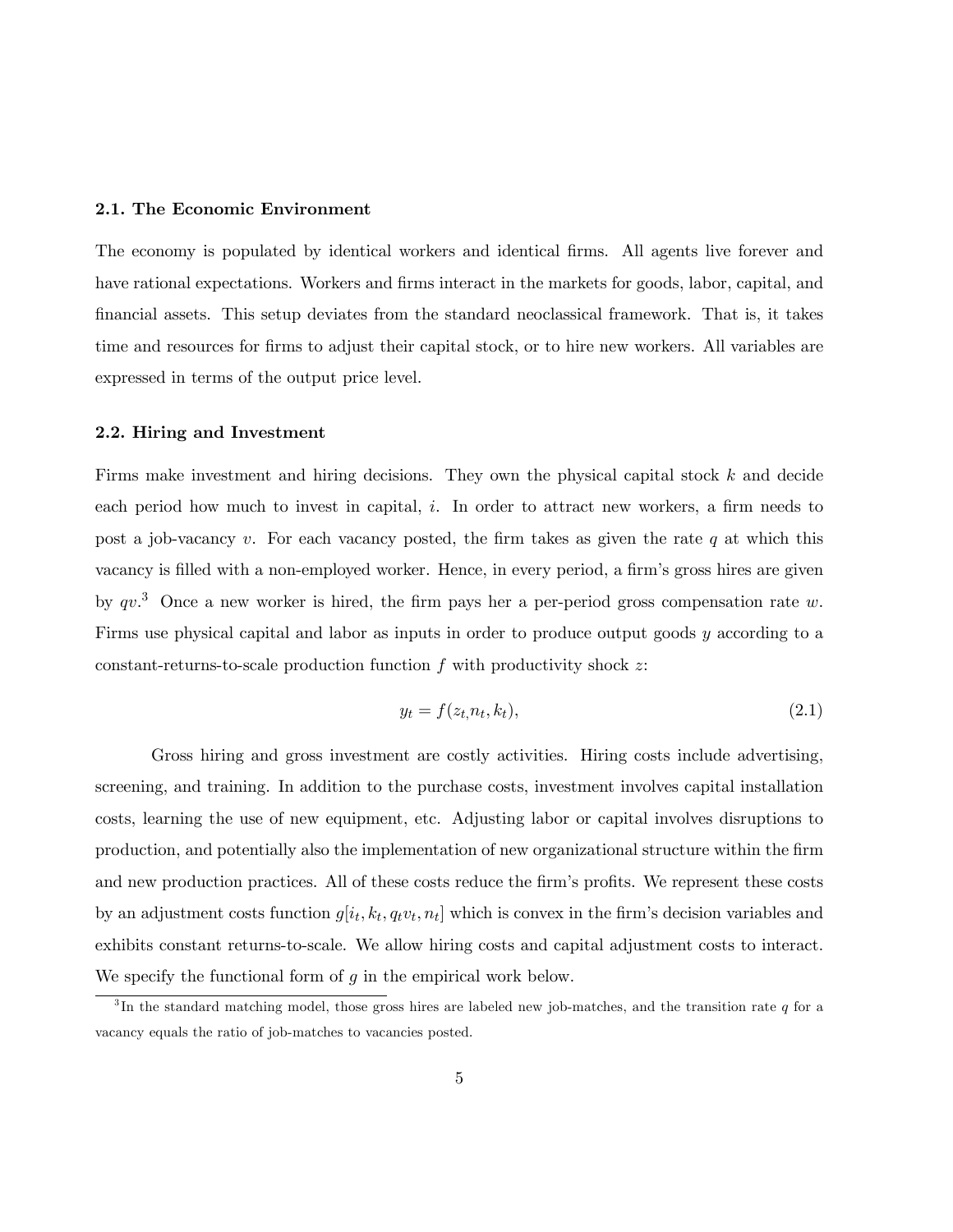### 2.1. The Economic Environment

The economy is populated by identical workers and identical firms. All agents live forever and have rational expectations. Workers and firms interact in the markets for goods, labor, capital, and financial assets. This setup deviates from the standard neoclassical framework. That is, it takes time and resources for firms to adjust their capital stock, or to hire new workers. All variables are expressed in terms of the output price level.

### 2.2. Hiring and Investment

Firms make investment and hiring decisions. They own the physical capital stock $k$ and decide each period how much to invest in capital, $i$. In order to attract new workers, a firm needs to post a job-vacancy $v$. For each vacancy posted, the firm takes as given the rate $q$ at which this vacancy is filled with a non-employed worker. Hence, in every period, a firm's gross hires are given by $qv$.[3] Once a new worker is hired, the firm pays her a per-period gross compensation rate $w$. Firms use physical capital and labor as inputs in order to produce output goods $y$ according to a constant-returns-to-scale production function $f$ with productivity shock $z$:

$$y_t = f(z_t, n_t, k_t), \tag{2.1}$$

Gross hiring and gross investment are costly activities. Hiring costs include advertising, screening, and training. In addition to the purchase costs, investment involves capital installation costs, learning the use of new equipment, etc. Adjusting labor or capital involves disruptions to production, and potentially also the implementation of new organizational structure within the firm and new production practices. All of these costs reduce the firm's profits. We represent these costs by an adjustment costs function $g[i_t, k_t, q_t v_t, n_t]$ which is convex in the firm's decision variables and exhibits constant returns-to-scale. We allow hiring costs and capital adjustment costs to interact. We specify the functional form of $g$ in the empirical work below.

[3] In the standard matching model, those gross hires are labeled new job-matches, and the transition rate $q$ for a vacancy equals the ratio of job-matches to vacancies posted.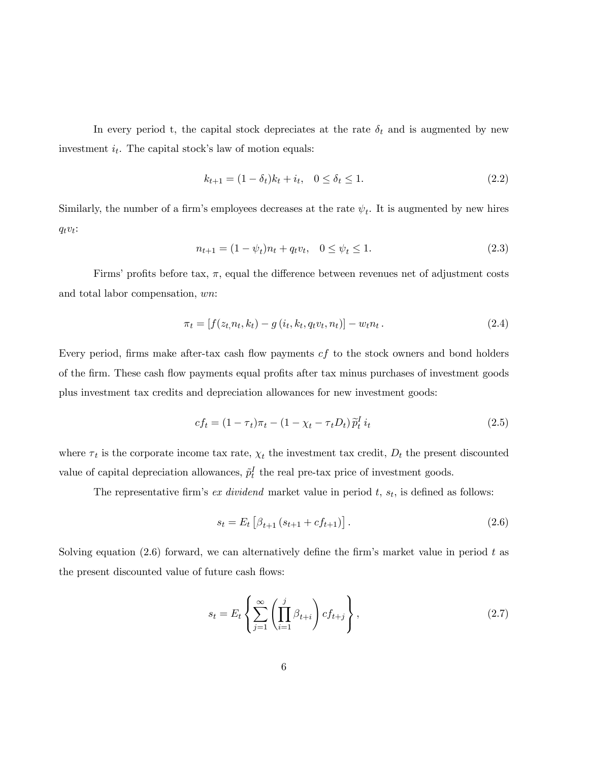In every period t, the capital stock depreciates at the rate $\delta_t$ and is augmented by new investment $i_t$. The capital stock's law of motion equals:

$$k_{t+1} = (1 - \delta_t)k_t + i_t, \quad 0 \leq \delta_t \leq 1. \tag{2.2}$$

Similarly, the number of a firm's employees decreases at the rate $\psi_t$. It is augmented by new hires $q_t v_t$:

$$n_{t+1} = (1 - \psi_t)n_t + q_t v_t, \quad 0 \leq \psi_t \leq 1. \tag{2.3}$$

Firms' profits before tax, $\pi$, equal the difference between revenues net of adjustment costs and total labor compensation, $wn$:

$$\pi_t = [f(z_t, n_t, k_t) - g(i_t, k_t, q_t v_t, n_t)] - w_t n_t \,. \tag{2.4}$$

Every period, firms make after-tax cash flow payments $cf$ to the stock owners and bond holders of the firm. These cash flow payments equal profits after tax minus purchases of investment goods plus investment tax credits and depreciation allowances for new investment goods:

$$cf_t = (1 - \tau_t)\pi_t - (1 - \chi_t - \tau_t D_t)\, \widetilde{p}_t^I \, i_t \tag{2.5}$$

where $\tau_t$ is the corporate income tax rate, $\chi_t$ the investment tax credit, $D_t$ the present discounted value of capital depreciation allowances, $\tilde{p}_t^I$ the real pre-tax price of investment goods.

The representative firm's *ex dividend* market value in period $t$, $s_t$, is defined as follows:

$$s_t = E_t \left[ \beta_{t+1} \left( s_{t+1} + cf_{t+1} \right) \right]. \tag{2.6}$$

Solving equation (2.6) forward, we can alternatively define the firm's market value in period $t$ as the present discounted value of future cash flows:

$$s_t = E_t \left\{ \sum_{j=1}^{\infty} \left( \prod_{i=1}^{j} \beta_{t+i} \right) cf_{t+j} \right\}, \tag{2.7}$$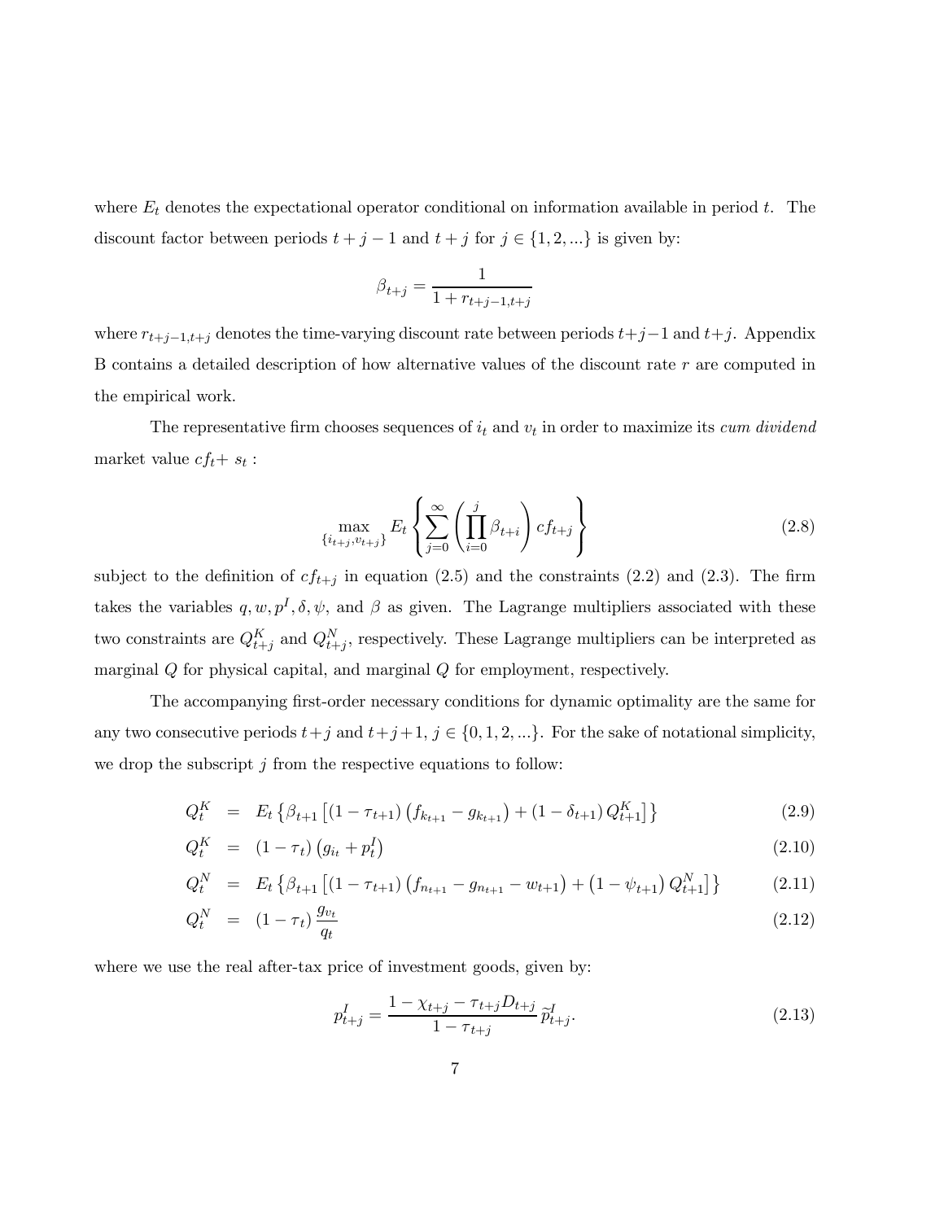where $E_t$ denotes the expectational operator conditional on information available in period $t$. The discount factor between periods $t+j-1$ and $t+j$ for $j \in \{1, 2, ...\}$ is given by:

$$\beta_{t+j} = \frac{1}{1 + r_{t+j-1,t+j}}$$

where $r_{t+j-1,t+j}$ denotes the time-varying discount rate between periods $t+j-1$ and $t+j$. Appendix B contains a detailed description of how alternative values of the discount rate $r$ are computed in the empirical work.

The representative firm chooses sequences of $i_t$ and $v_t$ in order to maximize its *cum dividend* market value $cf_t + s_t$ :

$$\max_{\{i_{t+j}, v_{t+j}\}} E_t \left\{ \sum_{j=0}^{\infty} \left( \prod_{i=0}^{j} \beta_{t+i} \right) cf_{t+j} \right\} \tag{2.8}$$

subject to the definition of $cf_{t+j}$ in equation (2.5) and the constraints (2.2) and (2.3). The firm takes the variables $q, w, p^I, \delta, \psi$, and $\beta$ as given. The Lagrange multipliers associated with these two constraints are $Q_{t+j}^K$ and $Q_{t+j}^N$, respectively. These Lagrange multipliers can be interpreted as marginal $Q$ for physical capital, and marginal $Q$ for employment, respectively.

The accompanying first-order necessary conditions for dynamic optimality are the same for any two consecutive periods $t+j$ and $t+j+1$, $j \in \{0, 1, 2, ...\}$. For the sake of notational simplicity, we drop the subscript $j$ from the respective equations to follow:

$$Q_t^K = E_t \left\{ \beta_{t+1} \left[ (1 - \tau_{t+1}) \left( f_{k_{t+1}} - g_{k_{t+1}} \right) + (1 - \delta_{t+1}) Q_{t+1}^K \right] \right\} \tag{2.9}$$

$$Q_t^K = (1 - \tau_t) \left( g_{i_t} + p_t^I \right) \tag{2.10}$$

$$Q_t^N = E_t \left\{ \beta_{t+1} \left[ (1 - \tau_{t+1}) \left( f_{n_{t+1}} - g_{n_{t+1}} - w_{t+1} \right) + \left( 1 - \psi_{t+1} \right) Q_{t+1}^N \right] \right\} \tag{2.11}$$

$$Q_t^N = (1 - \tau_t) \frac{g_{v_t}}{q_t} \tag{2.12}$$

where we use the real after-tax price of investment goods, given by:

$$p_{t+j}^I = \frac{1 - \chi_{t+j} - \tau_{t+j} D_{t+j}}{1 - \tau_{t+j}} \widetilde{p}_{t+j}^I. \tag{2.13}$$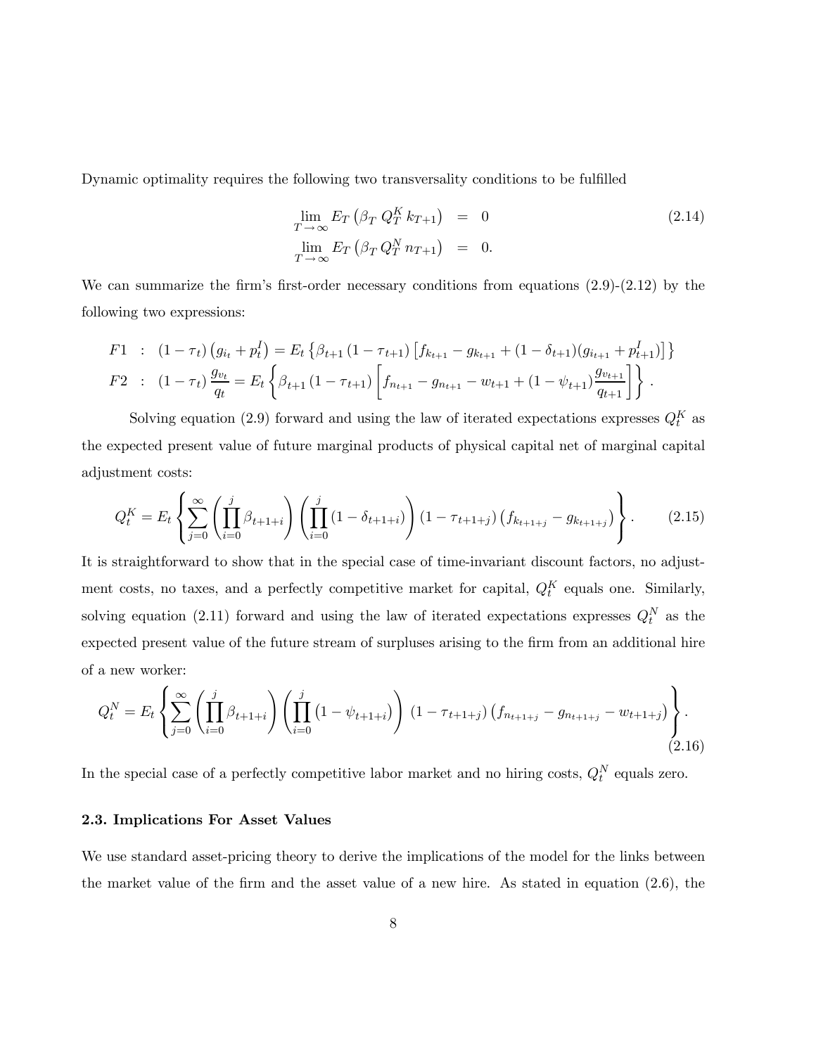Dynamic optimality requires the following two transversality conditions to be fulfilled

$$
\begin{aligned}
\lim_{T \to \infty} E_T \left( \beta_T \, Q_T^K \, k_{T+1} \right) &= 0 \\
\lim_{T \to \infty} E_T \left( \beta_T \, Q_T^N \, n_{T+1} \right) &= 0.
\end{aligned}
\tag{2.14}
$$

We can summarize the firm's first-order necessary conditions from equations (2.9)-(2.12) by the following two expressions:

$$
F1 \; : \; (1-\tau_t)\left(g_{i_t} + p_t^I\right) = E_t \left\{ \beta_{t+1} \left(1-\tau_{t+1}\right) \left[ f_{k_{t+1}} - g_{k_{t+1}} + (1-\delta_{t+1})(g_{i_{t+1}} + p_{t+1}^I) \right] \right\}
$$

$$
F2 \; : \; (1-\tau_t)\,\frac{g_{v_t}}{q_t} = E_t \left\{ \beta_{t+1} \left(1-\tau_{t+1}\right) \left[ f_{n_{t+1}} - g_{n_{t+1}} - w_{t+1} + (1-\psi_{t+1}) \frac{g_{v_{t+1}}}{q_{t+1}} \right] \right\}.
$$

Solving equation (2.9) forward and using the law of iterated expectations expresses $Q_t^K$ as the expected present value of future marginal products of physical capital net of marginal capital adjustment costs:

$$
Q_t^K = E_t \left\{ \sum_{j=0}^{\infty} \left( \prod_{i=0}^{j} \beta_{t+1+i} \right) \left( \prod_{i=0}^{j} \left(1-\delta_{t+1+i}\right) \right) \left(1-\tau_{t+1+j}\right) \left( f_{k_{t+1+j}} - g_{k_{t+1+j}} \right) \right\}. \tag{2.15}
$$

It is straightforward to show that in the special case of time-invariant discount factors, no adjustment costs, no taxes, and a perfectly competitive market for capital, $Q_t^K$ equals one. Similarly, solving equation (2.11) forward and using the law of iterated expectations expresses $Q_t^N$ as the expected present value of the future stream of surpluses arising to the firm from an additional hire of a new worker:

$$
Q_t^N = E_t \left\{ \sum_{j=0}^{\infty} \left( \prod_{i=0}^{j} \beta_{t+1+i} \right) \left( \prod_{i=0}^{j} \left(1-\psi_{t+1+i}\right) \right) \, \left(1-\tau_{t+1+j}\right) \left( f_{n_{t+1+j}} - g_{n_{t+1+j}} - w_{t+1+j} \right) \right\}. \tag{2.16}
$$

In the special case of a perfectly competitive labor market and no hiring costs, $Q_t^N$ equals zero.

### 2.3. Implications For Asset Values

We use standard asset-pricing theory to derive the implications of the model for the links between the market value of the firm and the asset value of a new hire. As stated in equation (2.6), the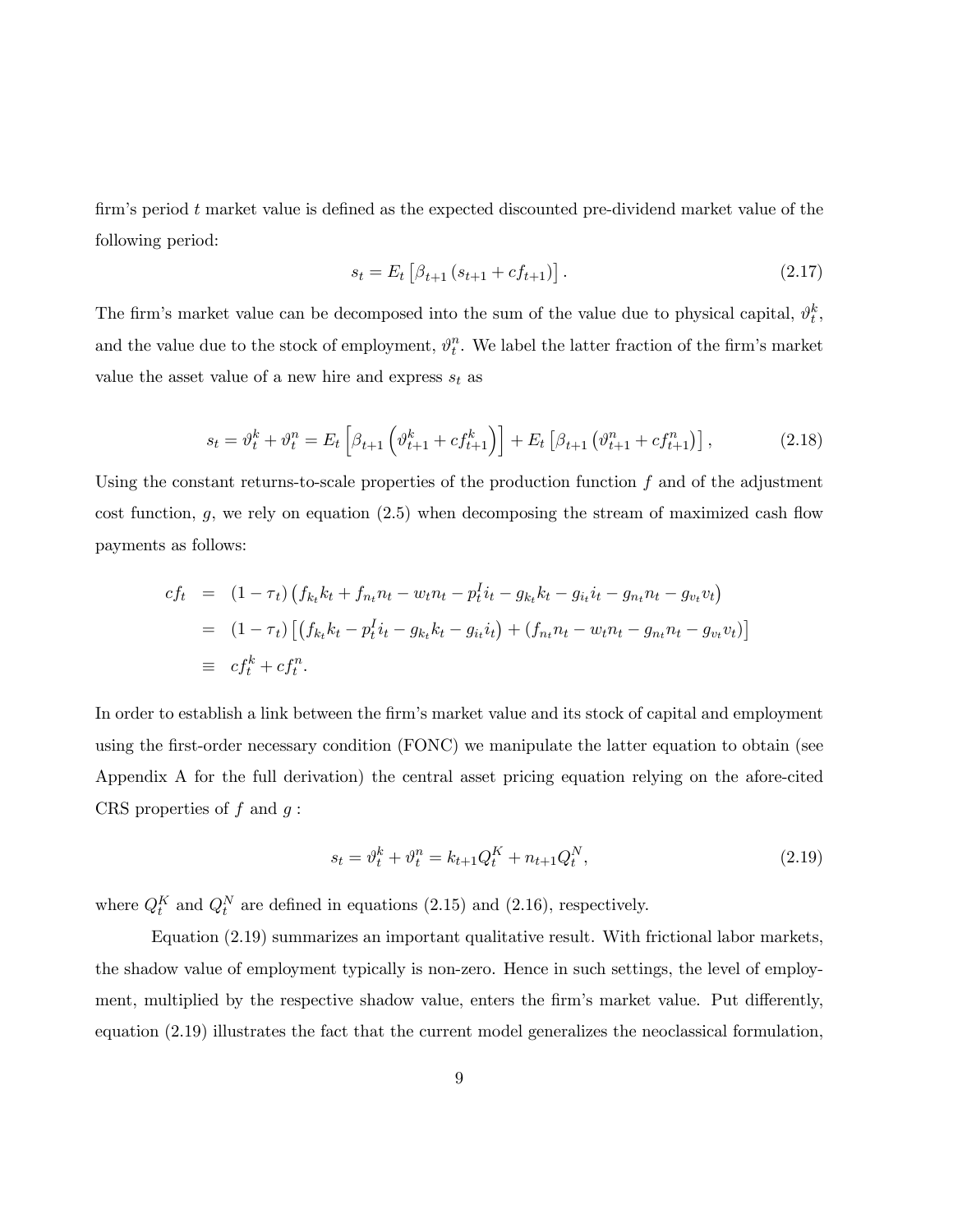firm's period $t$ market value is defined as the expected discounted pre-dividend market value of the following period:

$$s_t = E_t\left[\beta_{t+1}\left(s_{t+1} + cf_{t+1}\right)\right]. \tag{2.17}$$

The firm's market value can be decomposed into the sum of the value due to physical capital, $\vartheta_t^k$, and the value due to the stock of employment, $\vartheta_t^n$. We label the latter fraction of the firm's market value the asset value of a new hire and express $s_t$ as

$$s_t = \vartheta_t^k + \vartheta_t^n = E_t\left[\beta_{t+1}\left(\vartheta_{t+1}^k + cf_{t+1}^k\right)\right] + E_t\left[\beta_{t+1}\left(\vartheta_{t+1}^n + cf_{t+1}^n\right)\right], \tag{2.18}$$

Using the constant returns-to-scale properties of the production function $f$ and of the adjustment cost function, $g$, we rely on equation (2.5) when decomposing the stream of maximized cash flow payments as follows:

$$\begin{aligned}
cf_t &= (1-\tau_t)\left(f_{k_t}k_t + f_{n_t}n_t - w_t n_t - p_t^I i_t - g_{k_t}k_t - g_{i_t}i_t - g_{n_t}n_t - g_{v_t}v_t\right) \\
&= (1-\tau_t)\left[\left(f_{k_t}k_t - p_t^I i_t - g_{k_t}k_t - g_{i_t}i_t\right) + \left(f_{n_t}n_t - w_t n_t - g_{n_t}n_t - g_{v_t}v_t\right)\right] \\
&\equiv cf_t^k + cf_t^n.
\end{aligned}$$

In order to establish a link between the firm's market value and its stock of capital and employment using the first-order necessary condition (FONC) we manipulate the latter equation to obtain (see Appendix A for the full derivation) the central asset pricing equation relying on the afore-cited CRS properties of $f$ and $g$ :

$$s_t = \vartheta_t^k + \vartheta_t^n = k_{t+1}Q_t^K + n_{t+1}Q_t^N, \tag{2.19}$$

where $Q_t^K$ and $Q_t^N$ are defined in equations (2.15) and (2.16), respectively.

Equation (2.19) summarizes an important qualitative result. With frictional labor markets, the shadow value of employment typically is non-zero. Hence in such settings, the level of employment, multiplied by the respective shadow value, enters the firm's market value. Put differently, equation (2.19) illustrates the fact that the current model generalizes the neoclassical formulation,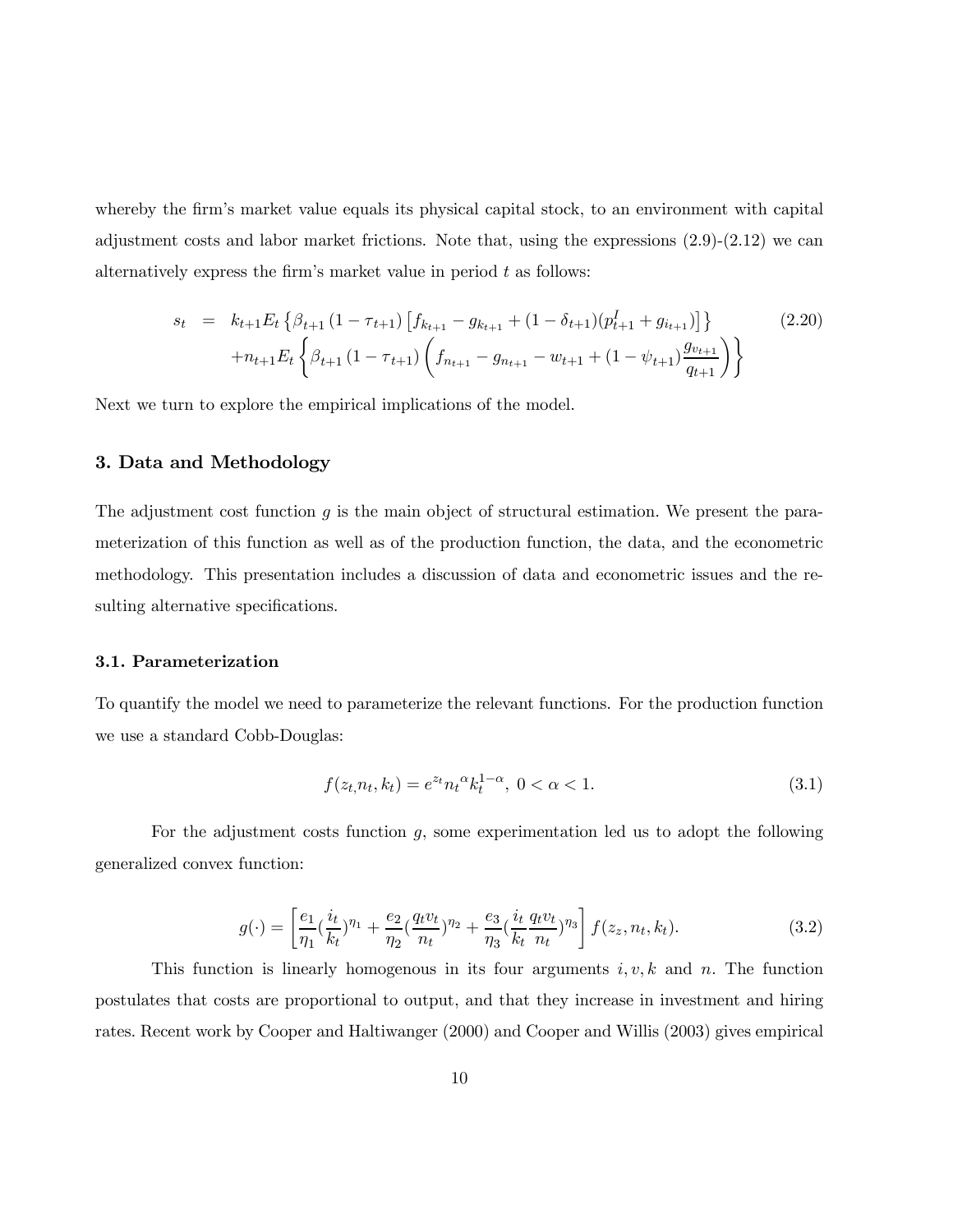whereby the firm's market value equals its physical capital stock, to an environment with capital adjustment costs and labor market frictions. Note that, using the expressions (2.9)-(2.12) we can alternatively express the firm's market value in period $t$ as follows:

$$
\begin{aligned}
s_t &= k_{t+1} E_t \left\{ \beta_{t+1} \left(1 - \tau_{t+1}\right) \left[ f_{k_{t+1}} - g_{k_{t+1}} + (1 - \delta_{t+1})(p^I_{t+1} + g_{i_{t+1}}) \right] \right\} \\
&\quad + n_{t+1} E_t \left\{ \beta_{t+1} \left(1 - \tau_{t+1}\right) \left( f_{n_{t+1}} - g_{n_{t+1}} - w_{t+1} + (1 - \psi_{t+1}) \frac{g_{v_{t+1}}}{q_{t+1}} \right) \right\}
\end{aligned}
\tag{2.20}
$$

Next we turn to explore the empirical implications of the model.

## 3. Data and Methodology

The adjustment cost function $g$ is the main object of structural estimation. We present the parameterization of this function as well as of the production function, the data, and the econometric methodology. This presentation includes a discussion of data and econometric issues and the resulting alternative specifications.

### 3.1. Parameterization

To quantify the model we need to parameterize the relevant functions. For the production function we use a standard Cobb-Douglas:

$$
f(z_t, n_t, k_t) = e^{z_t} {n_t}^{\alpha} k_t^{1-\alpha}, \ 0 < \alpha < 1. \tag{3.1}
$$

For the adjustment costs function $g$, some experimentation led us to adopt the following generalized convex function:

$$
g(\cdot) = \left[ \frac{e_1}{\eta_1} (\frac{i_t}{k_t})^{\eta_1} + \frac{e_2}{\eta_2} (\frac{q_t v_t}{n_t})^{\eta_2} + \frac{e_3}{\eta_3} (\frac{i_t}{k_t} \frac{q_t v_t}{n_t})^{\eta_3} \right] f(z_z, n_t, k_t). \tag{3.2}
$$

This function is linearly homogenous in its four arguments $i, v, k$ and $n$. The function postulates that costs are proportional to output, and that they increase in investment and hiring rates. Recent work by Cooper and Haltiwanger (2000) and Cooper and Willis (2003) gives empirical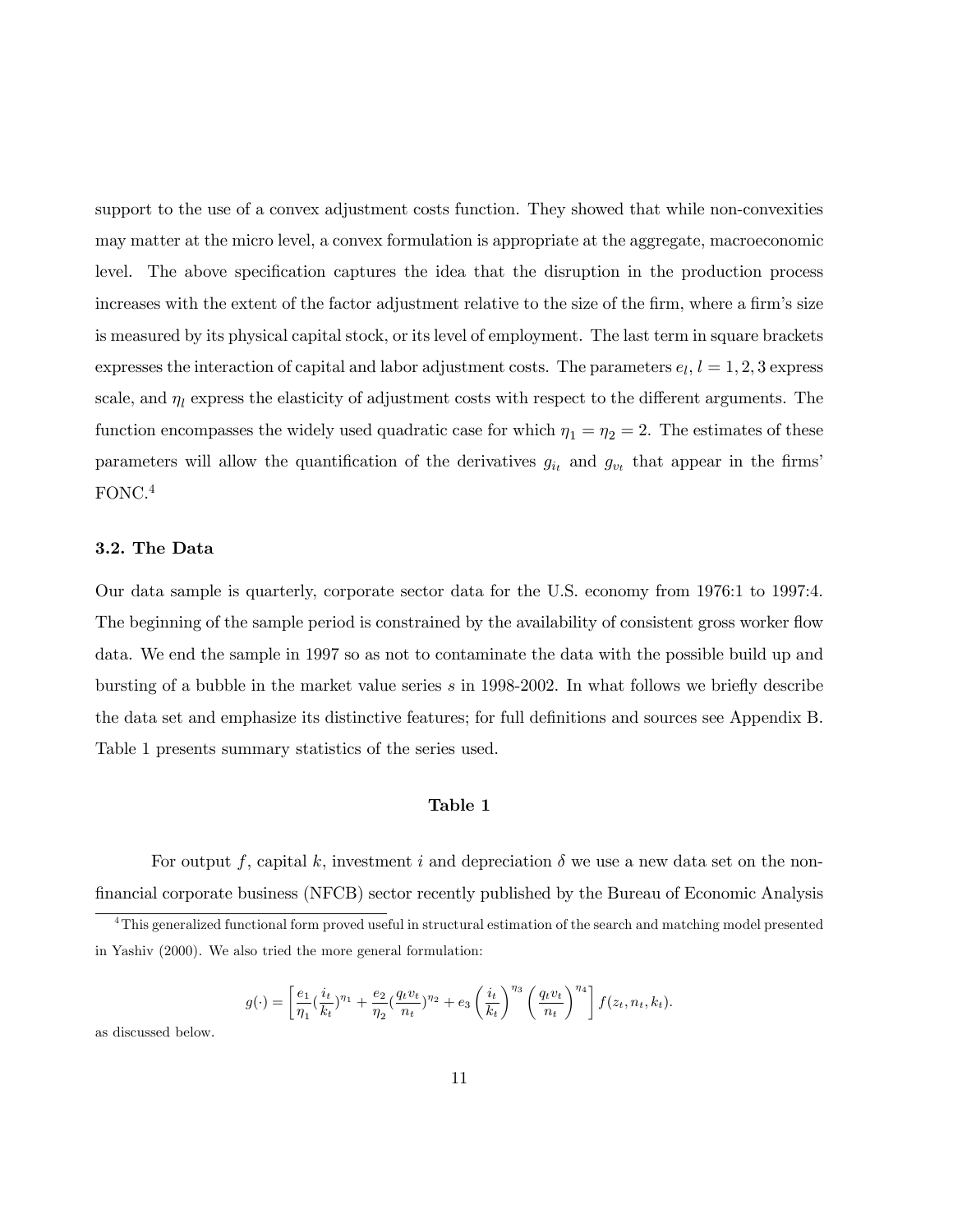support to the use of a convex adjustment costs function. They showed that while non-convexities may matter at the micro level, a convex formulation is appropriate at the aggregate, macroeconomic level. The above specification captures the idea that the disruption in the production process increases with the extent of the factor adjustment relative to the size of the firm, where a firm's size is measured by its physical capital stock, or its level of employment. The last term in square brackets expresses the interaction of capital and labor adjustment costs. The parameters $e_l, l = 1, 2, 3$ express scale, and $\eta_l$ express the elasticity of adjustment costs with respect to the different arguments. The function encompasses the widely used quadratic case for which $\eta_1 = \eta_2 = 2$. The estimates of these parameters will allow the quantification of the derivatives $g_{i_t}$ and $g_{v_t}$ that appear in the firms' FONC.[4]

### 3.2. The Data

Our data sample is quarterly, corporate sector data for the U.S. economy from 1976:1 to 1997:4. The beginning of the sample period is constrained by the availability of consistent gross worker flow data. We end the sample in 1997 so as not to contaminate the data with the possible build up and bursting of a bubble in the market value series $s$ in 1998-2002. In what follows we briefly describe the data set and emphasize its distinctive features; for full definitions and sources see Appendix B. Table 1 presents summary statistics of the series used.

**Table 1**

For output $f$, capital $k$, investment $i$ and depreciation $\delta$ we use a new data set on the non-financial corporate business (NFCB) sector recently published by the Bureau of Economic Analysis

---

[4] This generalized functional form proved useful in structural estimation of the search and matching model presented in Yashiv (2000). We also tried the more general formulation:

$$g(\cdot) = \left[ \frac{e_1}{\eta_1} (\frac{i_t}{k_t})^{\eta_1} + \frac{e_2}{\eta_2} (\frac{q_t v_t}{n_t})^{\eta_2} + e_3 \left( \frac{i_t}{k_t} \right)^{\eta_3} \left( \frac{q_t v_t}{n_t} \right)^{\eta_4} \right] f(z_t, n_t, k_t).$$

as discussed below.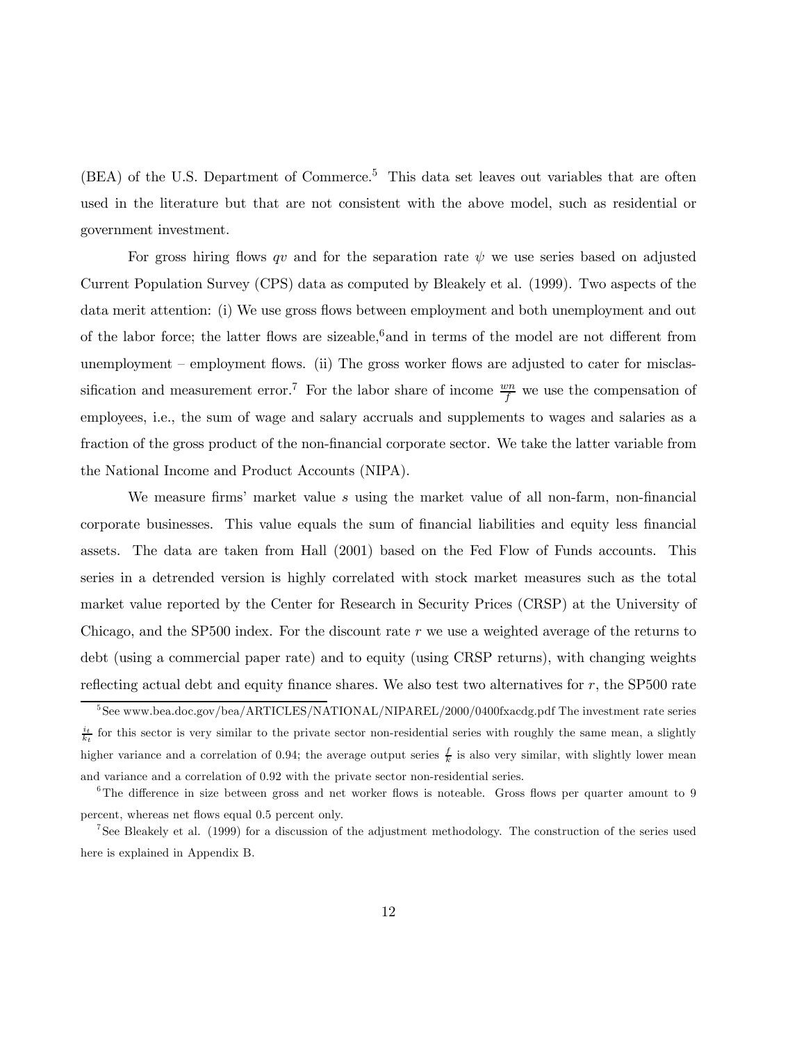(BEA) of the U.S. Department of Commerce.[5] This data set leaves out variables that are often used in the literature but that are not consistent with the above model, such as residential or government investment.

For gross hiring flows $qv$ and for the separation rate $\psi$ we use series based on adjusted Current Population Survey (CPS) data as computed by Bleakely et al. (1999). Two aspects of the data merit attention: (i) We use gross flows between employment and both unemployment and out of the labor force; the latter flows are sizeable,[6]and in terms of the model are not different from unemployment – employment flows. (ii) The gross worker flows are adjusted to cater for misclassification and measurement error.[7] For the labor share of income $\frac{wn}{f}$ we use the compensation of employees, i.e., the sum of wage and salary accruals and supplements to wages and salaries as a fraction of the gross product of the non-financial corporate sector. We take the latter variable from the National Income and Product Accounts (NIPA).

We measure firms' market value $s$ using the market value of all non-farm, non-financial corporate businesses. This value equals the sum of financial liabilities and equity less financial assets. The data are taken from Hall (2001) based on the Fed Flow of Funds accounts. This series in a detrended version is highly correlated with stock market measures such as the total market value reported by the Center for Research in Security Prices (CRSP) at the University of Chicago, and the SP500 index. For the discount rate $r$ we use a weighted average of the returns to debt (using a commercial paper rate) and to equity (using CRSP returns), with changing weights reflecting actual debt and equity finance shares. We also test two alternatives for $r$, the SP500 rate

[5] See www.bea.doc.gov/bea/ARTICLES/NATIONAL/NIPAREL/2000/0400fxacdg.pdf The investment rate series $\frac{i_t}{k_t}$ for this sector is very similar to the private sector non-residential series with roughly the same mean, a slightly higher variance and a correlation of 0.94; the average output series $\frac{f}{k}$ is also very similar, with slightly lower mean and variance and a correlation of 0.92 with the private sector non-residential series.

[6] The difference in size between gross and net worker flows is noteable. Gross flows per quarter amount to 9 percent, whereas net flows equal 0.5 percent only.

[7] See Bleakely et al. (1999) for a discussion of the adjustment methodology. The construction of the series used here is explained in Appendix B.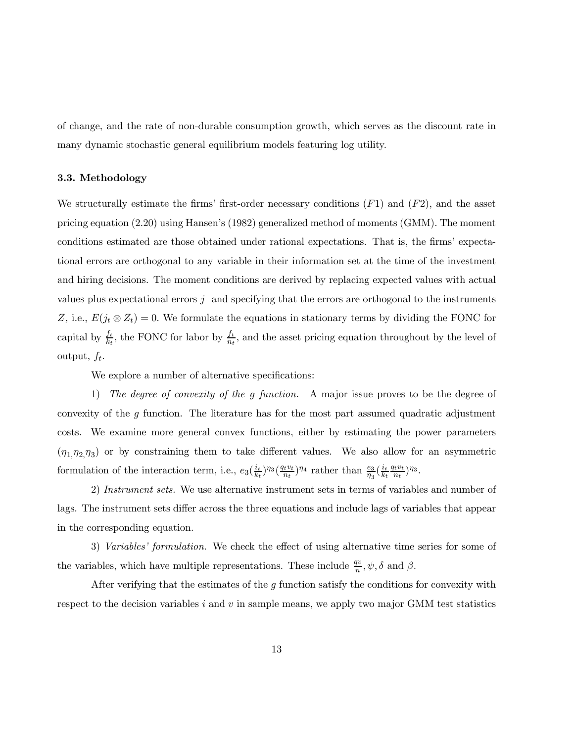of change, and the rate of non-durable consumption growth, which serves as the discount rate in many dynamic stochastic general equilibrium models featuring log utility.

### 3.3. Methodology

We structurally estimate the firms' first-order necessary conditions $(F1)$ and $(F2)$, and the asset pricing equation (2.20) using Hansen's (1982) generalized method of moments (GMM). The moment conditions estimated are those obtained under rational expectations. That is, the firms' expectational errors are orthogonal to any variable in their information set at the time of the investment and hiring decisions. The moment conditions are derived by replacing expected values with actual values plus expectational errors $j$ and specifying that the errors are orthogonal to the instruments $Z$, i.e., $E(j_t \otimes Z_t) = 0$. We formulate the equations in stationary terms by dividing the FONC for capital by $\frac{f_t}{k_t}$, the FONC for labor by $\frac{f_t}{n_t}$, and the asset pricing equation throughout by the level of output, $f_t$.

We explore a number of alternative specifications:

1) *The degree of convexity of the $g$ function.* A major issue proves to be the degree of convexity of the $g$ function. The literature has for the most part assumed quadratic adjustment costs. We examine more general convex functions, either by estimating the power parameters $(\eta_1, \eta_2, \eta_3)$ or by constraining them to take different values. We also allow for an asymmetric formulation of the interaction term, i.e., $e_3(\frac{i_t}{k_t})^{\eta_3}(\frac{q_t v_t}{n_t})^{\eta_4}$ rather than $\frac{e_3}{\eta_3}(\frac{i_t}{k_t}\frac{q_t v_t}{n_t})^{\eta_3}$.

2) *Instrument sets.* We use alternative instrument sets in terms of variables and number of lags. The instrument sets differ across the three equations and include lags of variables that appear in the corresponding equation.

3) *Variables' formulation.* We check the effect of using alternative time series for some of the variables, which have multiple representations. These include $\frac{qv}{n}, \psi, \delta$ and $\beta$.

After verifying that the estimates of the $g$ function satisfy the conditions for convexity with respect to the decision variables $i$ and $v$ in sample means, we apply two major GMM test statistics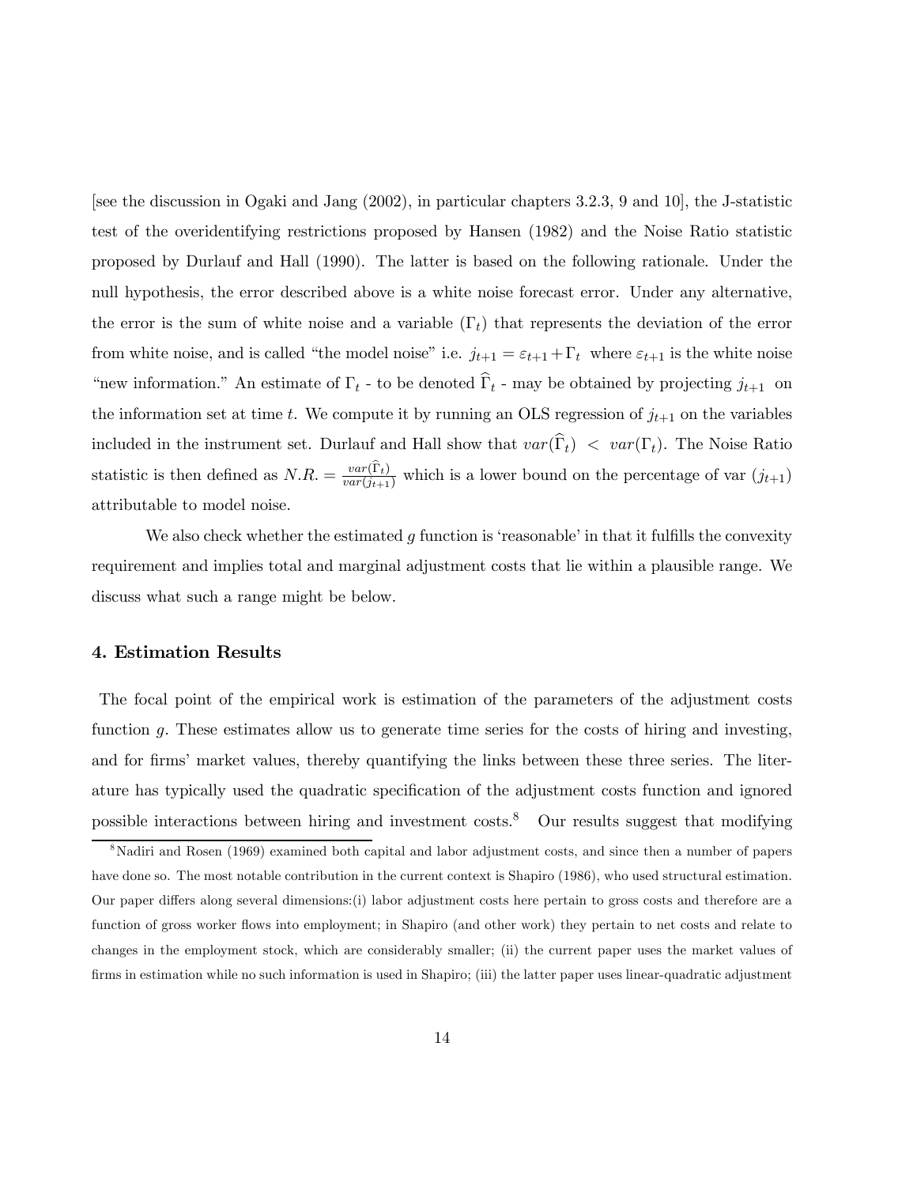[see the discussion in Ogaki and Jang (2002), in particular chapters 3.2.3, 9 and 10], the J-statistic test of the overidentifying restrictions proposed by Hansen (1982) and the Noise Ratio statistic proposed by Durlauf and Hall (1990). The latter is based on the following rationale. Under the null hypothesis, the error described above is a white noise forecast error. Under any alternative, the error is the sum of white noise and a variable ($\Gamma_t$) that represents the deviation of the error from white noise, and is called "the model noise" i.e. $j_{t+1} = \varepsilon_{t+1} + \Gamma_t$ where $\varepsilon_{t+1}$ is the white noise "new information." An estimate of $\Gamma_t$ - to be denoted $\widehat{\Gamma}_t$ - may be obtained by projecting $j_{t+1}$ on the information set at time $t$. We compute it by running an OLS regression of $j_{t+1}$ on the variables included in the instrument set. Durlauf and Hall show that $var(\widehat{\Gamma}_t) < var(\Gamma_t)$. The Noise Ratio statistic is then defined as $N.R. = \frac{var(\widehat{\Gamma}_t)}{var(j_{t+1})}$ which is a lower bound on the percentage of var $(j_{t+1})$ attributable to model noise.

We also check whether the estimated $g$ function is 'reasonable' in that it fulfills the convexity requirement and implies total and marginal adjustment costs that lie within a plausible range. We discuss what such a range might be below.

## 4. Estimation Results

The focal point of the empirical work is estimation of the parameters of the adjustment costs function $g$. These estimates allow us to generate time series for the costs of hiring and investing, and for firms' market values, thereby quantifying the links between these three series. The literature has typically used the quadratic specification of the adjustment costs function and ignored possible interactions between hiring and investment costs.[8] Our results suggest that modifying

[8] Nadiri and Rosen (1969) examined both capital and labor adjustment costs, and since then a number of papers have done so. The most notable contribution in the current context is Shapiro (1986), who used structural estimation. Our paper differs along several dimensions:(i) labor adjustment costs here pertain to gross costs and therefore are a function of gross worker flows into employment; in Shapiro (and other work) they pertain to net costs and relate to changes in the employment stock, which are considerably smaller; (ii) the current paper uses the market values of firms in estimation while no such information is used in Shapiro; (iii) the latter paper uses linear-quadratic adjustment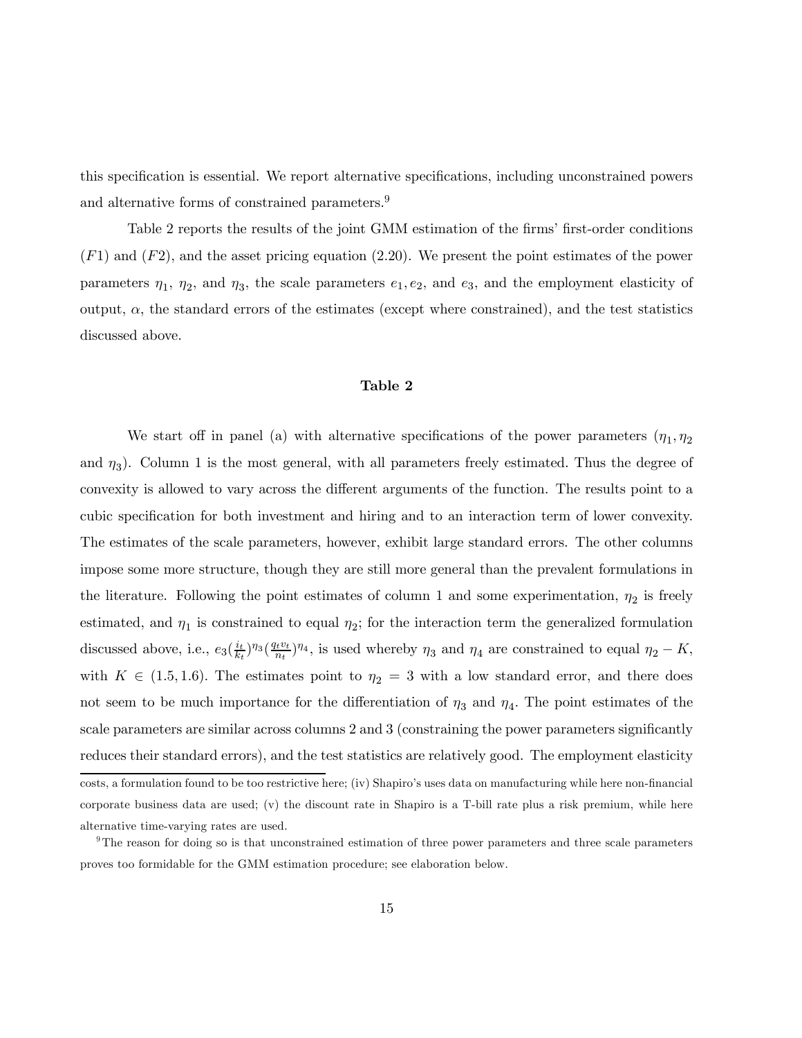this specification is essential. We report alternative specifications, including unconstrained powers and alternative forms of constrained parameters.[9]

Table 2 reports the results of the joint GMM estimation of the firms' first-order conditions $(F1)$ and $(F2)$, and the asset pricing equation (2.20). We present the point estimates of the power parameters $\eta_1$, $\eta_2$, and $\eta_3$, the scale parameters $e_1, e_2$, and $e_3$, and the employment elasticity of output, $\alpha$, the standard errors of the estimates (except where constrained), and the test statistics discussed above.

**Table 2**

We start off in panel (a) with alternative specifications of the power parameters ($\eta_1, \eta_2$ and $\eta_3$). Column 1 is the most general, with all parameters freely estimated. Thus the degree of convexity is allowed to vary across the different arguments of the function. The results point to a cubic specification for both investment and hiring and to an interaction term of lower convexity. The estimates of the scale parameters, however, exhibit large standard errors. The other columns impose some more structure, though they are still more general than the prevalent formulations in the literature. Following the point estimates of column 1 and some experimentation, $\eta_2$ is freely estimated, and $\eta_1$ is constrained to equal $\eta_2$; for the interaction term the generalized formulation discussed above, i.e., $e_3(\frac{i_t}{k_t})^{\eta_3}(\frac{q_t v_t}{n_t})^{\eta_4}$, is used whereby $\eta_3$ and $\eta_4$ are constrained to equal $\eta_2 - K$, with $K \in (1.5, 1.6)$. The estimates point to $\eta_2 = 3$ with a low standard error, and there does not seem to be much importance for the differentiation of $\eta_3$ and $\eta_4$. The point estimates of the scale parameters are similar across columns 2 and 3 (constraining the power parameters significantly reduces their standard errors), and the test statistics are relatively good. The employment elasticity

costs, a formulation found to be too restrictive here; (iv) Shapiro's uses data on manufacturing while here non-financial corporate business data are used; (v) the discount rate in Shapiro is a T-bill rate plus a risk premium, while here alternative time-varying rates are used.

[9] The reason for doing so is that unconstrained estimation of three power parameters and three scale parameters proves too formidable for the GMM estimation procedure; see elaboration below.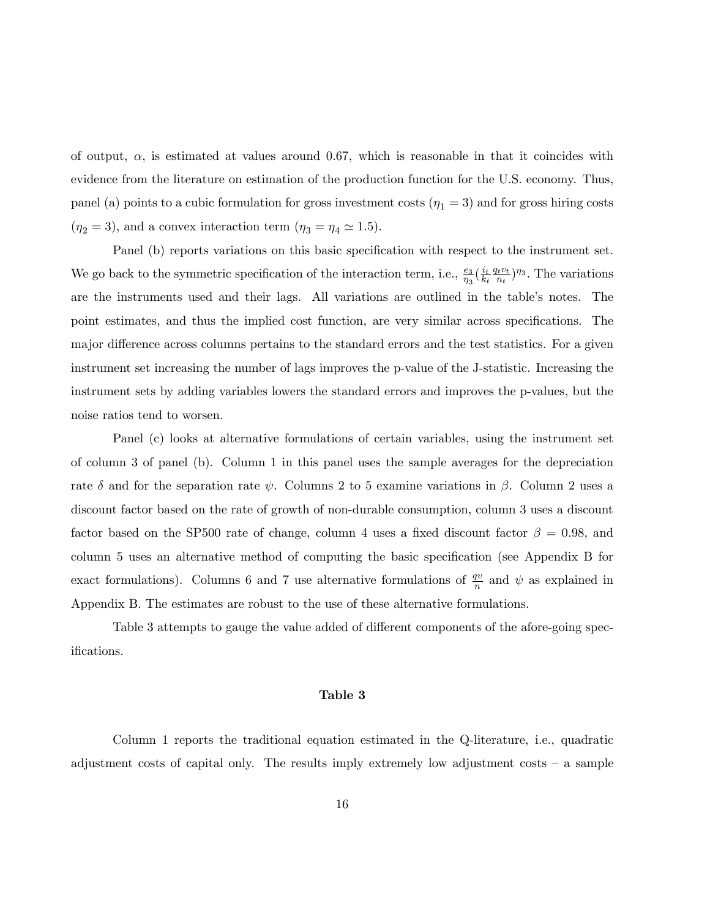of output, $\alpha$, is estimated at values around 0.67, which is reasonable in that it coincides with evidence from the literature on estimation of the production function for the U.S. economy. Thus, panel (a) points to a cubic formulation for gross investment costs ($\eta_1 = 3$) and for gross hiring costs ($\eta_2 = 3$), and a convex interaction term ($\eta_3 = \eta_4 \simeq 1.5$).

Panel (b) reports variations on this basic specification with respect to the instrument set. We go back to the symmetric specification of the interaction term, i.e., $\frac{e_3}{\eta_3}(\frac{i_t}{k_t}\frac{q_t v_t}{n_t})^{\eta_3}$. The variations are the instruments used and their lags. All variations are outlined in the table's notes. The point estimates, and thus the implied cost function, are very similar across specifications. The major difference across columns pertains to the standard errors and the test statistics. For a given instrument set increasing the number of lags improves the p-value of the J-statistic. Increasing the instrument sets by adding variables lowers the standard errors and improves the p-values, but the noise ratios tend to worsen.

Panel (c) looks at alternative formulations of certain variables, using the instrument set of column 3 of panel (b). Column 1 in this panel uses the sample averages for the depreciation rate $\delta$ and for the separation rate $\psi$. Columns 2 to 5 examine variations in $\beta$. Column 2 uses a discount factor based on the rate of growth of non-durable consumption, column 3 uses a discount factor based on the SP500 rate of change, column 4 uses a fixed discount factor $\beta = 0.98$, and column 5 uses an alternative method of computing the basic specification (see Appendix B for exact formulations). Columns 6 and 7 use alternative formulations of $\frac{qv}{n}$ and $\psi$ as explained in Appendix B. The estimates are robust to the use of these alternative formulations.

Table 3 attempts to gauge the value added of different components of the afore-going specifications.

**Table 3**

Column 1 reports the traditional equation estimated in the Q-literature, i.e., quadratic adjustment costs of capital only. The results imply extremely low adjustment costs – a sample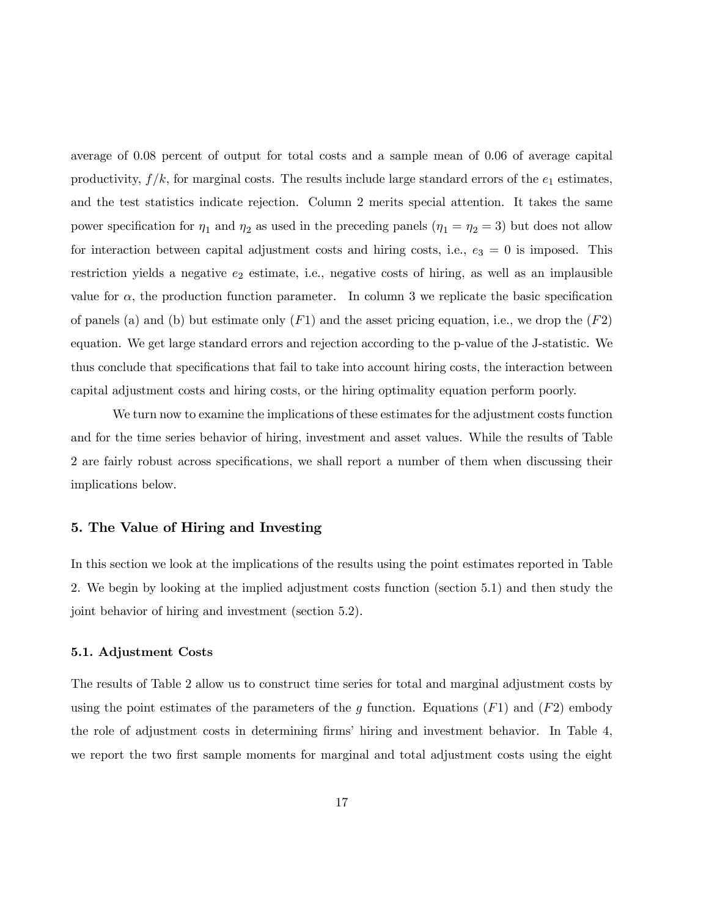average of 0.08 percent of output for total costs and a sample mean of 0.06 of average capital productivity, $f/k$, for marginal costs. The results include large standard errors of the $e_1$ estimates, and the test statistics indicate rejection. Column 2 merits special attention. It takes the same power specification for $\eta_1$ and $\eta_2$ as used in the preceding panels ($\eta_1 = \eta_2 = 3$) but does not allow for interaction between capital adjustment costs and hiring costs, i.e., $e_3 = 0$ is imposed. This restriction yields a negative $e_2$ estimate, i.e., negative costs of hiring, as well as an implausible value for $\alpha$, the production function parameter. In column 3 we replicate the basic specification of panels (a) and (b) but estimate only ($F1$) and the asset pricing equation, i.e., we drop the ($F2$) equation. We get large standard errors and rejection according to the p-value of the J-statistic. We thus conclude that specifications that fail to take into account hiring costs, the interaction between capital adjustment costs and hiring costs, or the hiring optimality equation perform poorly.

We turn now to examine the implications of these estimates for the adjustment costs function and for the time series behavior of hiring, investment and asset values. While the results of Table 2 are fairly robust across specifications, we shall report a number of them when discussing their implications below.

## 5. The Value of Hiring and Investing

In this section we look at the implications of the results using the point estimates reported in Table 2. We begin by looking at the implied adjustment costs function (section 5.1) and then study the joint behavior of hiring and investment (section 5.2).

### 5.1. Adjustment Costs

The results of Table 2 allow us to construct time series for total and marginal adjustment costs by using the point estimates of the parameters of the $g$ function. Equations ($F1$) and ($F2$) embody the role of adjustment costs in determining firms' hiring and investment behavior. In Table 4, we report the two first sample moments for marginal and total adjustment costs using the eight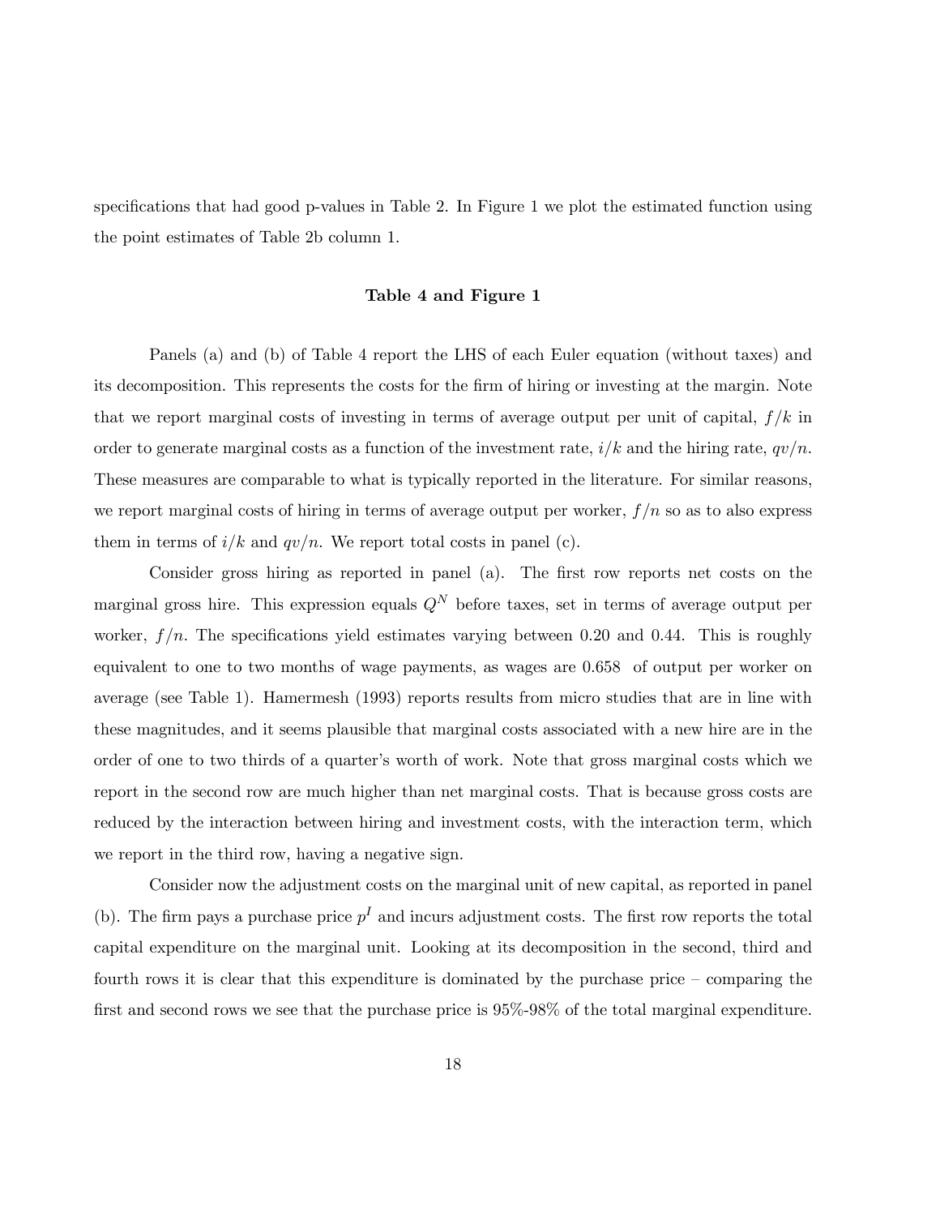specifications that had good p-values in Table 2. In Figure 1 we plot the estimated function using the point estimates of Table 2b column 1.

**Table 4 and Figure 1**

Panels (a) and (b) of Table 4 report the LHS of each Euler equation (without taxes) and its decomposition. This represents the costs for the firm of hiring or investing at the margin. Note that we report marginal costs of investing in terms of average output per unit of capital, $f/k$ in order to generate marginal costs as a function of the investment rate, $i/k$ and the hiring rate, $qv/n$. These measures are comparable to what is typically reported in the literature. For similar reasons, we report marginal costs of hiring in terms of average output per worker, $f/n$ so as to also express them in terms of $i/k$ and $qv/n$. We report total costs in panel (c).

Consider gross hiring as reported in panel (a). The first row reports net costs on the marginal gross hire. This expression equals $Q^N$ before taxes, set in terms of average output per worker, $f/n$. The specifications yield estimates varying between 0.20 and 0.44. This is roughly equivalent to one to two months of wage payments, as wages are 0.658 of output per worker on average (see Table 1). Hamermesh (1993) reports results from micro studies that are in line with these magnitudes, and it seems plausible that marginal costs associated with a new hire are in the order of one to two thirds of a quarter's worth of work. Note that gross marginal costs which we report in the second row are much higher than net marginal costs. That is because gross costs are reduced by the interaction between hiring and investment costs, with the interaction term, which we report in the third row, having a negative sign.

Consider now the adjustment costs on the marginal unit of new capital, as reported in panel (b). The firm pays a purchase price $p^I$ and incurs adjustment costs. The first row reports the total capital expenditure on the marginal unit. Looking at its decomposition in the second, third and fourth rows it is clear that this expenditure is dominated by the purchase price – comparing the first and second rows we see that the purchase price is 95%-98% of the total marginal expenditure.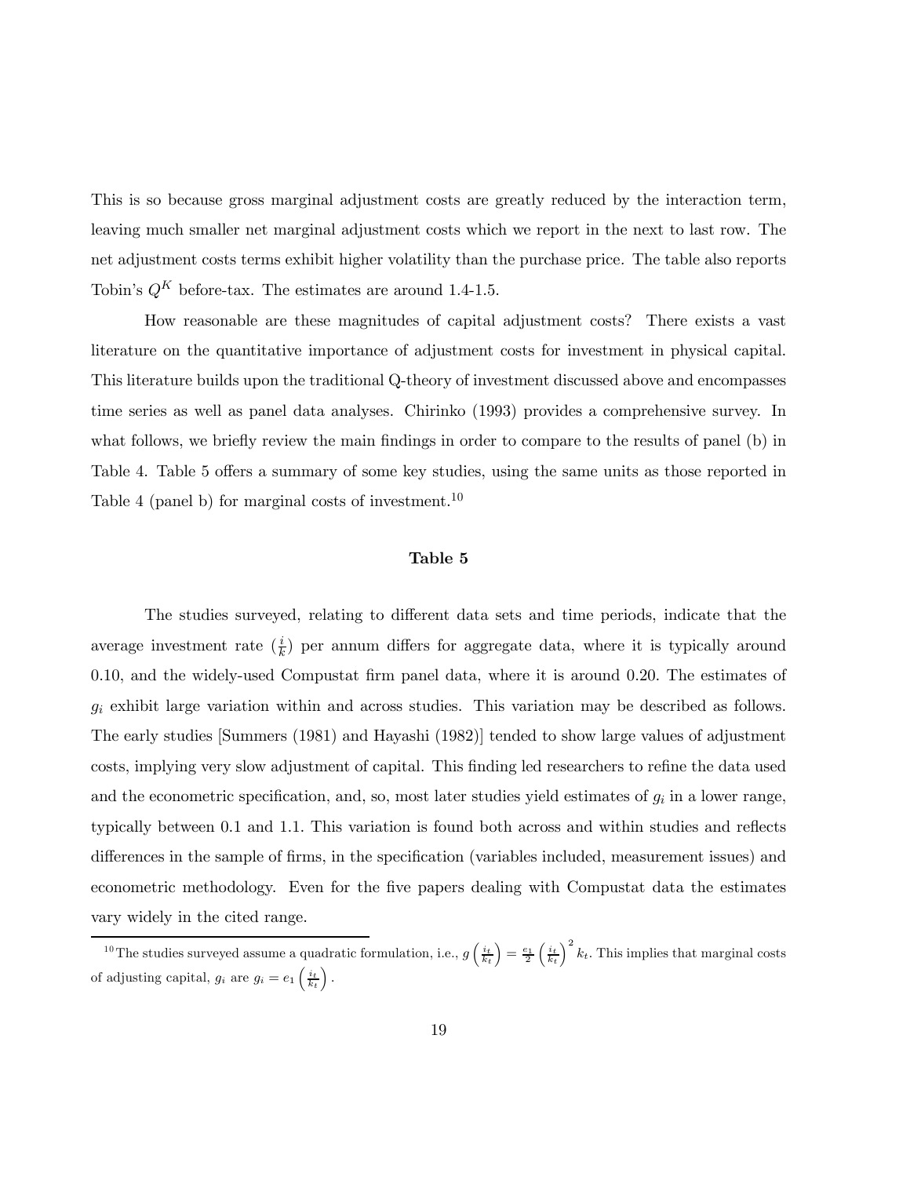This is so because gross marginal adjustment costs are greatly reduced by the interaction term, leaving much smaller net marginal adjustment costs which we report in the next to last row. The net adjustment costs terms exhibit higher volatility than the purchase price. The table also reports Tobin's $Q^K$ before-tax. The estimates are around 1.4-1.5.

How reasonable are these magnitudes of capital adjustment costs? There exists a vast literature on the quantitative importance of adjustment costs for investment in physical capital. This literature builds upon the traditional Q-theory of investment discussed above and encompasses time series as well as panel data analyses. Chirinko (1993) provides a comprehensive survey. In what follows, we briefly review the main findings in order to compare to the results of panel (b) in Table 4. Table 5 offers a summary of some key studies, using the same units as those reported in Table 4 (panel b) for marginal costs of investment.[10]

**Table 5**

The studies surveyed, relating to different data sets and time periods, indicate that the average investment rate $(\frac{i}{k})$ per annum differs for aggregate data, where it is typically around 0.10, and the widely-used Compustat firm panel data, where it is around 0.20. The estimates of $g_i$ exhibit large variation within and across studies. This variation may be described as follows. The early studies [Summers (1981) and Hayashi (1982)] tended to show large values of adjustment costs, implying very slow adjustment of capital. This finding led researchers to refine the data used and the econometric specification, and, so, most later studies yield estimates of $g_i$ in a lower range, typically between 0.1 and 1.1. This variation is found both across and within studies and reflects differences in the sample of firms, in the specification (variables included, measurement issues) and econometric methodology. Even for the five papers dealing with Compustat data the estimates vary widely in the cited range.

[10] The studies surveyed assume a quadratic formulation, i.e., $g\left(\frac{i_t}{k_t}\right) = \frac{e_1}{2}\left(\frac{i_t}{k_t}\right)^2 k_t$. This implies that marginal costs of adjusting capital, $g_i$ are $g_i = e_1\left(\frac{i_t}{k_t}\right)$.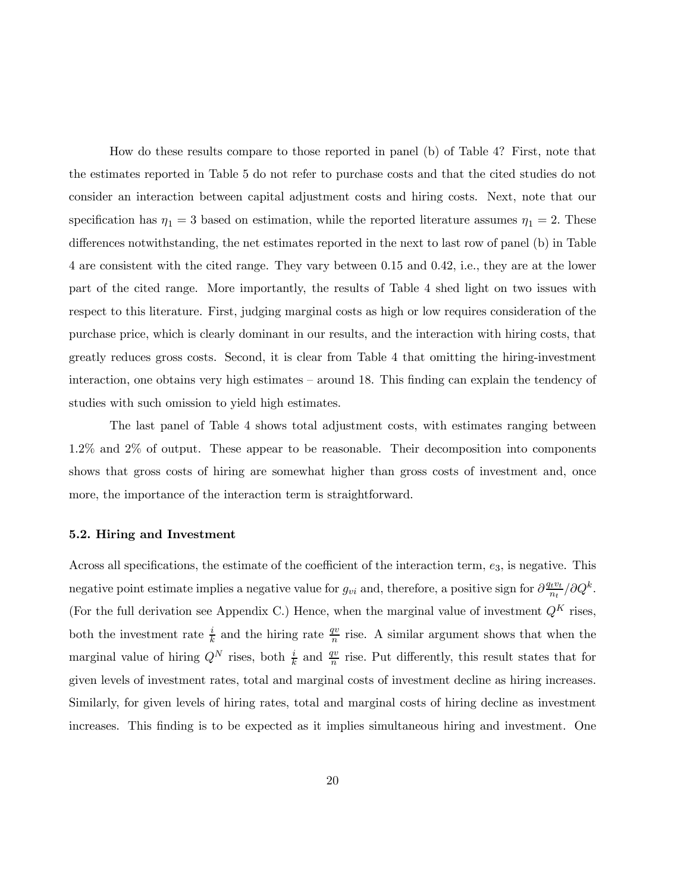How do these results compare to those reported in panel (b) of Table 4? First, note that the estimates reported in Table 5 do not refer to purchase costs and that the cited studies do not consider an interaction between capital adjustment costs and hiring costs. Next, note that our specification has $\eta_1 = 3$ based on estimation, while the reported literature assumes $\eta_1 = 2$. These differences notwithstanding, the net estimates reported in the next to last row of panel (b) in Table 4 are consistent with the cited range. They vary between 0.15 and 0.42, i.e., they are at the lower part of the cited range. More importantly, the results of Table 4 shed light on two issues with respect to this literature. First, judging marginal costs as high or low requires consideration of the purchase price, which is clearly dominant in our results, and the interaction with hiring costs, that greatly reduces gross costs. Second, it is clear from Table 4 that omitting the hiring-investment interaction, one obtains very high estimates – around 18. This finding can explain the tendency of studies with such omission to yield high estimates.

The last panel of Table 4 shows total adjustment costs, with estimates ranging between 1.2% and 2% of output. These appear to be reasonable. Their decomposition into components shows that gross costs of hiring are somewhat higher than gross costs of investment and, once more, the importance of the interaction term is straightforward.

### 5.2. Hiring and Investment

Across all specifications, the estimate of the coefficient of the interaction term, $e_3$, is negative. This negative point estimate implies a negative value for $g_{vi}$ and, therefore, a positive sign for $\partial \frac{q_t v_t}{n_t} / \partial Q^k$. (For the full derivation see Appendix C.) Hence, when the marginal value of investment $Q^K$ rises, both the investment rate $\frac{i}{k}$ and the hiring rate $\frac{qv}{n}$ rise. A similar argument shows that when the marginal value of hiring $Q^N$ rises, both $\frac{i}{k}$ and $\frac{qv}{n}$ rise. Put differently, this result states that for given levels of investment rates, total and marginal costs of investment decline as hiring increases. Similarly, for given levels of hiring rates, total and marginal costs of hiring decline as investment increases. This finding is to be expected as it implies simultaneous hiring and investment. One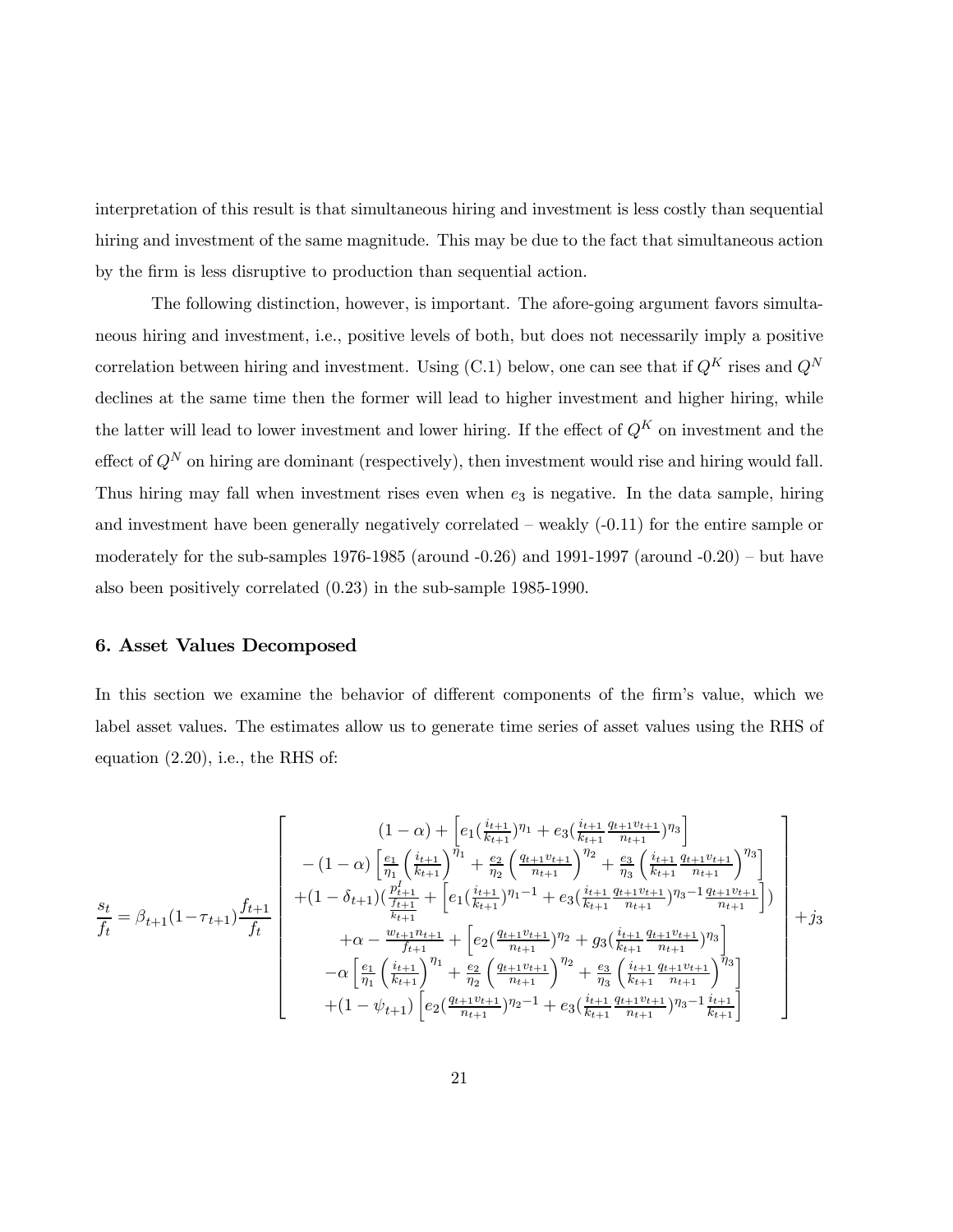interpretation of this result is that simultaneous hiring and investment is less costly than sequential hiring and investment of the same magnitude. This may be due to the fact that simultaneous action by the firm is less disruptive to production than sequential action.

The following distinction, however, is important. The afore-going argument favors simultaneous hiring and investment, i.e., positive levels of both, but does not necessarily imply a positive correlation between hiring and investment. Using (C.1) below, one can see that if $Q^K$ rises and $Q^N$ declines at the same time then the former will lead to higher investment and higher hiring, while the latter will lead to lower investment and lower hiring. If the effect of $Q^K$ on investment and the effect of $Q^N$ on hiring are dominant (respectively), then investment would rise and hiring would fall. Thus hiring may fall when investment rises even when $e_3$ is negative. In the data sample, hiring and investment have been generally negatively correlated – weakly (-0.11) for the entire sample or moderately for the sub-samples 1976-1985 (around -0.26) and 1991-1997 (around -0.20) – but have also been positively correlated (0.23) in the sub-sample 1985-1990.

## 6. Asset Values Decomposed

In this section we examine the behavior of different components of the firm's value, which we label asset values. The estimates allow us to generate time series of asset values using the RHS of equation (2.20), i.e., the RHS of:

$$
\frac{s_t}{f_t} = \beta_{t+1}(1-\tau_{t+1})\frac{f_{t+1}}{f_t}
\left[
\begin{array}{c}
(1-\alpha) + \left[e_1(\frac{i_{t+1}}{k_{t+1}})^{\eta_1} + e_3(\frac{i_{t+1}}{k_{t+1}}\frac{q_{t+1}v_{t+1}}{n_{t+1}})^{\eta_3}\right] \\
-(1-\alpha)\left[\frac{e_1}{\eta_1}\left(\frac{i_{t+1}}{k_{t+1}}\right)^{\eta_1} + \frac{e_2}{\eta_2}\left(\frac{q_{t+1}v_{t+1}}{n_{t+1}}\right)^{\eta_2} + \frac{e_3}{\eta_3}\left(\frac{i_{t+1}}{k_{t+1}}\frac{q_{t+1}v_{t+1}}{n_{t+1}}\right)^{\eta_3}\right] \\
+(1-\delta_{t+1})(\frac{p^I_{t+1}}{\frac{f_{t+1}}{k_{t+1}}} + \left[e_1(\frac{i_{t+1}}{k_{t+1}})^{\eta_1-1} + e_3(\frac{i_{t+1}}{k_{t+1}}\frac{q_{t+1}v_{t+1}}{n_{t+1}})^{\eta_3-1}\frac{q_{t+1}v_{t+1}}{n_{t+1}}\right]) \\
+\alpha - \frac{w_{t+1}n_{t+1}}{f_{t+1}} + \left[e_2(\frac{q_{t+1}v_{t+1}}{n_{t+1}})^{\eta_2} + g_3(\frac{i_{t+1}}{k_{t+1}}\frac{q_{t+1}v_{t+1}}{n_{t+1}})^{\eta_3}\right] \\
-\alpha\left[\frac{e_1}{\eta_1}\left(\frac{i_{t+1}}{k_{t+1}}\right)^{\eta_1} + \frac{e_2}{\eta_2}\left(\frac{q_{t+1}v_{t+1}}{n_{t+1}}\right)^{\eta_2} + \frac{e_3}{\eta_3}\left(\frac{i_{t+1}}{k_{t+1}}\frac{q_{t+1}v_{t+1}}{n_{t+1}}\right)^{\eta_3}\right] \\
+(1-\psi_{t+1})\left[e_2(\frac{q_{t+1}v_{t+1}}{n_{t+1}})^{\eta_2-1} + e_3(\frac{i_{t+1}}{k_{t+1}}\frac{q_{t+1}v_{t+1}}{n_{t+1}})^{\eta_3-1}\frac{i_{t+1}}{k_{t+1}}\right]
\end{array}
\right] + j_3
$$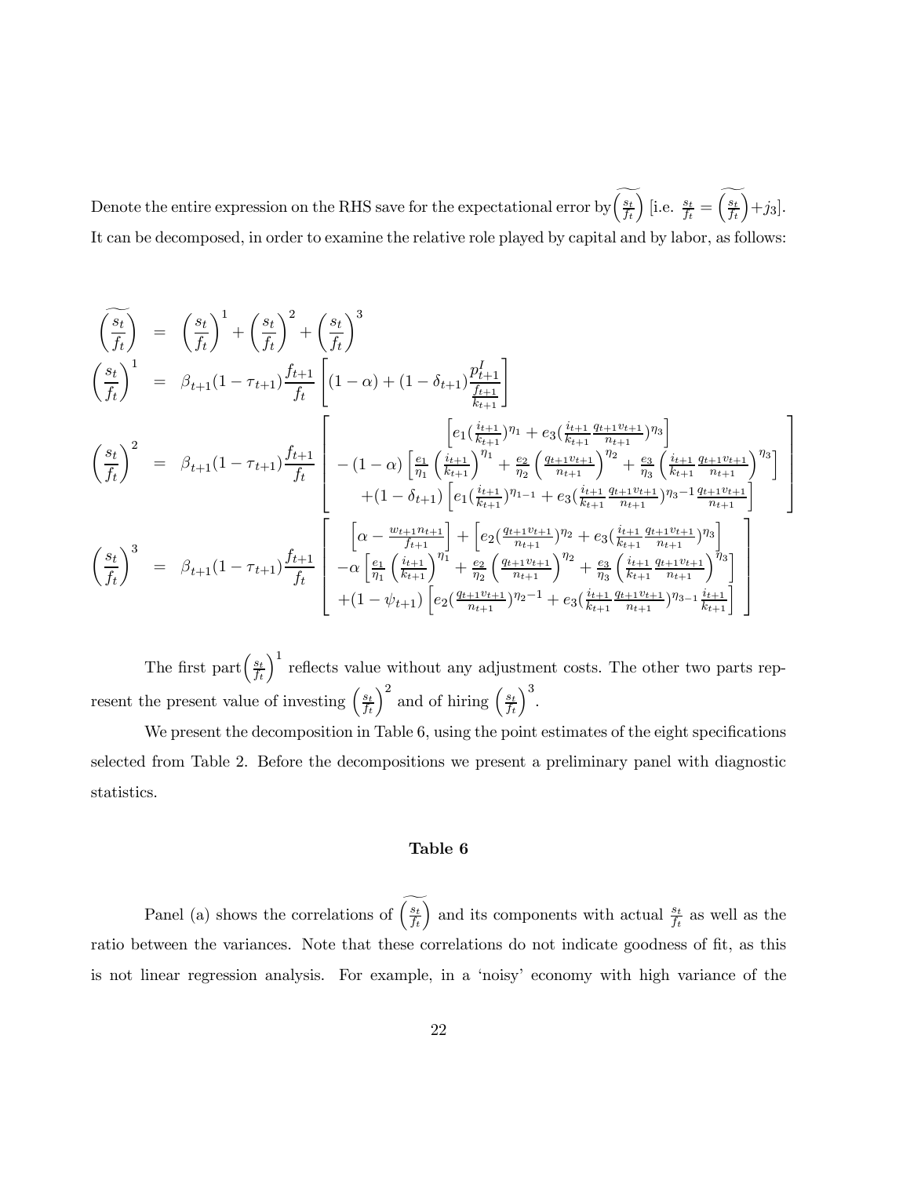Denote the entire expression on the RHS save for the expectational error by $\widetilde{\left(\frac{s_t}{f_t}\right)}$ [i.e. $\frac{s_t}{f_t} = \widetilde{\left(\frac{s_t}{f_t}\right)} + j_3$]. It can be decomposed, in order to examine the relative role played by capital and by labor, as follows:

$$
\begin{aligned}
\widetilde{\left(\frac{s_t}{f_t}\right)} &= \left(\frac{s_t}{f_t}\right)^1 + \left(\frac{s_t}{f_t}\right)^2 + \left(\frac{s_t}{f_t}\right)^3 \\
\left(\frac{s_t}{f_t}\right)^1 &= \beta_{t+1}(1-\tau_{t+1})\frac{f_{t+1}}{f_t}\left[(1-\alpha) + (1-\delta_{t+1})\frac{p^I_{t+1}}{\frac{f_{t+1}}{k_{t+1}}}\right] \\
\left(\frac{s_t}{f_t}\right)^2 &= \beta_{t+1}(1-\tau_{t+1})\frac{f_{t+1}}{f_t}\left[\begin{array}{c}
\left[e_1(\frac{i_{t+1}}{k_{t+1}})^{\eta_1} + e_3(\frac{i_{t+1}}{k_{t+1}}\frac{q_{t+1}v_{t+1}}{n_{t+1}})^{\eta_3}\right] \\
-(1-\alpha)\left[\frac{e_1}{\eta_1}\left(\frac{i_{t+1}}{k_{t+1}}\right)^{\eta_1} + \frac{e_2}{\eta_2}\left(\frac{q_{t+1}v_{t+1}}{n_{t+1}}\right)^{\eta_2} + \frac{e_3}{\eta_3}\left(\frac{i_{t+1}}{k_{t+1}}\frac{q_{t+1}v_{t+1}}{n_{t+1}}\right)^{\eta_3}\right] \\
+(1-\delta_{t+1})\left[e_1(\frac{i_{t+1}}{k_{t+1}})^{\eta_1-1} + e_3(\frac{i_{t+1}}{k_{t+1}}\frac{q_{t+1}v_{t+1}}{n_{t+1}})^{\eta_3-1}\frac{q_{t+1}v_{t+1}}{n_{t+1}}\right]
\end{array}\right] \\
\left(\frac{s_t}{f_t}\right)^3 &= \beta_{t+1}(1-\tau_{t+1})\frac{f_{t+1}}{f_t}\left[\begin{array}{c}
\left[\alpha - \frac{w_{t+1}n_{t+1}}{f_{t+1}}\right] + \left[e_2(\frac{q_{t+1}v_{t+1}}{n_{t+1}})^{\eta_2} + e_3(\frac{i_{t+1}}{k_{t+1}}\frac{q_{t+1}v_{t+1}}{n_{t+1}})^{\eta_3}\right] \\
-\alpha\left[\frac{e_1}{\eta_1}\left(\frac{i_{t+1}}{k_{t+1}}\right)^{\eta_1} + \frac{e_2}{\eta_2}\left(\frac{q_{t+1}v_{t+1}}{n_{t+1}}\right)^{\eta_2} + \frac{e_3}{\eta_3}\left(\frac{i_{t+1}}{k_{t+1}}\frac{q_{t+1}v_{t+1}}{n_{t+1}}\right)^{\eta_3}\right] \\
+(1-\psi_{t+1})\left[e_2(\frac{q_{t+1}v_{t+1}}{n_{t+1}})^{\eta_2-1} + e_3(\frac{i_{t+1}}{k_{t+1}}\frac{q_{t+1}v_{t+1}}{n_{t+1}})^{\eta_3-1}\frac{i_{t+1}}{k_{t+1}}\right]
\end{array}\right]
\end{aligned}
$$

The first part $\left(\frac{s_t}{f_t}\right)^1$ reflects value without any adjustment costs. The other two parts represent the present value of investing $\left(\frac{s_t}{f_t}\right)^2$ and of hiring $\left(\frac{s_t}{f_t}\right)^3$.

We present the decomposition in Table 6, using the point estimates of the eight specifications selected from Table 2. Before the decompositions we present a preliminary panel with diagnostic statistics.

**Table 6**

Panel (a) shows the correlations of $\widetilde{\left(\frac{s_t}{f_t}\right)}$ and its components with actual $\frac{s_t}{f_t}$ as well as the ratio between the variances. Note that these correlations do not indicate goodness of fit, as this is not linear regression analysis. For example, in a 'noisy' economy with high variance of the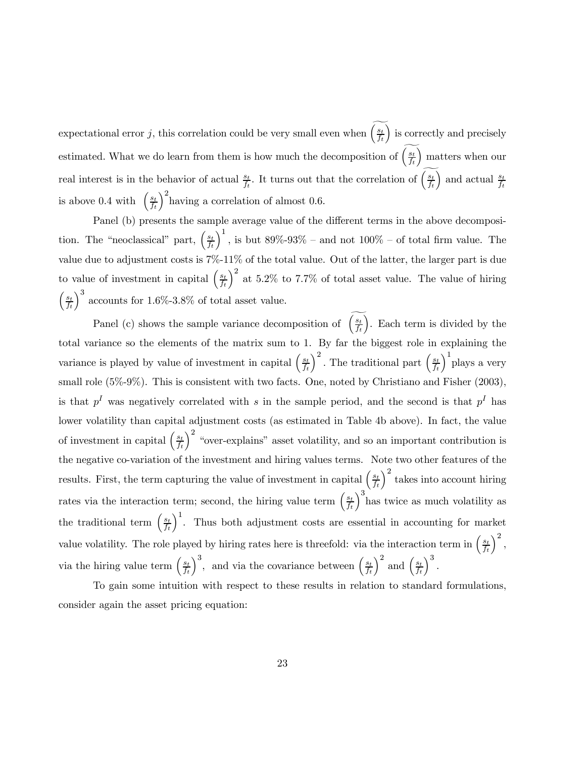expectational error $j$, this correlation could be very small even when $\widetilde{\left(\frac{s_t}{f_t}\right)}$ is correctly and precisely estimated. What we do learn from them is how much the decomposition of $\widetilde{\left(\frac{s_t}{f_t}\right)}$ matters when our real interest is in the behavior of actual $\frac{s_t}{f_t}$. It turns out that the correlation of $\widetilde{\left(\frac{s_t}{f_t}\right)}$ and actual $\frac{s_t}{f_t}$ is above 0.4 with $\left(\frac{s_t}{f_t}\right)^2$ having a correlation of almost 0.6.

Panel (b) presents the sample average value of the different terms in the above decomposition. The "neoclassical" part, $\left(\frac{s_t}{f_t}\right)^1$, is but 89%-93% – and not 100% – of total firm value. The value due to adjustment costs is 7%-11% of the total value. Out of the latter, the larger part is due to value of investment in capital $\left(\frac{s_t}{f_t}\right)^2$ at 5.2% to 7.7% of total asset value. The value of hiring $\left(\frac{s_t}{f_t}\right)^3$ accounts for 1.6%-3.8% of total asset value.

Panel (c) shows the sample variance decomposition of $\widetilde{\left(\frac{s_t}{f_t}\right)}$. Each term is divided by the total variance so the elements of the matrix sum to 1. By far the biggest role in explaining the variance is played by value of investment in capital $\left(\frac{s_t}{f_t}\right)^2$. The traditional part $\left(\frac{s_t}{f_t}\right)^1$ plays a very small role (5%-9%). This is consistent with two facts. One, noted by Christiano and Fisher (2003), is that $p^I$ was negatively correlated with $s$ in the sample period, and the second is that $p^I$ has lower volatility than capital adjustment costs (as estimated in Table 4b above). In fact, the value of investment in capital $\left(\frac{s_t}{f_t}\right)^2$ "over-explains" asset volatility, and so an important contribution is the negative co-variation of the investment and hiring values terms. Note two other features of the results. First, the term capturing the value of investment in capital $\left(\frac{s_t}{f_t}\right)^2$ takes into account hiring rates via the interaction term; second, the hiring value term $\left(\frac{s_t}{f_t}\right)^3$ has twice as much volatility as the traditional term $\left(\frac{s_t}{f_t}\right)^1$. Thus both adjustment costs are essential in accounting for market value volatility. The role played by hiring rates here is threefold: via the interaction term in $\left(\frac{s_t}{f_t}\right)^2$, via the hiring value term $\left(\frac{s_t}{f_t}\right)^3$, and via the covariance between $\left(\frac{s_t}{f_t}\right)^2$ and $\left(\frac{s_t}{f_t}\right)^3$.

To gain some intuition with respect to these results in relation to standard formulations, consider again the asset pricing equation: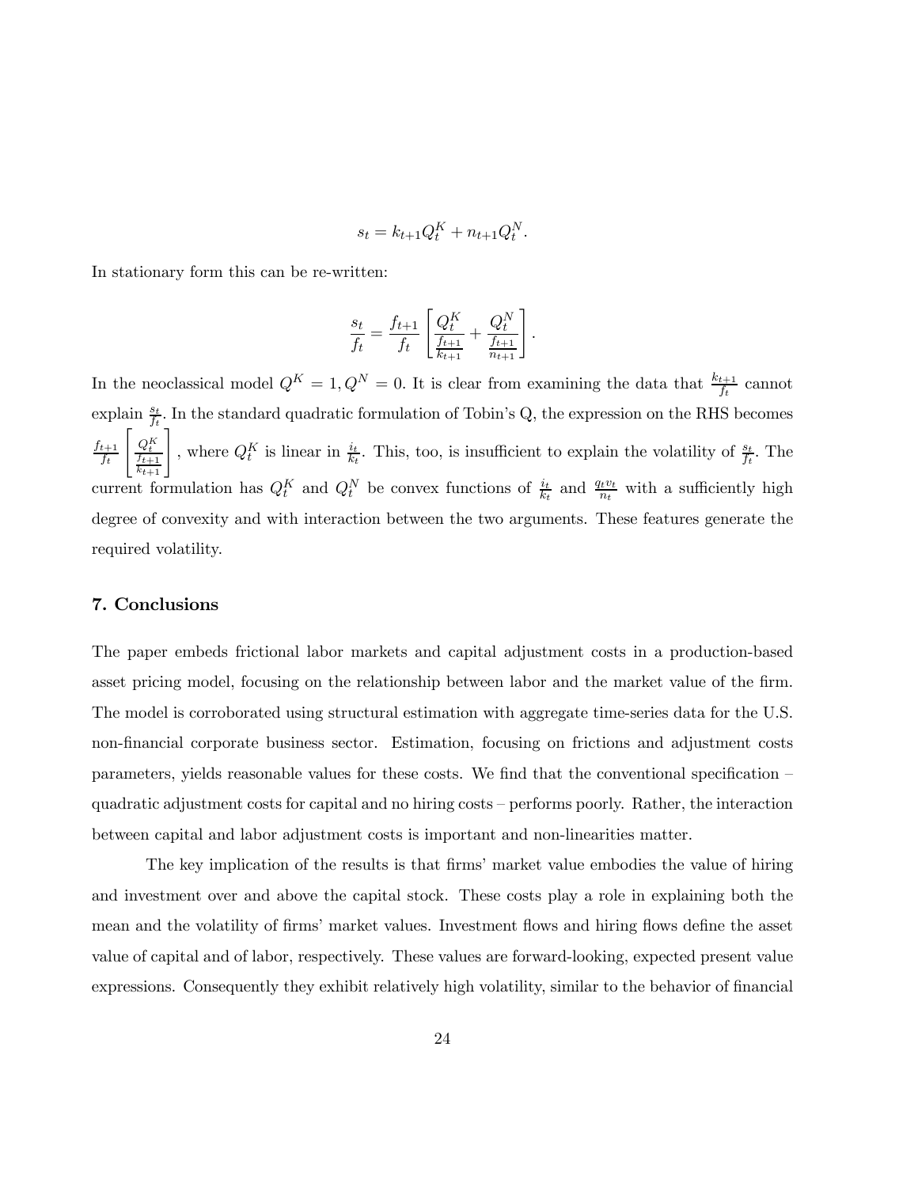$$s_t = k_{t+1} Q_t^K + n_{t+1} Q_t^N.$$

In stationary form this can be re-written:

$$\frac{s_t}{f_t} = \frac{f_{t+1}}{f_t} \left[ \frac{Q_t^K}{\frac{f_{t+1}}{k_{t+1}}} + \frac{Q_t^N}{\frac{f_{t+1}}{n_{t+1}}} \right].$$

In the neoclassical model $Q^K = 1, Q^N = 0$. It is clear from examining the data that $\frac{k_{t+1}}{f_t}$ cannot explain $\frac{s_t}{f_t}$. In the standard quadratic formulation of Tobin's Q, the expression on the RHS becomes $\frac{f_{t+1}}{f_t} \left[ \frac{Q_t^K}{\frac{f_{t+1}}{k_{t+1}}} \right]$, where $Q_t^K$ is linear in $\frac{i_t}{k_t}$. This, too, is insufficient to explain the volatility of $\frac{s_t}{f_t}$. The current formulation has $Q_t^K$ and $Q_t^N$ be convex functions of $\frac{i_t}{k_t}$ and $\frac{q_t v_t}{n_t}$ with a sufficiently high degree of convexity and with interaction between the two arguments. These features generate the required volatility.

## 7. Conclusions

The paper embeds frictional labor markets and capital adjustment costs in a production-based asset pricing model, focusing on the relationship between labor and the market value of the firm. The model is corroborated using structural estimation with aggregate time-series data for the U.S. non-financial corporate business sector. Estimation, focusing on frictions and adjustment costs parameters, yields reasonable values for these costs. We find that the conventional specification – quadratic adjustment costs for capital and no hiring costs – performs poorly. Rather, the interaction between capital and labor adjustment costs is important and non-linearities matter.

The key implication of the results is that firms' market value embodies the value of hiring and investment over and above the capital stock. These costs play a role in explaining both the mean and the volatility of firms' market values. Investment flows and hiring flows define the asset value of capital and of labor, respectively. These values are forward-looking, expected present value expressions. Consequently they exhibit relatively high volatility, similar to the behavior of financial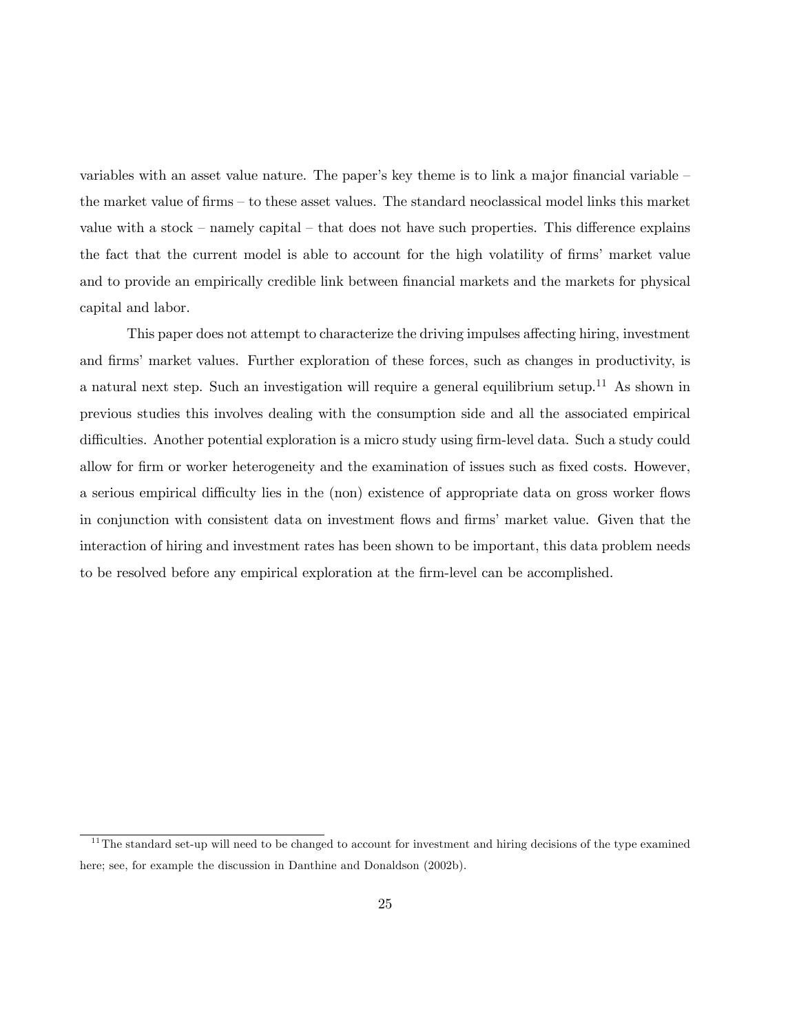variables with an asset value nature. The paper's key theme is to link a major financial variable – the market value of firms – to these asset values. The standard neoclassical model links this market value with a stock – namely capital – that does not have such properties. This difference explains the fact that the current model is able to account for the high volatility of firms' market value and to provide an empirically credible link between financial markets and the markets for physical capital and labor.

This paper does not attempt to characterize the driving impulses affecting hiring, investment and firms' market values. Further exploration of these forces, such as changes in productivity, is a natural next step. Such an investigation will require a general equilibrium setup.[11] As shown in previous studies this involves dealing with the consumption side and all the associated empirical difficulties. Another potential exploration is a micro study using firm-level data. Such a study could allow for firm or worker heterogeneity and the examination of issues such as fixed costs. However, a serious empirical difficulty lies in the (non) existence of appropriate data on gross worker flows in conjunction with consistent data on investment flows and firms' market value. Given that the interaction of hiring and investment rates has been shown to be important, this data problem needs to be resolved before any empirical exploration at the firm-level can be accomplished.

[11] The standard set-up will need to be changed to account for investment and hiring decisions of the type examined here; see, for example the discussion in Danthine and Donaldson (2002b).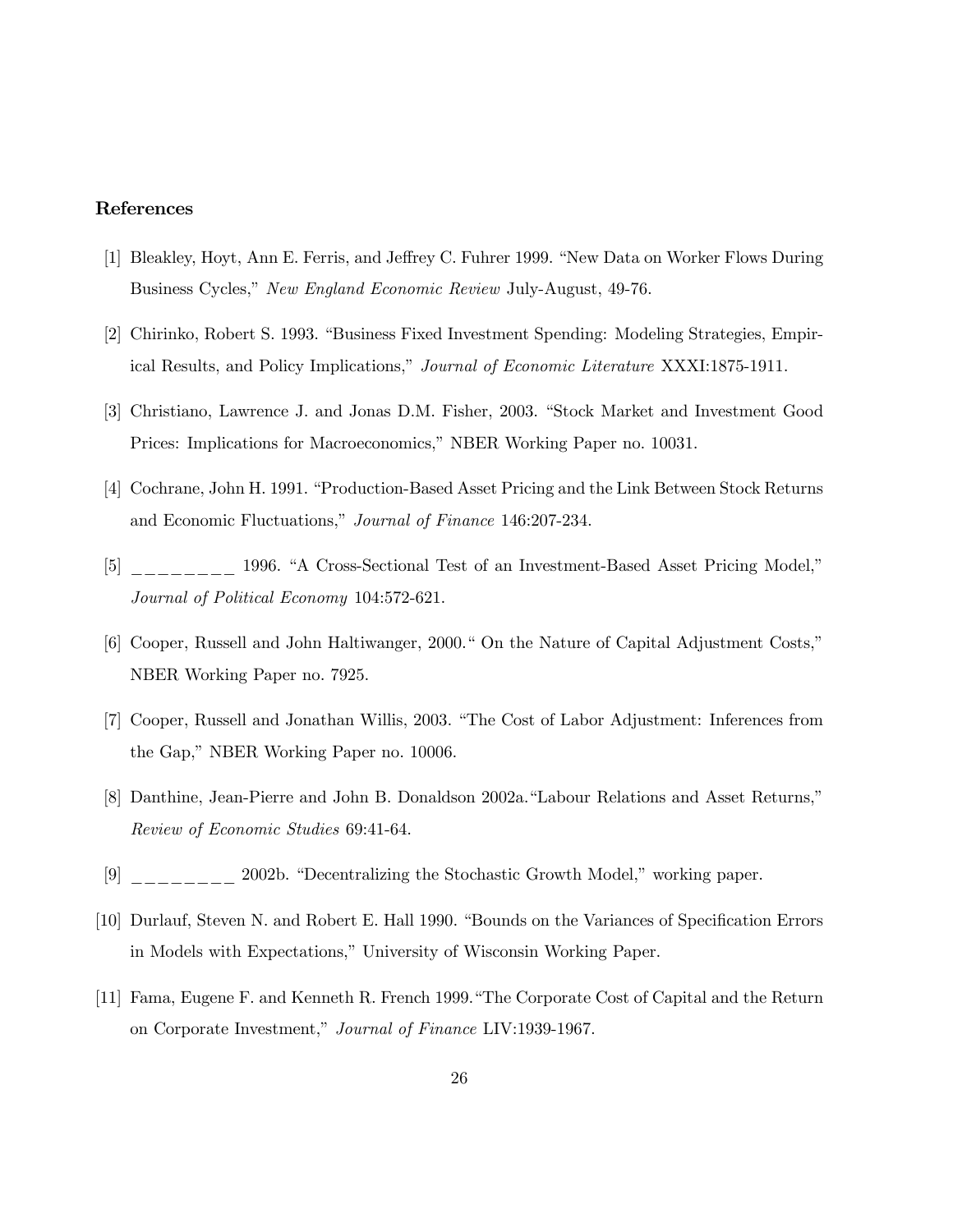## References

[1] Bleakley, Hoyt, Ann E. Ferris, and Jeffrey C. Fuhrer 1999. "New Data on Worker Flows During Business Cycles," *New England Economic Review* July-August, 49-76.

[2] Chirinko, Robert S. 1993. "Business Fixed Investment Spending: Modeling Strategies, Empirical Results, and Policy Implications," *Journal of Economic Literature* XXXI:1875-1911.

[3] Christiano, Lawrence J. and Jonas D.M. Fisher, 2003. "Stock Market and Investment Good Prices: Implications for Macroeconomics," NBER Working Paper no. 10031.

[4] Cochrane, John H. 1991. "Production-Based Asset Pricing and the Link Between Stock Returns and Economic Fluctuations," *Journal of Finance* 146:207-234.

[5] ________ 1996. "A Cross-Sectional Test of an Investment-Based Asset Pricing Model," *Journal of Political Economy* 104:572-621.

[6] Cooper, Russell and John Haltiwanger, 2000." On the Nature of Capital Adjustment Costs," NBER Working Paper no. 7925.

[7] Cooper, Russell and Jonathan Willis, 2003. "The Cost of Labor Adjustment: Inferences from the Gap," NBER Working Paper no. 10006.

[8] Danthine, Jean-Pierre and John B. Donaldson 2002a."Labour Relations and Asset Returns," *Review of Economic Studies* 69:41-64.

[9] ________ 2002b. "Decentralizing the Stochastic Growth Model," working paper.

[10] Durlauf, Steven N. and Robert E. Hall 1990. "Bounds on the Variances of Specification Errors in Models with Expectations," University of Wisconsin Working Paper.

[11] Fama, Eugene F. and Kenneth R. French 1999."The Corporate Cost of Capital and the Return on Corporate Investment," *Journal of Finance* LIV:1939-1967.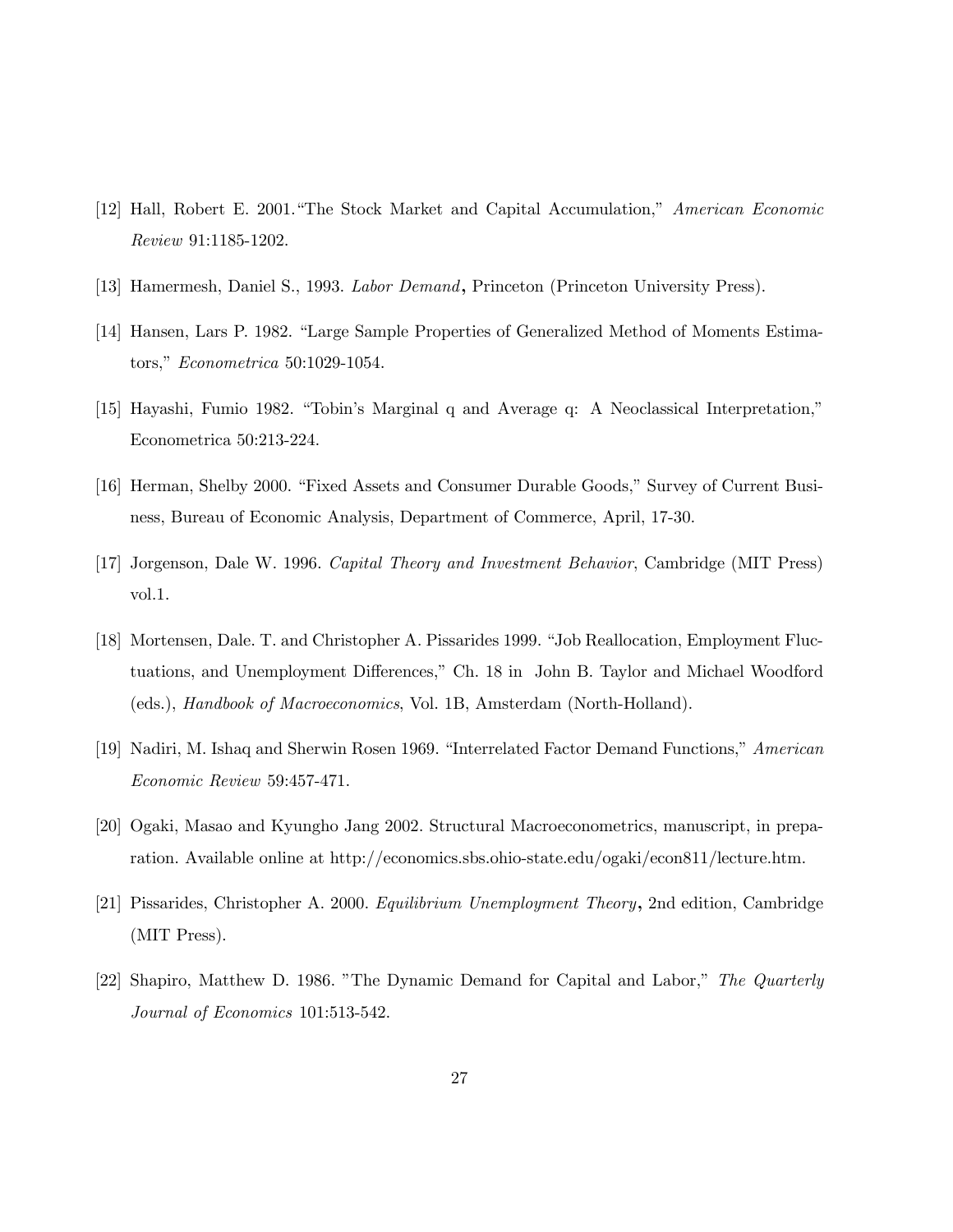[12] Hall, Robert E. 2001."The Stock Market and Capital Accumulation," *American Economic Review* 91:1185-1202.

[13] Hamermesh, Daniel S., 1993. *Labor Demand*, Princeton (Princeton University Press).

[14] Hansen, Lars P. 1982. "Large Sample Properties of Generalized Method of Moments Estimators," *Econometrica* 50:1029-1054.

[15] Hayashi, Fumio 1982. "Tobin's Marginal q and Average q: A Neoclassical Interpretation," Econometrica 50:213-224.

[16] Herman, Shelby 2000. "Fixed Assets and Consumer Durable Goods," Survey of Current Business, Bureau of Economic Analysis, Department of Commerce, April, 17-30.

[17] Jorgenson, Dale W. 1996. *Capital Theory and Investment Behavior*, Cambridge (MIT Press) vol.1.

[18] Mortensen, Dale. T. and Christopher A. Pissarides 1999. "Job Reallocation, Employment Fluctuations, and Unemployment Differences," Ch. 18 in John B. Taylor and Michael Woodford (eds.), *Handbook of Macroeconomics*, Vol. 1B, Amsterdam (North-Holland).

[19] Nadiri, M. Ishaq and Sherwin Rosen 1969. "Interrelated Factor Demand Functions," *American Economic Review* 59:457-471.

[20] Ogaki, Masao and Kyungho Jang 2002. Structural Macroeconometrics, manuscript, in preparation. Available online at http://economics.sbs.ohio-state.edu/ogaki/econ811/lecture.htm.

[21] Pissarides, Christopher A. 2000. *Equilibrium Unemployment Theory*, 2nd edition, Cambridge (MIT Press).

[22] Shapiro, Matthew D. 1986. "The Dynamic Demand for Capital and Labor," *The Quarterly Journal of Economics* 101:513-542.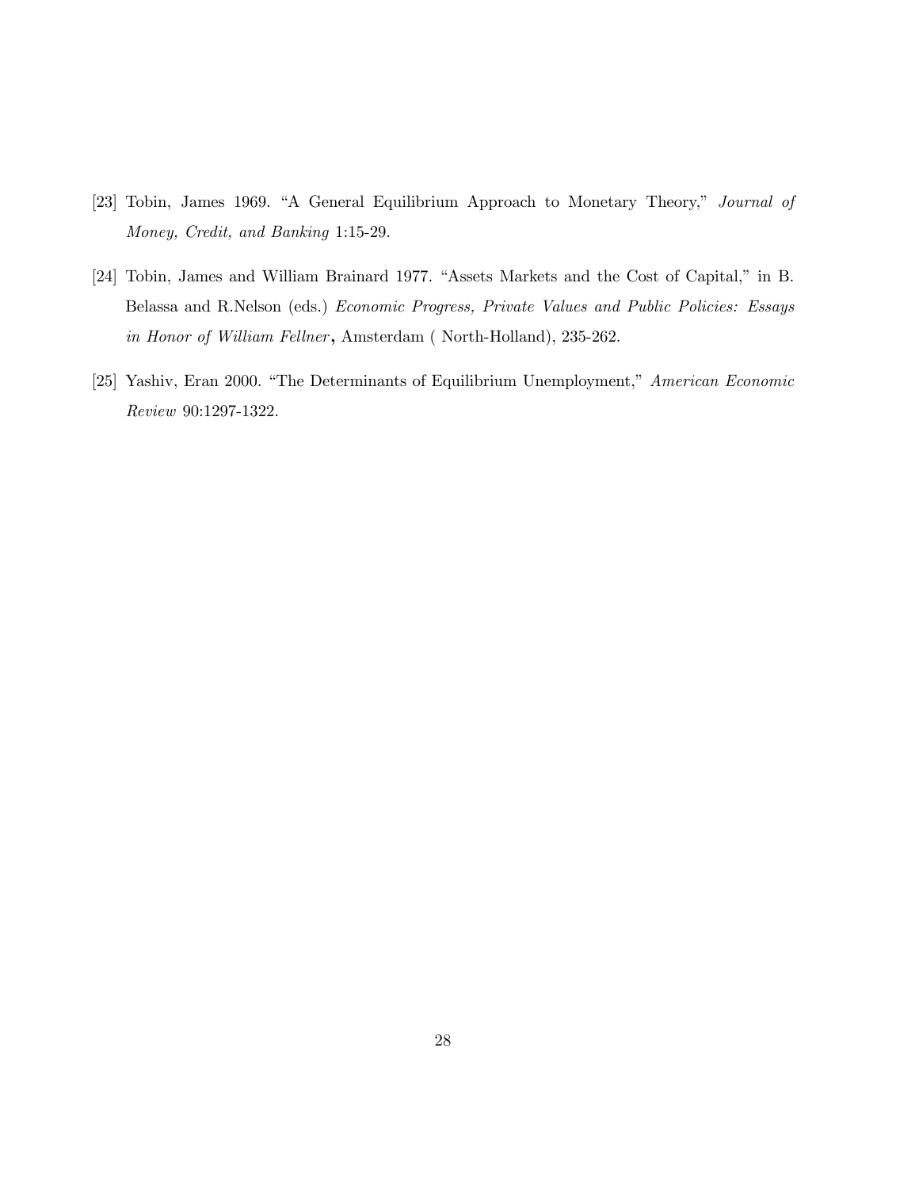[23] Tobin, James 1969. "A General Equilibrium Approach to Monetary Theory," *Journal of Money, Credit, and Banking* 1:15-29.

[24] Tobin, James and William Brainard 1977. "Assets Markets and the Cost of Capital," in B. Belassa and R.Nelson (eds.) *Economic Progress, Private Values and Public Policies: Essays in Honor of William Fellner*, Amsterdam ( North-Holland), 235-262.

[25] Yashiv, Eran 2000. "The Determinants of Equilibrium Unemployment," *American Economic Review* 90:1297-1322.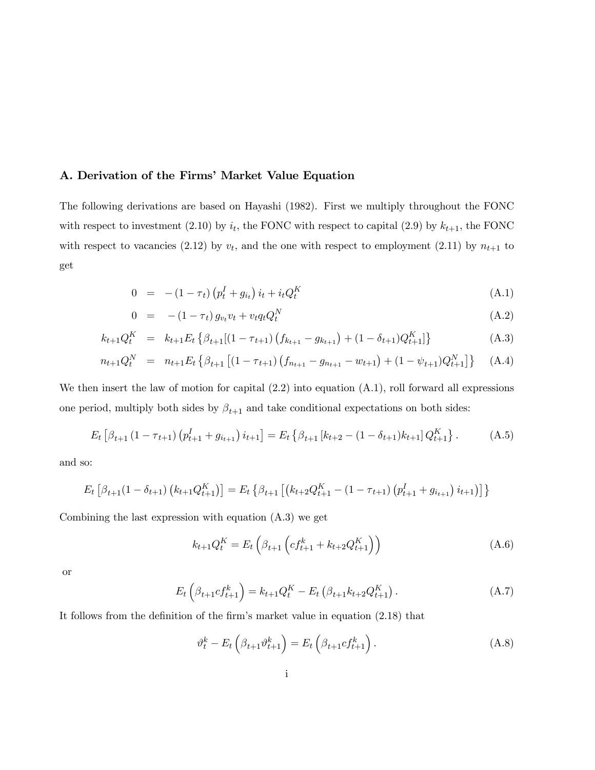## A. Derivation of the Firms' Market Value Equation

The following derivations are based on Hayashi (1982). First we multiply throughout the FONC with respect to investment (2.10) by $i_t$, the FONC with respect to capital (2.9) by $k_{t+1}$, the FONC with respect to vacancies (2.12) by $v_t$, and the one with respect to employment (2.11) by $n_{t+1}$ to get

$$0 = -\left(1-\tau_t\right)\left(p_t^I + g_{i_t}\right) i_t + i_t Q_t^K \tag{A.1}$$

$$0 = -\left(1-\tau_t\right) g_{v_t} v_t + v_t q_t Q_t^N \tag{A.2}$$

$$k_{t+1} Q_t^K = k_{t+1} E_t \left\{\beta_{t+1}[(1-\tau_{t+1})\left(f_{k_{t+1}} - g_{k_{t+1}}\right) + (1-\delta_{t+1}) Q_{t+1}^K]\right\} \tag{A.3}$$

$$n_{t+1} Q_t^N = n_{t+1} E_t \left\{\beta_{t+1}\left[(1-\tau_{t+1})\left(f_{n_{t+1}} - g_{n_{t+1}} - w_{t+1}\right) + (1-\psi_{t+1}) Q_{t+1}^N\right]\right\} \tag{A.4}$$

We then insert the law of motion for capital (2.2) into equation (A.1), roll forward all expressions one period, multiply both sides by $\beta_{t+1}$ and take conditional expectations on both sides:

$$E_t\left[\beta_{t+1}\left(1-\tau_{t+1}\right)\left(p_{t+1}^I + g_{i_{t+1}}\right) i_{t+1}\right] = E_t\left\{\beta_{t+1}\left[k_{t+2} - (1-\delta_{t+1}) k_{t+1}\right] Q_{t+1}^K\right\}. \tag{A.5}$$

and so:

$$E_t\left[\beta_{t+1}(1-\delta_{t+1})\left(k_{t+1} Q_{t+1}^K\right)\right] = E_t\left\{\beta_{t+1}\left[\left(k_{t+2} Q_{t+1}^K - \left(1-\tau_{t+1}\right)\left(p_{t+1}^I + g_{i_{t+1}}\right) i_{t+1}\right)\right]\right\}$$

Combining the last expression with equation (A.3) we get

$$k_{t+1} Q_t^K = E_t\left(\beta_{t+1}\left(cf_{t+1}^k + k_{t+2} Q_{t+1}^K\right)\right) \tag{A.6}$$

or

$$E_t\left(\beta_{t+1} cf_{t+1}^k\right) = k_{t+1} Q_t^K - E_t\left(\beta_{t+1} k_{t+2} Q_{t+1}^K\right). \tag{A.7}$$

It follows from the definition of the firm's market value in equation (2.18) that

$$\vartheta_t^k - E_t\left(\beta_{t+1} \vartheta_{t+1}^k\right) = E_t\left(\beta_{t+1} cf_{t+1}^k\right). \tag{A.8}$$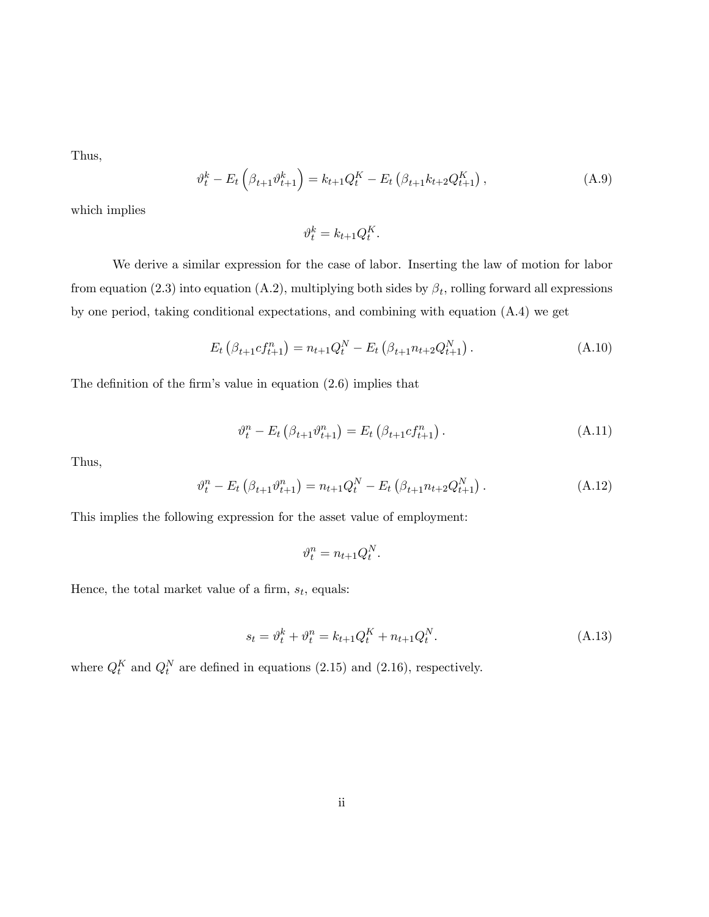Thus,

$$\vartheta_t^k - E_t\left(\beta_{t+1}\vartheta_{t+1}^k\right) = k_{t+1}Q_t^K - E_t\left(\beta_{t+1}k_{t+2}Q_{t+1}^K\right), \tag{A.9}$$

which implies

$$\vartheta_t^k = k_{t+1}Q_t^K.$$

We derive a similar expression for the case of labor. Inserting the law of motion for labor from equation (2.3) into equation (A.2), multiplying both sides by $\beta_t$, rolling forward all expressions by one period, taking conditional expectations, and combining with equation (A.4) we get

$$E_t\left(\beta_{t+1}cf_{t+1}^n\right) = n_{t+1}Q_t^N - E_t\left(\beta_{t+1}n_{t+2}Q_{t+1}^N\right). \tag{A.10}$$

The definition of the firm's value in equation (2.6) implies that

$$\vartheta_t^n - E_t\left(\beta_{t+1}\vartheta_{t+1}^n\right) = E_t\left(\beta_{t+1}cf_{t+1}^n\right). \tag{A.11}$$

Thus,

$$\vartheta_t^n - E_t\left(\beta_{t+1}\vartheta_{t+1}^n\right) = n_{t+1}Q_t^N - E_t\left(\beta_{t+1}n_{t+2}Q_{t+1}^N\right). \tag{A.12}$$

This implies the following expression for the asset value of employment:

$$\vartheta_t^n = n_{t+1}Q_t^N.$$

Hence, the total market value of a firm, $s_t$, equals:

$$s_t = \vartheta_t^k + \vartheta_t^n = k_{t+1}Q_t^K + n_{t+1}Q_t^N. \tag{A.13}$$

where $Q_t^K$ and $Q_t^N$ are defined in equations (2.15) and (2.16), respectively.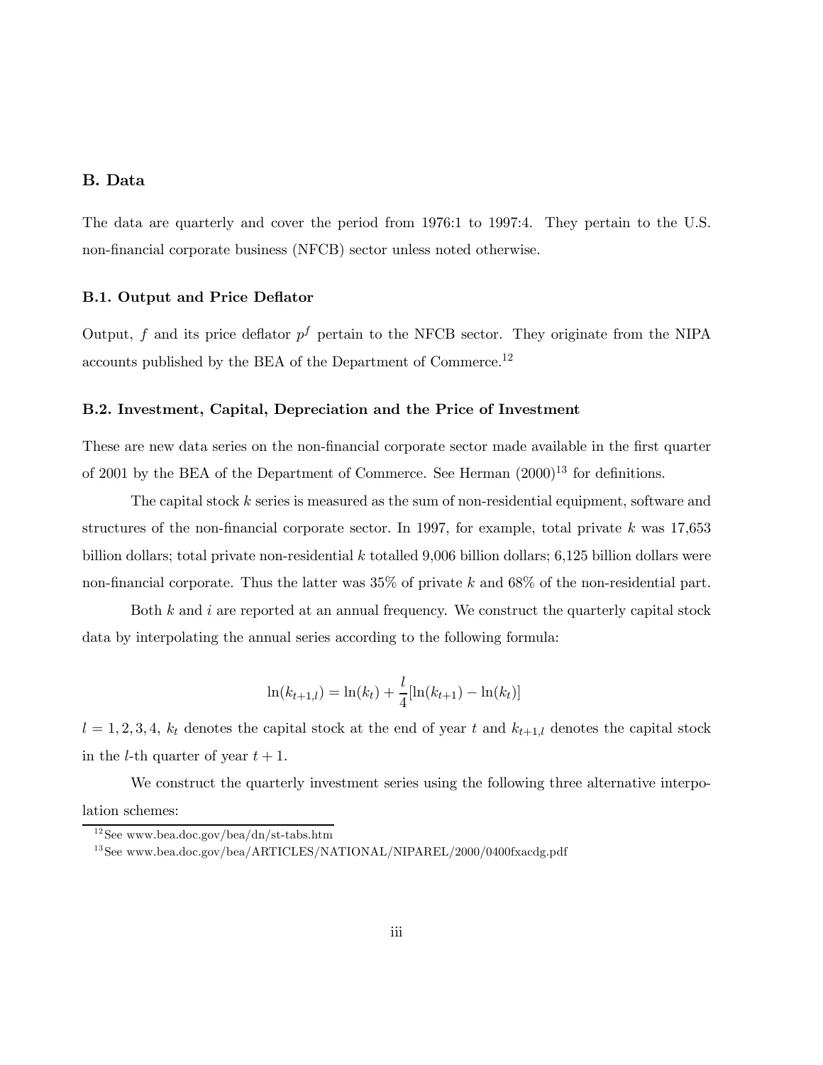## B. Data

The data are quarterly and cover the period from 1976:1 to 1997:4. They pertain to the U.S. non-financial corporate business (NFCB) sector unless noted otherwise.

### B.1. Output and Price Deflator

Output, $f$ and its price deflator $p^f$ pertain to the NFCB sector. They originate from the NIPA accounts published by the BEA of the Department of Commerce.[12]

### B.2. Investment, Capital, Depreciation and the Price of Investment

These are new data series on the non-financial corporate sector made available in the first quarter of 2001 by the BEA of the Department of Commerce. See Herman (2000)[13] for definitions.

The capital stock $k$ series is measured as the sum of non-residential equipment, software and structures of the non-financial corporate sector. In 1997, for example, total private $k$ was 17,653 billion dollars; total private non-residential $k$ totalled 9,006 billion dollars; 6,125 billion dollars were non-financial corporate. Thus the latter was 35% of private $k$ and 68% of the non-residential part.

Both $k$ and $i$ are reported at an annual frequency. We construct the quarterly capital stock data by interpolating the annual series according to the following formula:

$$\ln(k_{t+1,l}) = \ln(k_t) + \frac{l}{4}[\ln(k_{t+1}) - \ln(k_t)]$$

$l = 1, 2, 3, 4$, $k_t$ denotes the capital stock at the end of year $t$ and $k_{t+1,l}$ denotes the capital stock in the $l$-th quarter of year $t+1$.

We construct the quarterly investment series using the following three alternative interpolation schemes:

[12] See www.bea.doc.gov/bea/dn/st-tabs.htm

[13] See www.bea.doc.gov/bea/ARTICLES/NATIONAL/NIPAREL/2000/0400fxacdg.pdf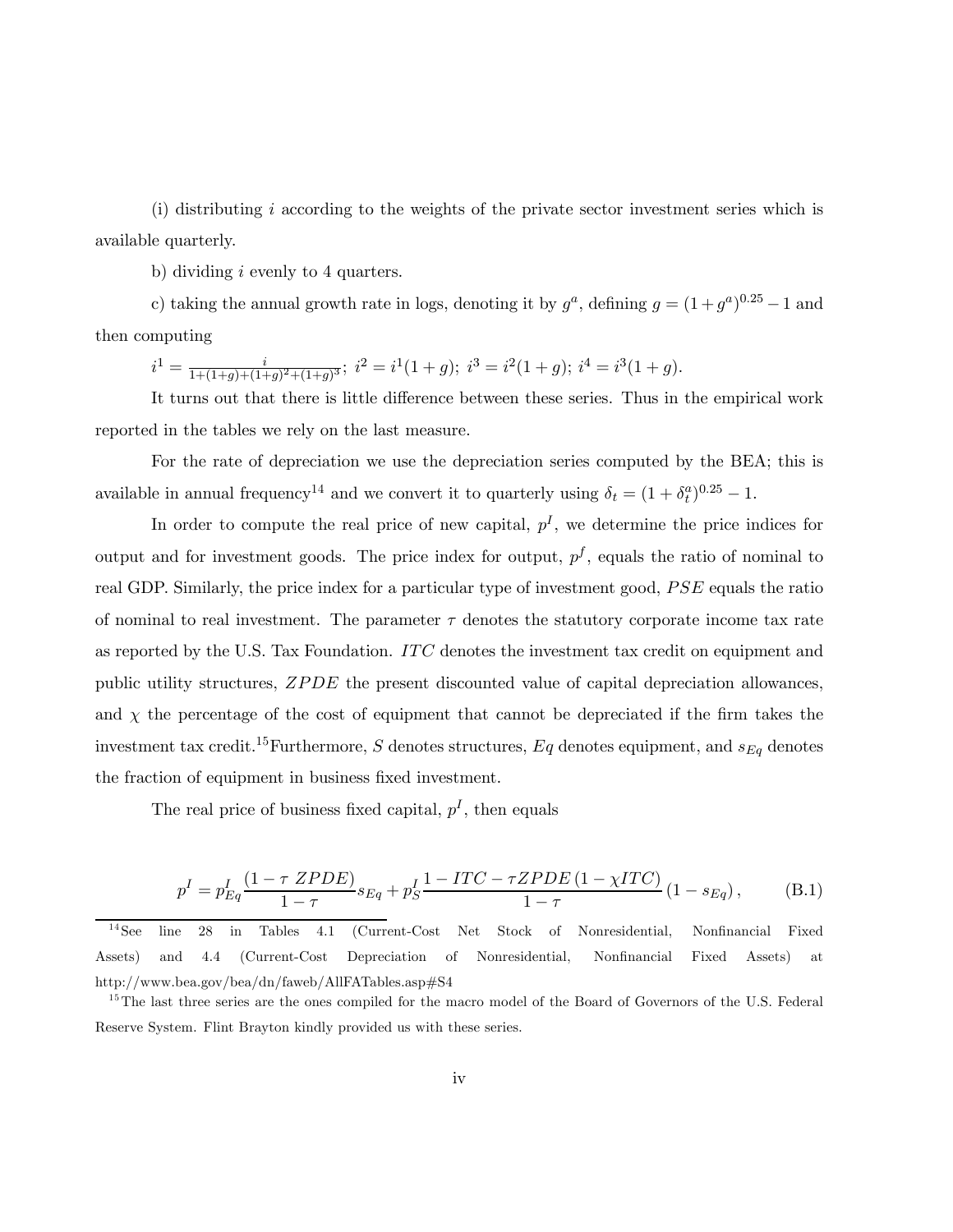(i) distributing $i$ according to the weights of the private sector investment series which is available quarterly.

b) dividing $i$ evenly to 4 quarters.

c) taking the annual growth rate in logs, denoting it by $g^a$, defining $g = (1+g^a)^{0.25} - 1$ and then computing

$i^1 = \frac{i}{1+(1+g)+(1+g)^2+(1+g)^3}$; $i^2 = i^1(1+g)$; $i^3 = i^2(1+g)$; $i^4 = i^3(1+g)$.

It turns out that there is little difference between these series. Thus in the empirical work reported in the tables we rely on the last measure.

For the rate of depreciation we use the depreciation series computed by the BEA; this is available in annual frequency[14] and we convert it to quarterly using $\delta_t = (1+\delta_t^a)^{0.25} - 1$.

In order to compute the real price of new capital, $p^I$, we determine the price indices for output and for investment goods. The price index for output, $p^f$, equals the ratio of nominal to real GDP. Similarly, the price index for a particular type of investment good, $PSE$ equals the ratio of nominal to real investment. The parameter $\tau$ denotes the statutory corporate income tax rate as reported by the U.S. Tax Foundation. $ITC$ denotes the investment tax credit on equipment and public utility structures, $ZPDE$ the present discounted value of capital depreciation allowances, and $\chi$ the percentage of the cost of equipment that cannot be depreciated if the firm takes the investment tax credit.[15] Furthermore, $S$ denotes structures, $Eq$ denotes equipment, and $s_{Eq}$ denotes the fraction of equipment in business fixed investment.

The real price of business fixed capital, $p^I$, then equals

$$p^I = p^I_{Eq} \frac{(1 - \tau\ ZPDE)}{1-\tau} s_{Eq} + p^I_S \frac{1 - ITC - \tau ZPDE\,(1 - \chi ITC)}{1-\tau} (1 - s_{Eq}), \tag{B.1}$$

[14] See line 28 in Tables 4.1 (Current-Cost Net Stock of Nonresidential, Nonfinancial Fixed Assets) and 4.4 (Current-Cost Depreciation of Nonresidential, Nonfinancial Fixed Assets) at http://www.bea.gov/bea/dn/faweb/AllFATables.asp#S4

[15] The last three series are the ones compiled for the macro model of the Board of Governors of the U.S. Federal Reserve System. Flint Brayton kindly provided us with these series.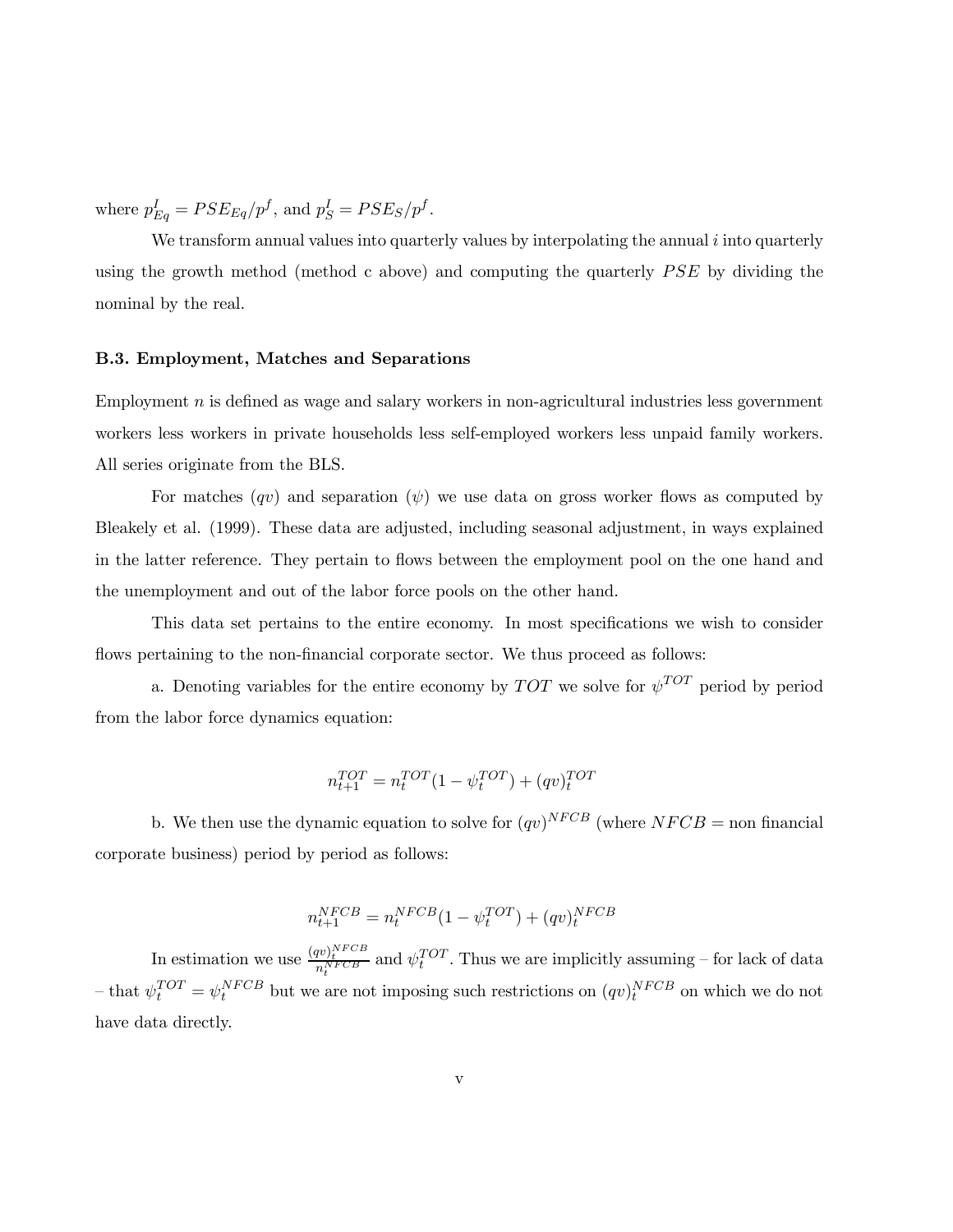where $p^I_{Eq} = PSE_{Eq}/p^f$, and $p^I_S = PSE_S/p^f$.

We transform annual values into quarterly values by interpolating the annual $i$ into quarterly using the growth method (method c above) and computing the quarterly $PSE$ by dividing the nominal by the real.

### B.3. Employment, Matches and Separations

Employment $n$ is defined as wage and salary workers in non-agricultural industries less government workers less workers in private households less self-employed workers less unpaid family workers. All series originate from the BLS.

For matches $(qv)$ and separation $(\psi)$ we use data on gross worker flows as computed by Bleakely et al. (1999). These data are adjusted, including seasonal adjustment, in ways explained in the latter reference. They pertain to flows between the employment pool on the one hand and the unemployment and out of the labor force pools on the other hand.

This data set pertains to the entire economy. In most specifications we wish to consider flows pertaining to the non-financial corporate sector. We thus proceed as follows:

a. Denoting variables for the entire economy by $TOT$ we solve for $\psi^{TOT}$ period by period from the labor force dynamics equation:

$$n^{TOT}_{t+1} = n^{TOT}_t(1 - \psi^{TOT}_t) + (qv)^{TOT}_t$$

b. We then use the dynamic equation to solve for $(qv)^{NFCB}$ (where $NFCB =$ non financial corporate business) period by period as follows:

$$n^{NFCB}_{t+1} = n^{NFCB}_t(1 - \psi^{TOT}_t) + (qv)^{NFCB}_t$$

In estimation we use $\frac{(qv)^{NFCB}_t}{n^{NFCB}_t}$ and $\psi^{TOT}_t$. Thus we are implicitly assuming – for lack of data – that $\psi^{TOT}_t = \psi^{NFCB}_t$ but we are not imposing such restrictions on $(qv)^{NFCB}_t$ on which we do not have data directly.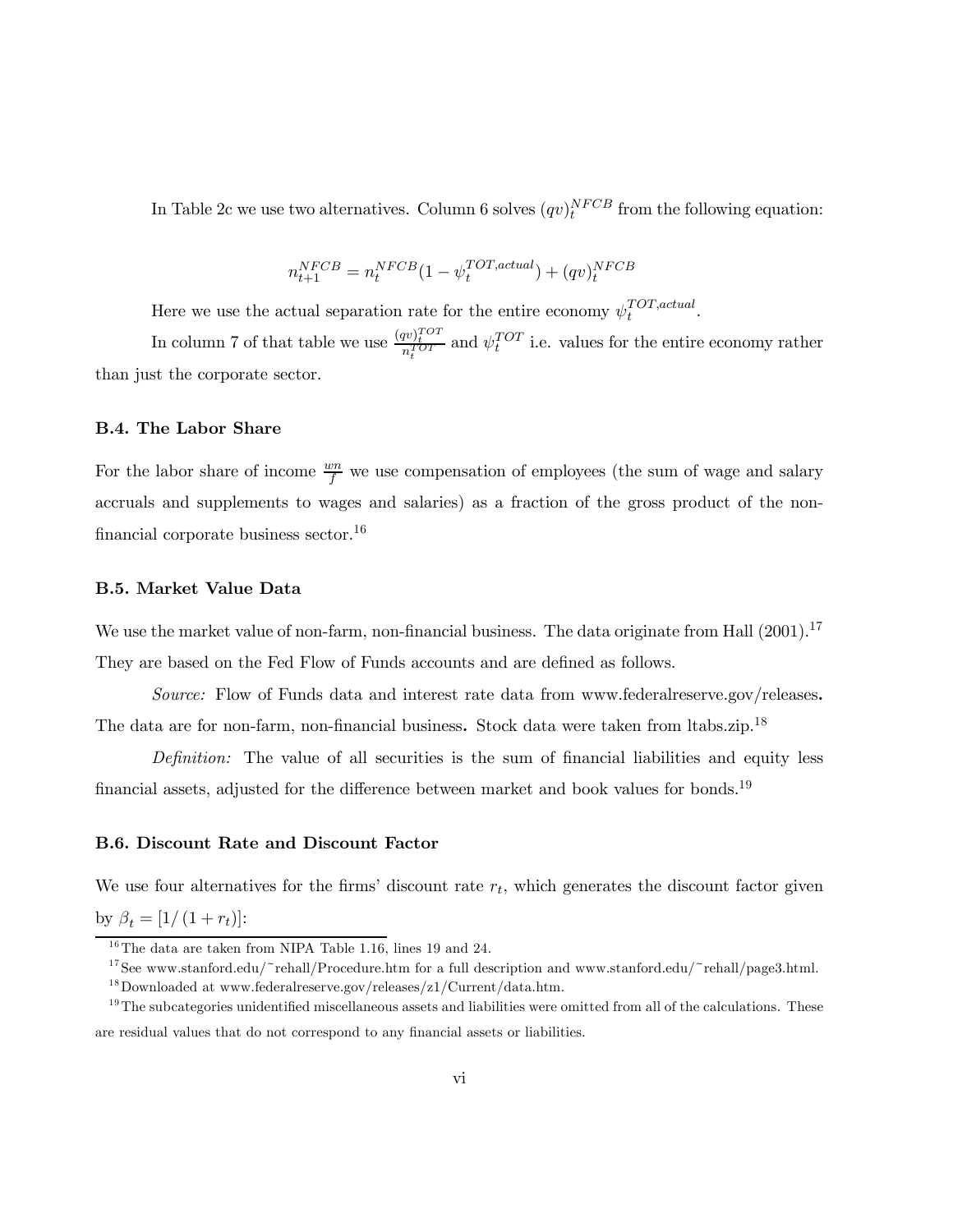In Table 2c we use two alternatives. Column 6 solves $(qv)_t^{NFCB}$ from the following equation:

$$n_{t+1}^{NFCB} = n_t^{NFCB}(1 - \psi_t^{TOT,actual}) + (qv)_t^{NFCB}$$

Here we use the actual separation rate for the entire economy $\psi_t^{TOT,actual}$.

In column 7 of that table we use $\frac{(qv)_t^{TOT}}{n_t^{TOT}}$ and $\psi_t^{TOT}$ i.e. values for the entire economy rather than just the corporate sector.

### B.4. The Labor Share

For the labor share of income $\frac{wn}{f}$ we use compensation of employees (the sum of wage and salary accruals and supplements to wages and salaries) as a fraction of the gross product of the non-financial corporate business sector.[16]

### B.5. Market Value Data

We use the market value of non-farm, non-financial business. The data originate from Hall (2001).[17] They are based on the Fed Flow of Funds accounts and are defined as follows.

*Source:* Flow of Funds data and interest rate data from www.federalreserve.gov/releases**.** The data are for non-farm, non-financial business**.** Stock data were taken from ltabs.zip.[18]

*Definition:* The value of all securities is the sum of financial liabilities and equity less financial assets, adjusted for the difference between market and book values for bonds.[19]

### B.6. Discount Rate and Discount Factor

We use four alternatives for the firms' discount rate $r_t$, which generates the discount factor given by $\beta_t = [1/(1 + r_t)]$:

---

[16] The data are taken from NIPA Table 1.16, lines 19 and 24.

[17] See www.stanford.edu/~rehall/Procedure.htm for a full description and www.stanford.edu/~rehall/page3.html.

[18] Downloaded at www.federalreserve.gov/releases/z1/Current/data.htm.

[19] The subcategories unidentified miscellaneous assets and liabilities were omitted from all of the calculations. These are residual values that do not correspond to any financial assets or liabilities.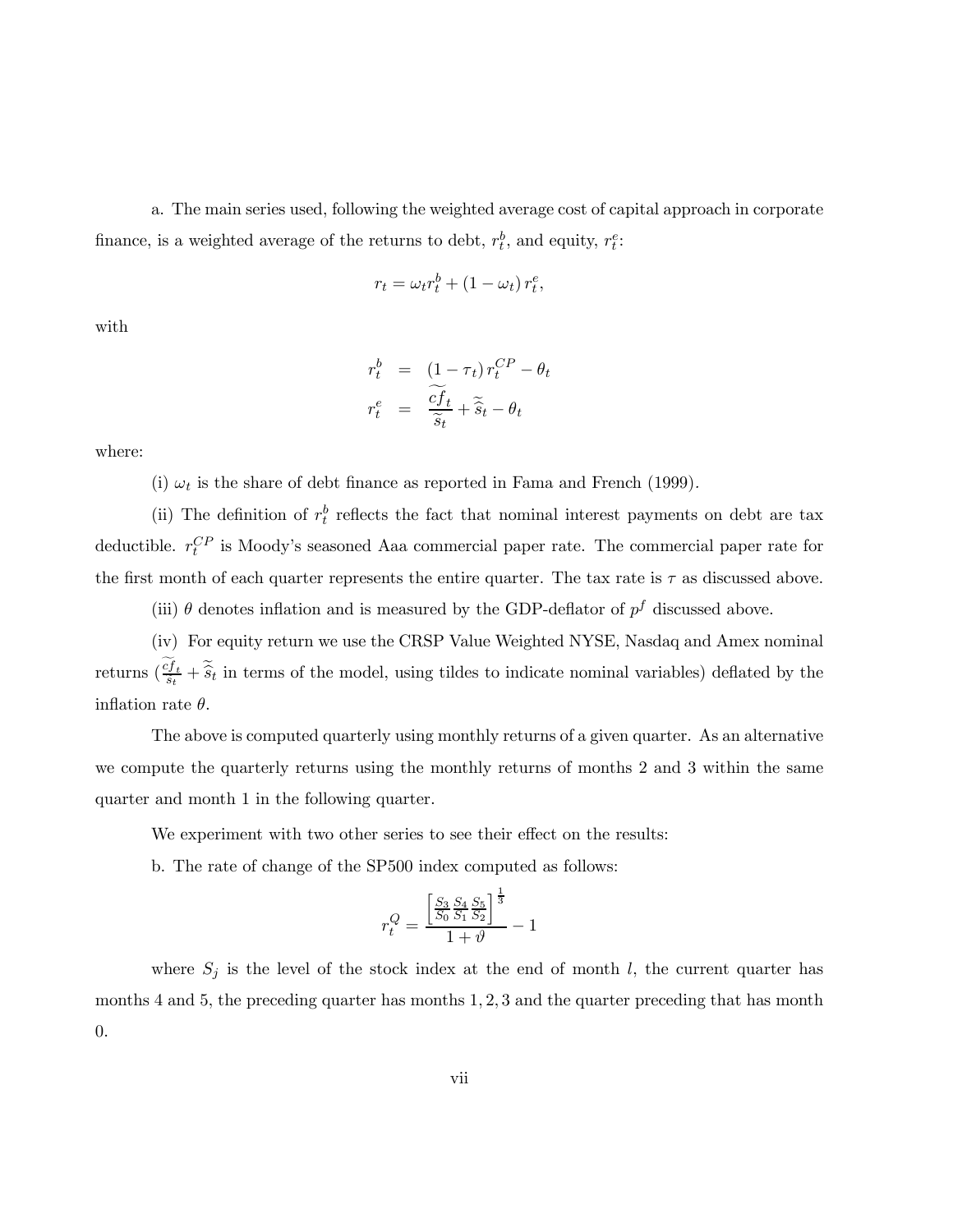a. The main series used, following the weighted average cost of capital approach in corporate finance, is a weighted average of the returns to debt, $r_t^b$, and equity, $r_t^e$:

$$r_t = \omega_t r_t^b + (1 - \omega_t) r_t^e,$$

with

$$\begin{aligned} r_t^b &= (1 - \tau_t) r_t^{CP} - \theta_t \\ r_t^e &= \frac{\widetilde{cf}_t}{\widetilde{s}_t} + \widetilde{\widehat{s}}_t - \theta_t \end{aligned}$$

where:

(i) $\omega_t$ is the share of debt finance as reported in Fama and French (1999).

(ii) The definition of $r_t^b$ reflects the fact that nominal interest payments on debt are tax deductible. $r_t^{CP}$ is Moody's seasoned Aaa commercial paper rate. The commercial paper rate for the first month of each quarter represents the entire quarter. The tax rate is $\tau$ as discussed above.

(iii) $\theta$ denotes inflation and is measured by the GDP-deflator of $p^f$ discussed above.

(iv) For equity return we use the CRSP Value Weighted NYSE, Nasdaq and Amex nominal returns ($\frac{\widetilde{cf}_t}{\widetilde{s}_t} + \widetilde{\widehat{s}}_t$ in terms of the model, using tildes to indicate nominal variables) deflated by the inflation rate $\theta$.

The above is computed quarterly using monthly returns of a given quarter. As an alternative we compute the quarterly returns using the monthly returns of months 2 and 3 within the same quarter and month 1 in the following quarter.

We experiment with two other series to see their effect on the results:

b. The rate of change of the SP500 index computed as follows:

$$r_t^Q = \frac{\left[\frac{S_3}{S_0}\frac{S_4}{S_1}\frac{S_5}{S_2}\right]^{\frac{1}{3}}}{1 + \vartheta} - 1$$

where $S_j$ is the level of the stock index at the end of month $l$, the current quarter has months 4 and 5, the preceding quarter has months $1, 2, 3$ and the quarter preceding that has month 0.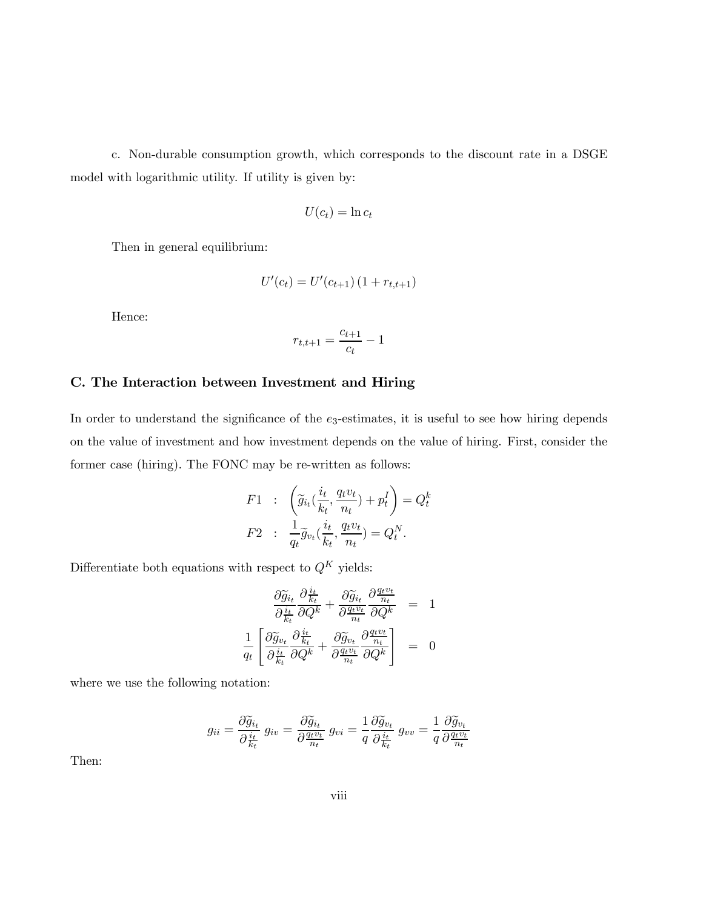c. Non-durable consumption growth, which corresponds to the discount rate in a DSGE model with logarithmic utility. If utility is given by:

$$U(c_t) = \ln c_t$$

Then in general equilibrium:

$$U'(c_t) = U'(c_{t+1})\,(1 + r_{t,t+1})$$

Hence:

$$r_{t,t+1} = \frac{c_{t+1}}{c_t} - 1$$

## C. The Interaction between Investment and Hiring

In order to understand the significance of the $e_3$-estimates, it is useful to see how hiring depends on the value of investment and how investment depends on the value of hiring. First, consider the former case (hiring). The FONC may be re-written as follows:

$$\begin{aligned}
F1 &: \left(\widetilde{g}_{i_t}(\frac{i_t}{k_t}, \frac{q_t v_t}{n_t}) + p_t^I\right) = Q_t^k \\
F2 &: \frac{1}{q_t}\widetilde{g}_{v_t}(\frac{i_t}{k_t}, \frac{q_t v_t}{n_t}) = Q_t^N.
\end{aligned}$$

Differentiate both equations with respect to $Q^K$ yields:

$$\begin{aligned}
\frac{\partial \widetilde{g}_{i_t}}{\partial \frac{i_t}{k_t}} \frac{\partial \frac{i_t}{k_t}}{\partial Q^k} + \frac{\partial \widetilde{g}_{i_t}}{\partial \frac{q_t v_t}{n_t}} \frac{\partial \frac{q_t v_t}{n_t}}{\partial Q^k} &= 1 \\
\frac{1}{q_t}\left[\frac{\partial \widetilde{g}_{v_t}}{\partial \frac{i_t}{k_t}} \frac{\partial \frac{i_t}{k_t}}{\partial Q^k} + \frac{\partial \widetilde{g}_{v_t}}{\partial \frac{q_t v_t}{n_t}} \frac{\partial \frac{q_t v_t}{n_t}}{\partial Q^k}\right] &= 0
\end{aligned}$$

where we use the following notation:

$$g_{ii} = \frac{\partial \widetilde{g}_{i_t}}{\partial \frac{i_t}{k_t}} \; g_{iv} = \frac{\partial \widetilde{g}_{i_t}}{\partial \frac{q_t v_t}{n_t}} \; g_{vi} = \frac{1}{q}\frac{\partial \widetilde{g}_{v_t}}{\partial \frac{i_t}{k_t}} \; g_{vv} = \frac{1}{q}\frac{\partial \widetilde{g}_{v_t}}{\partial \frac{q_t v_t}{n_t}}$$

Then: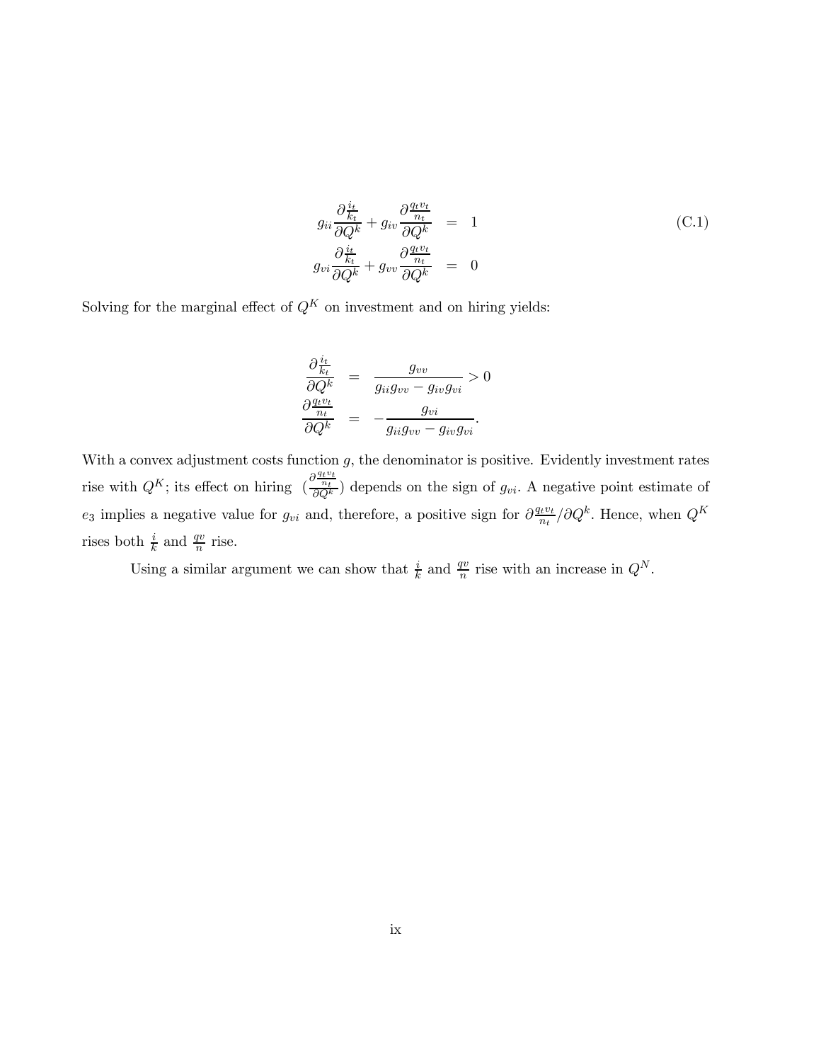$$
\begin{aligned}
g_{ii}\frac{\partial \frac{i_t}{k_t}}{\partial Q^k} + g_{iv}\frac{\partial \frac{q_t v_t}{n_t}}{\partial Q^k} &= 1 \\
g_{vi}\frac{\partial \frac{i_t}{k_t}}{\partial Q^k} + g_{vv}\frac{\partial \frac{q_t v_t}{n_t}}{\partial Q^k} &= 0
\end{aligned}
\tag{C.1}
$$

Solving for the marginal effect of $Q^K$ on investment and on hiring yields:

$$
\begin{aligned}
\frac{\partial \frac{i_t}{k_t}}{\partial Q^k} &= \frac{g_{vv}}{g_{ii}g_{vv} - g_{iv}g_{vi}} > 0 \\
\frac{\partial \frac{q_t v_t}{n_t}}{\partial Q^k} &= -\frac{g_{vi}}{g_{ii}g_{vv} - g_{iv}g_{vi}}.
\end{aligned}
$$

With a convex adjustment costs function $g$, the denominator is positive. Evidently investment rates rise with $Q^K$; its effect on hiring $\left(\frac{\partial \frac{q_t v_t}{n_t}}{\partial Q^k}\right)$ depends on the sign of $g_{vi}$. A negative point estimate of $e_3$ implies a negative value for $g_{vi}$ and, therefore, a positive sign for $\partial \frac{q_t v_t}{n_t} / \partial Q^k$. Hence, when $Q^K$ rises both $\frac{i}{k}$ and $\frac{qv}{n}$ rise.

Using a similar argument we can show that $\frac{i}{k}$ and $\frac{qv}{n}$ rise with an increase in $Q^N$.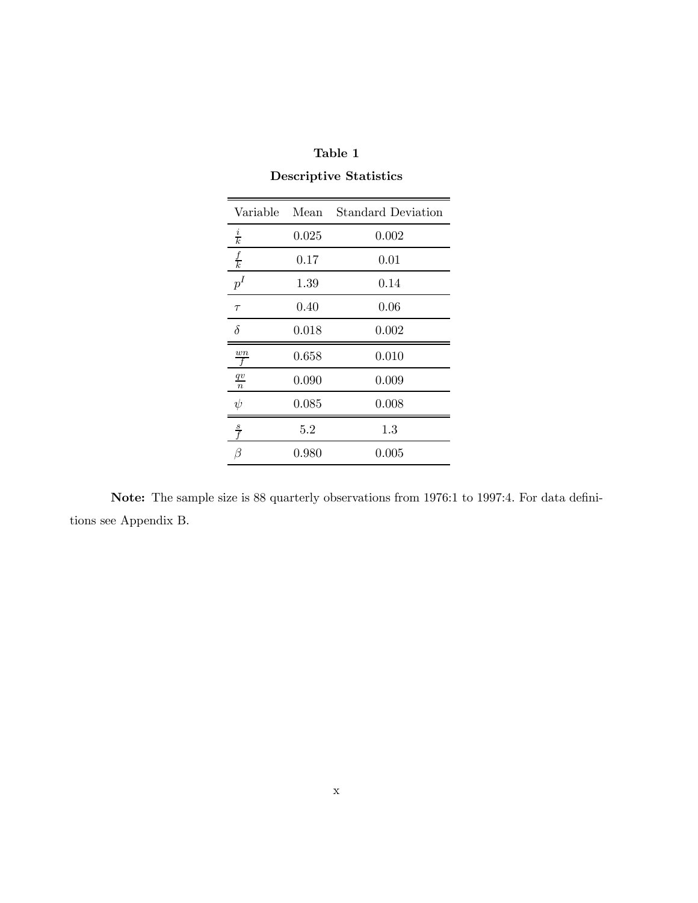**Table 1**

**Descriptive Statistics**

| Variable | Mean | Standard Deviation |
|---|---|---|
| $\frac{i}{k}$ | 0.025 | 0.002 |
| $\frac{f}{k}$ | 0.17 | 0.01 |
| $p^I$ | 1.39 | 0.14 |
| $\tau$ | 0.40 | 0.06 |
| $\delta$ | 0.018 | 0.002 |
| $\frac{wn}{f}$ | 0.658 | 0.010 |
| $\frac{qv}{n}$ | 0.090 | 0.009 |
| $\psi$ | 0.085 | 0.008 |
| $\frac{s}{f}$ | 5.2 | 1.3 |
| $\beta$ | 0.980 | 0.005 |

**Note:** The sample size is 88 quarterly observations from 1976:1 to 1997:4. For data definitions see Appendix B.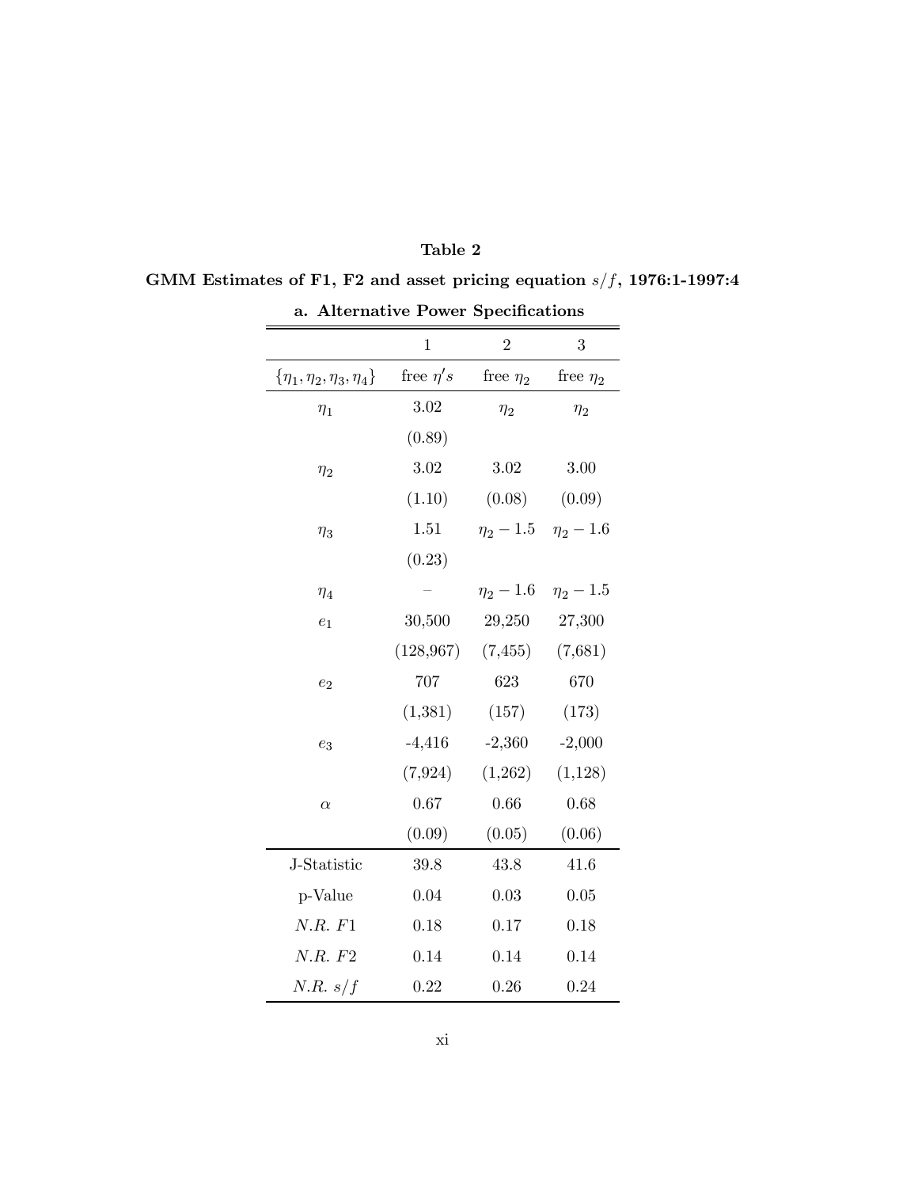**Table 2**

**GMM Estimates of F1, F2 and asset pricing equation $s/f$, 1976:1-1997:4**

**a. Alternative Power Specifications**

| | 1 | 2 | 3 |
|---|---|---|---|
| $\{\eta_1, \eta_2, \eta_3, \eta_4\}$ | free $\eta's$ | free $\eta_2$ | free $\eta_2$ |
| $\eta_1$ | 3.02 | $\eta_2$ | $\eta_2$ |
| | (0.89) | | |
| $\eta_2$ | 3.02 | 3.02 | 3.00 |
| | (1.10) | (0.08) | (0.09) |
| $\eta_3$ | 1.51 | $\eta_2 - 1.5$ | $\eta_2 - 1.6$ |
| | (0.23) | | |
| $\eta_4$ | – | $\eta_2 - 1.6$ | $\eta_2 - 1.5$ |
| $e_1$ | 30,500 | 29,250 | 27,300 |
| | (128,967) | (7,455) | (7,681) |
| $e_2$ | 707 | 623 | 670 |
| | (1,381) | (157) | (173) |
| $e_3$ | -4,416 | -2,360 | -2,000 |
| | (7,924) | (1,262) | (1,128) |
| $\alpha$ | 0.67 | 0.66 | 0.68 |
| | (0.09) | (0.05) | (0.06) |
| J-Statistic | 39.8 | 43.8 | 41.6 |
| p-Value | 0.04 | 0.03 | 0.05 |
| $N.R.\ F1$ | 0.18 | 0.17 | 0.18 |
| $N.R.\ F2$ | 0.14 | 0.14 | 0.14 |
| $N.R.\ s/f$ | 0.22 | 0.26 | 0.24 |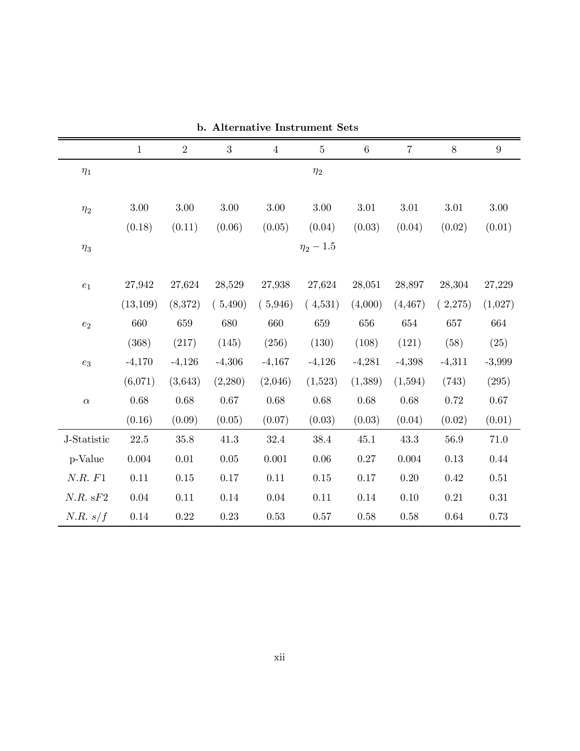**b. Alternative Instrument Sets**

| | 1 | 2 | 3 | 4 | 5 | 6 | 7 | 8 | 9 |
|---|---|---|---|---|---|---|---|---|---|
| $\eta_1$ | | | | | $\eta_2$ | | | | |
| $\eta_2$ | 3.00 | 3.00 | 3.00 | 3.00 | 3.00 | 3.01 | 3.01 | 3.01 | 3.00 |
| | (0.18) | (0.11) | (0.06) | (0.05) | (0.04) | (0.03) | (0.04) | (0.02) | (0.01) |
| $\eta_3$ | | | | | $\eta_2 - 1.5$ | | | | |
| $e_1$ | 27,942 | 27,624 | 28,529 | 27,938 | 27,624 | 28,051 | 28,897 | 28,304 | 27,229 |
| | (13,109) | (8,372) | ( 5,490) | ( 5,946) | ( 4,531) | (4,000) | (4,467) | ( 2,275) | (1,027) |
| $e_2$ | 660 | 659 | 680 | 660 | 659 | 656 | 654 | 657 | 664 |
| | (368) | (217) | (145) | (256) | (130) | (108) | (121) | (58) | (25) |
| $e_3$ | -4,170 | -4,126 | -4,306 | -4,167 | -4,126 | -4,281 | -4,398 | -4,311 | -3,999 |
| | (6,071) | (3,643) | (2,280) | (2,046) | (1,523) | (1,389) | (1,594) | (743) | (295) |
| $\alpha$ | 0.68 | 0.68 | 0.67 | 0.68 | 0.68 | 0.68 | 0.68 | 0.72 | 0.67 |
| | (0.16) | (0.09) | (0.05) | (0.07) | (0.03) | (0.03) | (0.04) | (0.02) | (0.01) |
| J-Statistic | 22.5 | 35.8 | 41.3 | 32.4 | 38.4 | 45.1 | 43.3 | 56.9 | 71.0 |
| p-Value | 0.004 | 0.01 | 0.05 | 0.001 | 0.06 | 0.27 | 0.004 | 0.13 | 0.44 |
| *N.R.* $F1$ | 0.11 | 0.15 | 0.17 | 0.11 | 0.15 | 0.17 | 0.20 | 0.42 | 0.51 |
| *N.R.* s$F2$ | 0.04 | 0.11 | 0.14 | 0.04 | 0.11 | 0.14 | 0.10 | 0.21 | 0.31 |
| *N.R.* $s/f$ | 0.14 | 0.22 | 0.23 | 0.53 | 0.57 | 0.58 | 0.58 | 0.64 | 0.73 |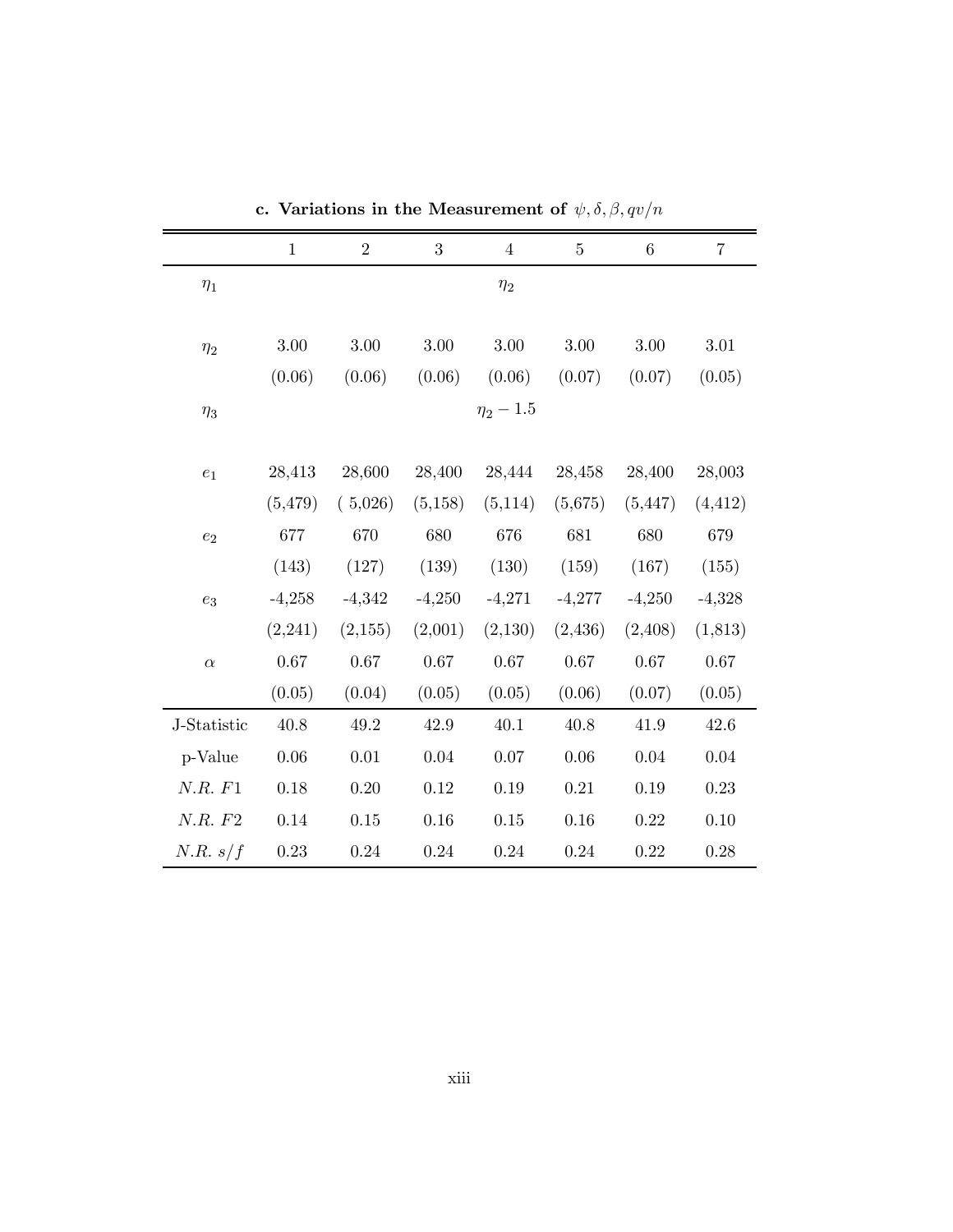**c. Variations in the Measurement of $\psi, \delta, \beta, qv/n$**

| | 1 | 2 | 3 | 4 | 5 | 6 | 7 |
|---|---|---|---|---|---|---|---|
| $\eta_1$ | | | | $\eta_2$ | | | |
| $\eta_2$ | 3.00 | 3.00 | 3.00 | 3.00 | 3.00 | 3.00 | 3.01 |
| | (0.06) | (0.06) | (0.06) | (0.06) | (0.07) | (0.07) | (0.05) |
| $\eta_3$ | | | | $\eta_2 - 1.5$ | | | |
| $e_1$ | 28,413 | 28,600 | 28,400 | 28,444 | 28,458 | 28,400 | 28,003 |
| | (5,479) | ( 5,026) | (5,158) | (5,114) | (5,675) | (5,447) | (4,412) |
| $e_2$ | 677 | 670 | 680 | 676 | 681 | 680 | 679 |
| | (143) | (127) | (139) | (130) | (159) | (167) | (155) |
| $e_3$ | -4,258 | -4,342 | -4,250 | -4,271 | -4,277 | -4,250 | -4,328 |
| | (2,241) | (2,155) | (2,001) | (2,130) | (2,436) | (2,408) | (1,813) |
| $\alpha$ | 0.67 | 0.67 | 0.67 | 0.67 | 0.67 | 0.67 | 0.67 |
| | (0.05) | (0.04) | (0.05) | (0.05) | (0.06) | (0.07) | (0.05) |
| J-Statistic | 40.8 | 49.2 | 42.9 | 40.1 | 40.8 | 41.9 | 42.6 |
| p-Value | 0.06 | 0.01 | 0.04 | 0.07 | 0.06 | 0.04 | 0.04 |
| $N.R.\ F1$ | 0.18 | 0.20 | 0.12 | 0.19 | 0.21 | 0.19 | 0.23 |
| $N.R.\ F2$ | 0.14 | 0.15 | 0.16 | 0.15 | 0.16 | 0.22 | 0.10 |
| $N.R.\ s/f$ | 0.23 | 0.24 | 0.24 | 0.24 | 0.24 | 0.22 | 0.28 |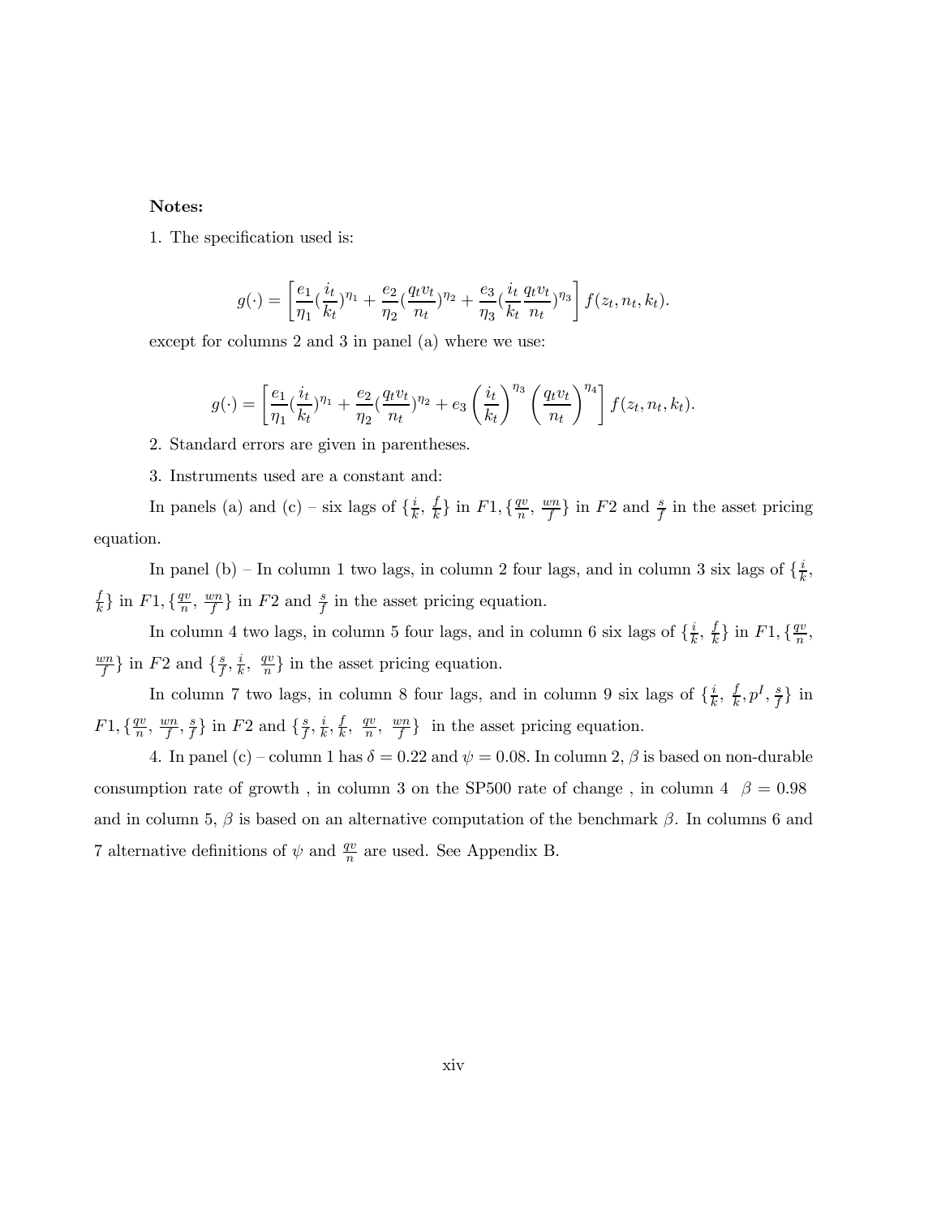**Notes:**

1. The specification used is:

$$g(\cdot) = \left[ \frac{e_1}{\eta_1} (\frac{i_t}{k_t})^{\eta_1} + \frac{e_2}{\eta_2} (\frac{q_t v_t}{n_t})^{\eta_2} + \frac{e_3}{\eta_3} (\frac{i_t}{k_t} \frac{q_t v_t}{n_t})^{\eta_3} \right] f(z_t, n_t, k_t).$$

except for columns 2 and 3 in panel (a) where we use:

$$g(\cdot) = \left[ \frac{e_1}{\eta_1} (\frac{i_t}{k_t})^{\eta_1} + \frac{e_2}{\eta_2} (\frac{q_t v_t}{n_t})^{\eta_2} + e_3 \left( \frac{i_t}{k_t} \right)^{\eta_3} \left( \frac{q_t v_t}{n_t} \right)^{\eta_4} \right] f(z_t, n_t, k_t).$$

2. Standard errors are given in parentheses.

3. Instruments used are a constant and:

In panels (a) and (c) – six lags of $\{\frac{i}{k}, \frac{f}{k}\}$ in $F1$, $\{\frac{qv}{n}, \frac{wn}{f}\}$ in $F2$ and $\frac{s}{f}$ in the asset pricing equation.

In panel (b) – In column 1 two lags, in column 2 four lags, and in column 3 six lags of $\{\frac{i}{k}, \frac{f}{k}\}$ in $F1$, $\{\frac{qv}{n}, \frac{wn}{f}\}$ in $F2$ and $\frac{s}{f}$ in the asset pricing equation.

In column 4 two lags, in column 5 four lags, and in column 6 six lags of $\{\frac{i}{k}, \frac{f}{k}\}$ in $F1$, $\{\frac{qv}{n}, \frac{wn}{f}\}$ in $F2$ and $\{\frac{s}{f}, \frac{i}{k}, \frac{qv}{n}\}$ in the asset pricing equation.

In column 7 two lags, in column 8 four lags, and in column 9 six lags of $\{\frac{i}{k}, \frac{f}{k}, p^I, \frac{s}{f}\}$ in $F1$, $\{\frac{qv}{n}, \frac{wn}{f}, \frac{s}{f}\}$ in $F2$ and $\{\frac{s}{f}, \frac{i}{k}, \frac{f}{k}, \frac{qv}{n}, \frac{wn}{f}\}$ in the asset pricing equation.

4. In panel (c) – column 1 has $\delta = 0.22$ and $\psi = 0.08$. In column 2, $\beta$ is based on non-durable consumption rate of growth , in column 3 on the SP500 rate of change , in column 4 $\beta = 0.98$ and in column 5, $\beta$ is based on an alternative computation of the benchmark $\beta$. In columns 6 and 7 alternative definitions of $\psi$ and $\frac{qv}{n}$ are used. See Appendix B.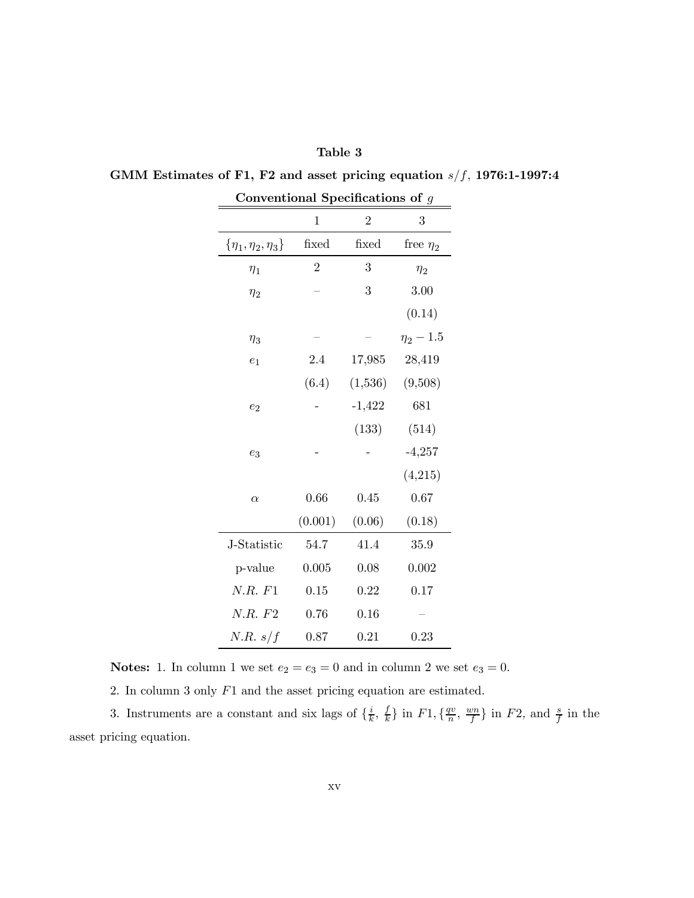**Table 3**

**GMM Estimates of F1, F2 and asset pricing equation $s/f$, 1976:1-1997:4**

**Conventional Specifications of $g$**

| | 1 | 2 | 3 |
|---|---|---|---|
| $\{\eta_1, \eta_2, \eta_3\}$ | fixed | fixed | free $\eta_2$ |
| $\eta_1$ | 2 | 3 | $\eta_2$ |
| $\eta_2$ | – | 3 | 3.00 |
| | | | (0.14) |
| $\eta_3$ | – | – | $\eta_2 - 1.5$ |
| $e_1$ | 2.4 | 17,985 | 28,419 |
| | (6.4) | (1,536) | (9,508) |
| $e_2$ | - | -1,422 | 681 |
| | | (133) | (514) |
| $e_3$ | - | - | -4,257 |
| | | | (4,215) |
| $\alpha$ | 0.66 | 0.45 | 0.67 |
| | (0.001) | (0.06) | (0.18) |
| J-Statistic | 54.7 | 41.4 | 35.9 |
| p-value | 0.005 | 0.08 | 0.002 |
| $N.R.\ F1$ | 0.15 | 0.22 | 0.17 |
| $N.R.\ F2$ | 0.76 | 0.16 | – |
| $N.R.\ s/f$ | 0.87 | 0.21 | 0.23 |

**Notes:** 1. In column 1 we set $e_2 = e_3 = 0$ and in column 2 we set $e_3 = 0$.

2. In column 3 only $F1$ and the asset pricing equation are estimated.

3. Instruments are a constant and six lags of $\{\frac{i}{k}, \frac{f}{k}\}$ in $F1$, $\{\frac{qv}{n}, \frac{wn}{f}\}$ in $F2$, and $\frac{s}{f}$ in the asset pricing equation.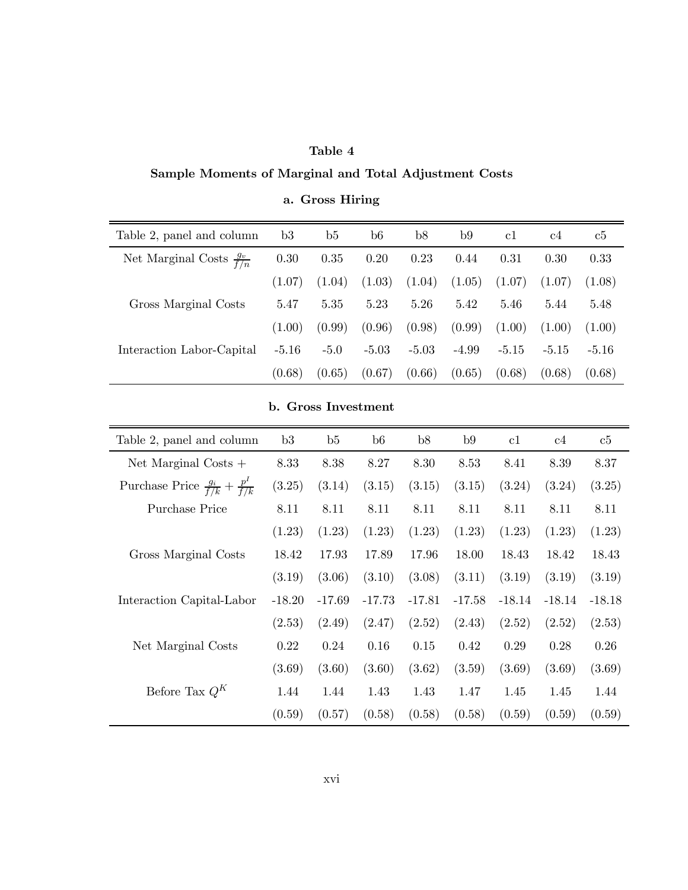**Table 4**

**Sample Moments of Marginal and Total Adjustment Costs**

**a. Gross Hiring**

| Table 2, panel and column | b3 | b5 | b6 | b8 | b9 | c1 | c4 | c5 |
|---|---|---|---|---|---|---|---|---|
| Net Marginal Costs $\frac{g_v}{f/n}$ | 0.30 | 0.35 | 0.20 | 0.23 | 0.44 | 0.31 | 0.30 | 0.33 |
| | (1.07) | (1.04) | (1.03) | (1.04) | (1.05) | (1.07) | (1.07) | (1.08) |
| Gross Marginal Costs | 5.47 | 5.35 | 5.23 | 5.26 | 5.42 | 5.46 | 5.44 | 5.48 |
| | (1.00) | (0.99) | (0.96) | (0.98) | (0.99) | (1.00) | (1.00) | (1.00) |
| Interaction Labor-Capital | -5.16 | -5.0 | -5.03 | -5.03 | -4.99 | -5.15 | -5.15 | -5.16 |
| | (0.68) | (0.65) | (0.67) | (0.66) | (0.65) | (0.68) | (0.68) | (0.68) |

**b. Gross Investment**

| Table 2, panel and column | b3 | b5 | b6 | b8 | b9 | c1 | c4 | c5 |
|---|---|---|---|---|---|---|---|---|
| Net Marginal Costs + | 8.33 | 8.38 | 8.27 | 8.30 | 8.53 | 8.41 | 8.39 | 8.37 |
| Purchase Price $\frac{g_i}{f/k} + \frac{p^I}{f/k}$ | (3.25) | (3.14) | (3.15) | (3.15) | (3.15) | (3.24) | (3.24) | (3.25) |
| Purchase Price | 8.11 | 8.11 | 8.11 | 8.11 | 8.11 | 8.11 | 8.11 | 8.11 |
| | (1.23) | (1.23) | (1.23) | (1.23) | (1.23) | (1.23) | (1.23) | (1.23) |
| Gross Marginal Costs | 18.42 | 17.93 | 17.89 | 17.96 | 18.00 | 18.43 | 18.42 | 18.43 |
| | (3.19) | (3.06) | (3.10) | (3.08) | (3.11) | (3.19) | (3.19) | (3.19) |
| Interaction Capital-Labor | -18.20 | -17.69 | -17.73 | -17.81 | -17.58 | -18.14 | -18.14 | -18.18 |
| | (2.53) | (2.49) | (2.47) | (2.52) | (2.43) | (2.52) | (2.52) | (2.53) |
| Net Marginal Costs | 0.22 | 0.24 | 0.16 | 0.15 | 0.42 | 0.29 | 0.28 | 0.26 |
| | (3.69) | (3.60) | (3.60) | (3.62) | (3.59) | (3.69) | (3.69) | (3.69) |
| Before Tax $Q^K$ | 1.44 | 1.44 | 1.43 | 1.43 | 1.47 | 1.45 | 1.45 | 1.44 |
| | (0.59) | (0.57) | (0.58) | (0.58) | (0.58) | (0.59) | (0.59) | (0.59) |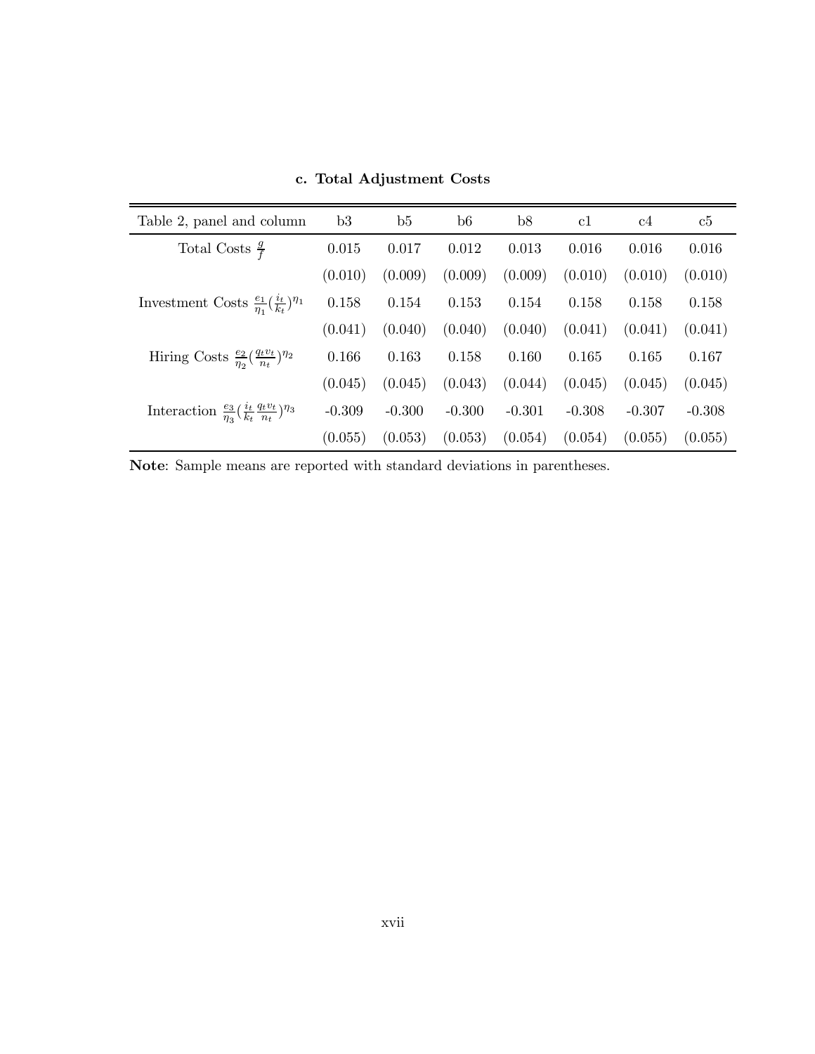**c. Total Adjustment Costs**

| Table 2, panel and column | b3 | b5 | b6 | b8 | c1 | c4 | c5 |
|---|---|---|---|---|---|---|---|
| Total Costs $\frac{g}{f}$ | 0.015 | 0.017 | 0.012 | 0.013 | 0.016 | 0.016 | 0.016 |
| | (0.010) | (0.009) | (0.009) | (0.009) | (0.010) | (0.010) | (0.010) |
| Investment Costs $\frac{e_1}{\eta_1}(\frac{i_t}{k_t})^{\eta_1}$ | 0.158 | 0.154 | 0.153 | 0.154 | 0.158 | 0.158 | 0.158 |
| | (0.041) | (0.040) | (0.040) | (0.040) | (0.041) | (0.041) | (0.041) |
| Hiring Costs $\frac{e_2}{\eta_2}(\frac{q_t v_t}{n_t})^{\eta_2}$ | 0.166 | 0.163 | 0.158 | 0.160 | 0.165 | 0.165 | 0.167 |
| | (0.045) | (0.045) | (0.043) | (0.044) | (0.045) | (0.045) | (0.045) |
| Interaction $\frac{e_3}{\eta_3}(\frac{i_t}{k_t}\frac{q_t v_t}{n_t})^{\eta_3}$ | -0.309 | -0.300 | -0.300 | -0.301 | -0.308 | -0.307 | -0.308 |
| | (0.055) | (0.053) | (0.053) | (0.054) | (0.054) | (0.055) | (0.055) |

**Note**: Sample means are reported with standard deviations in parentheses.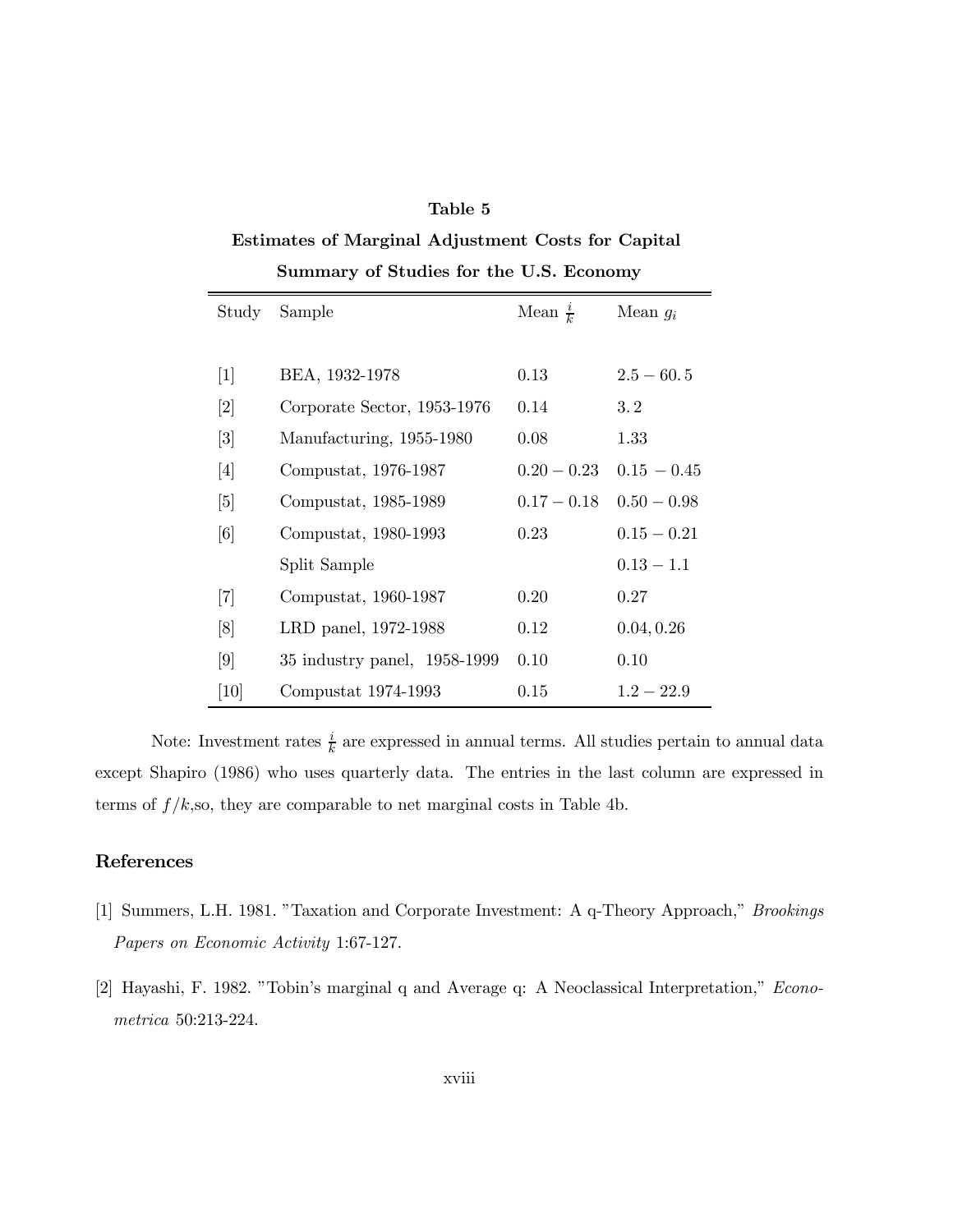**Table 5**

**Estimates of Marginal Adjustment Costs for Capital**

**Summary of Studies for the U.S. Economy**

| Study | Sample | Mean $\frac{i}{k}$ | Mean $g_i$ |
|---|---|---|---|
| [1] | BEA, 1932-1978 | 0.13 | $2.5 - 60.5$ |
| [2] | Corporate Sector, 1953-1976 | 0.14 | 3.2 |
| [3] | Manufacturing, 1955-1980 | 0.08 | 1.33 |
| [4] | Compustat, 1976-1987 | $0.20 - 0.23$ | $0.15 - 0.45$ |
| [5] | Compustat, 1985-1989 | $0.17 - 0.18$ | $0.50 - 0.98$ |
| [6] | Compustat, 1980-1993 | 0.23 | $0.15 - 0.21$ |
| | Split Sample | | $0.13 - 1.1$ |
| [7] | Compustat, 1960-1987 | 0.20 | 0.27 |
| [8] | LRD panel, 1972-1988 | 0.12 | $0.04, 0.26$ |
| [9] | 35 industry panel, 1958-1999 | 0.10 | 0.10 |
| [10] | Compustat 1974-1993 | 0.15 | $1.2 - 22.9$ |

Note: Investment rates $\frac{i}{k}$ are expressed in annual terms. All studies pertain to annual data except Shapiro (1986) who uses quarterly data. The entries in the last column are expressed in terms of $f/k$,so, they are comparable to net marginal costs in Table 4b.

## References

[1] Summers, L.H. 1981. "Taxation and Corporate Investment: A q-Theory Approach," *Brookings Papers on Economic Activity* 1:67-127.

[2] Hayashi, F. 1982. "Tobin's marginal q and Average q: A Neoclassical Interpretation," *Econometrica* 50:213-224.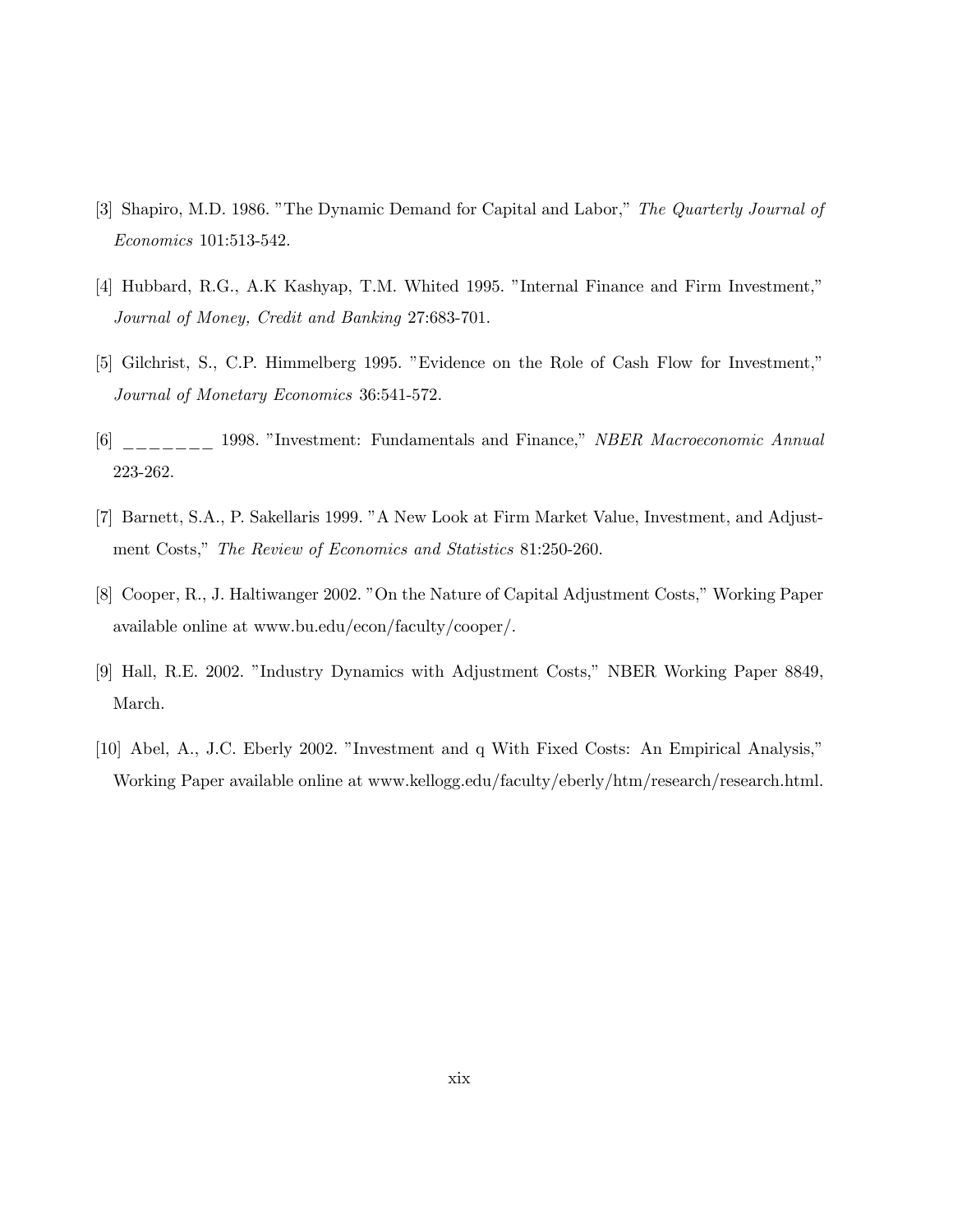[3] Shapiro, M.D. 1986. "The Dynamic Demand for Capital and Labor," *The Quarterly Journal of Economics* 101:513-542.

[4] Hubbard, R.G., A.K Kashyap, T.M. Whited 1995. "Internal Finance and Firm Investment," *Journal of Money, Credit and Banking* 27:683-701.

[5] Gilchrist, S., C.P. Himmelberg 1995. "Evidence on the Role of Cash Flow for Investment," *Journal of Monetary Economics* 36:541-572.

[6] _______ 1998. "Investment: Fundamentals and Finance," *NBER Macroeconomic Annual* 223-262.

[7] Barnett, S.A., P. Sakellaris 1999. "A New Look at Firm Market Value, Investment, and Adjustment Costs," *The Review of Economics and Statistics* 81:250-260.

[8] Cooper, R., J. Haltiwanger 2002. "On the Nature of Capital Adjustment Costs," Working Paper available online at www.bu.edu/econ/faculty/cooper/.

[9] Hall, R.E. 2002. "Industry Dynamics with Adjustment Costs," NBER Working Paper 8849, March.

[10] Abel, A., J.C. Eberly 2002. "Investment and q With Fixed Costs: An Empirical Analysis," Working Paper available online at www.kellogg.edu/faculty/eberly/htm/research/research.html.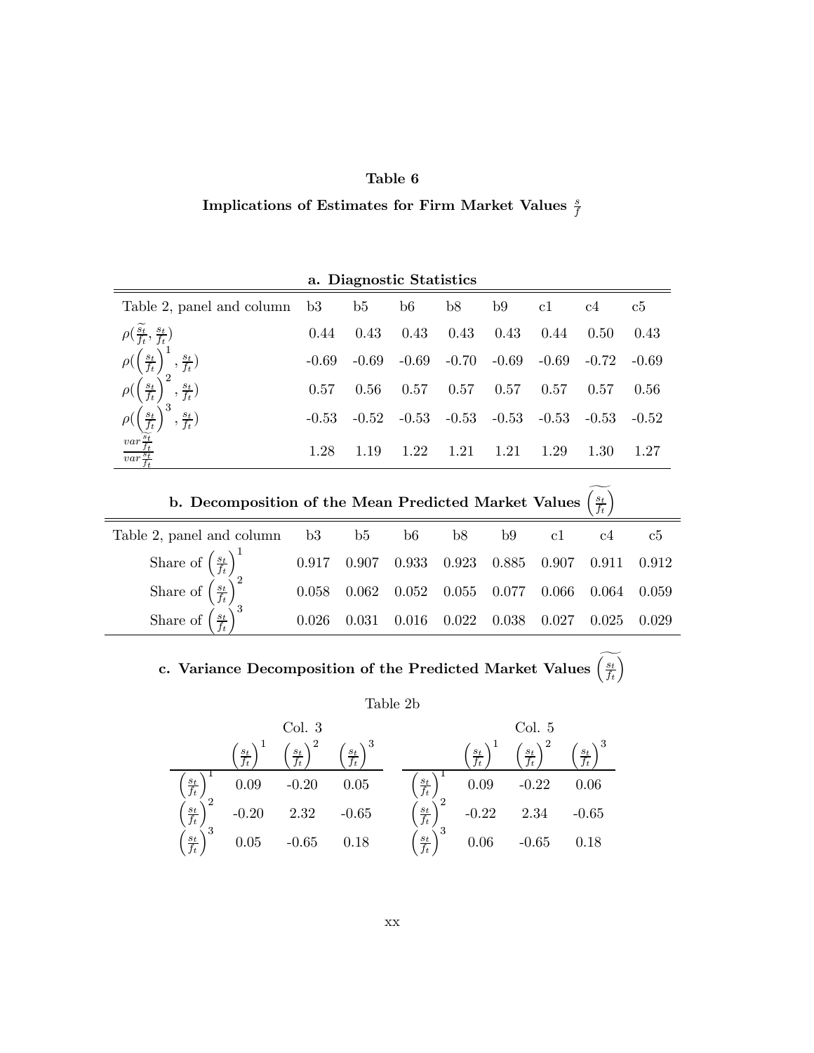# Table 6

## Implications of Estimates for Firm Market Values $\frac{s}{f}$

### a. Diagnostic Statistics

| Table 2, panel and column | b3 | b5 | b6 | b8 | b9 | c1 | c4 | c5 |
|---|---|---|---|---|---|---|---|---|
| $\rho(\widetilde{\frac{s_t}{f_t}}, \frac{s_t}{f_t})$ | 0.44 | 0.43 | 0.43 | 0.43 | 0.43 | 0.44 | 0.50 | 0.43 |
| $\rho(\left(\frac{s_t}{f_t}\right)^1, \frac{s_t}{f_t})$ | -0.69 | -0.69 | -0.69 | -0.70 | -0.69 | -0.69 | -0.72 | -0.69 |
| $\rho(\left(\frac{s_t}{f_t}\right)^2, \frac{s_t}{f_t})$ | 0.57 | 0.56 | 0.57 | 0.57 | 0.57 | 0.57 | 0.57 | 0.56 |
| $\rho(\left(\frac{s_t}{f_t}\right)^3, \frac{s_t}{f_t})$ | -0.53 | -0.52 | -0.53 | -0.53 | -0.53 | -0.53 | -0.53 | -0.52 |
| $\frac{var\widetilde{\frac{s_t}{f_t}}}{var\frac{s_t}{f_t}}$ | 1.28 | 1.19 | 1.22 | 1.21 | 1.21 | 1.29 | 1.30 | 1.27 |

### b. Decomposition of the Mean Predicted Market Values $\widetilde{\left(\frac{s_t}{f_t}\right)}$

| Table 2, panel and column | b3 | b5 | b6 | b8 | b9 | c1 | c4 | c5 |
|---|---|---|---|---|---|---|---|---|
| Share of $\left(\frac{s_t}{f_t}\right)^1$ | 0.917 | 0.907 | 0.933 | 0.923 | 0.885 | 0.907 | 0.911 | 0.912 |
| Share of $\left(\frac{s_t}{f_t}\right)^2$ | 0.058 | 0.062 | 0.052 | 0.055 | 0.077 | 0.066 | 0.064 | 0.059 |
| Share of $\left(\frac{s_t}{f_t}\right)^3$ | 0.026 | 0.031 | 0.016 | 0.022 | 0.038 | 0.027 | 0.025 | 0.029 |

### c. Variance Decomposition of the Predicted Market Values $\widetilde{\left(\frac{s_t}{f_t}\right)}$

Table 2b

| | Col. 3 | | | | Col. 5 | | |
|---|---|---|---|---|---|---|---|
| | $\left(\frac{s_t}{f_t}\right)^1$ | $\left(\frac{s_t}{f_t}\right)^2$ | $\left(\frac{s_t}{f_t}\right)^3$ | | $\left(\frac{s_t}{f_t}\right)^1$ | $\left(\frac{s_t}{f_t}\right)^2$ | $\left(\frac{s_t}{f_t}\right)^3$ |
| $\left(\frac{s_t}{f_t}\right)^1$ | 0.09 | -0.20 | 0.05 | $\left(\frac{s_t}{f_t}\right)^1$ | 0.09 | -0.22 | 0.06 |
| $\left(\frac{s_t}{f_t}\right)^2$ | -0.20 | 2.32 | -0.65 | $\left(\frac{s_t}{f_t}\right)^2$ | -0.22 | 2.34 | -0.65 |
| $\left(\frac{s_t}{f_t}\right)^3$ | 0.05 | -0.65 | 0.18 | $\left(\frac{s_t}{f_t}\right)^3$ | 0.06 | -0.65 | 0.18 |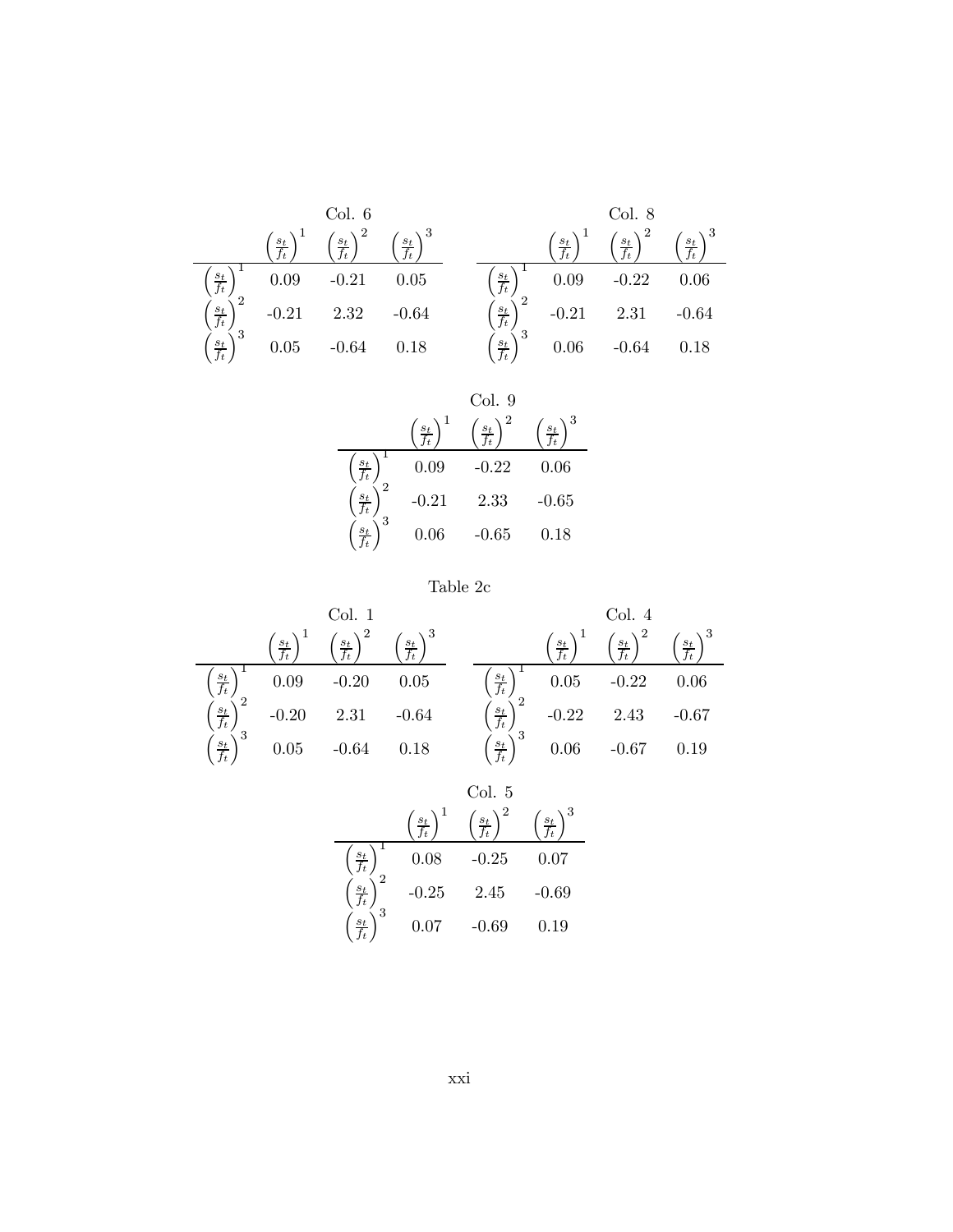Col. 6

| | $\left(\frac{s_t}{f_t}\right)^1$ | $\left(\frac{s_t}{f_t}\right)^2$ | $\left(\frac{s_t}{f_t}\right)^3$ |
|---|---|---|---|
| $\left(\frac{s_t}{f_t}\right)^1$ | 0.09 | -0.21 | 0.05 |
| $\left(\frac{s_t}{f_t}\right)^2$ | -0.21 | 2.32 | -0.64 |
| $\left(\frac{s_t}{f_t}\right)^3$ | 0.05 | -0.64 | 0.18 |

Col. 8

| | $\left(\frac{s_t}{f_t}\right)^1$ | $\left(\frac{s_t}{f_t}\right)^2$ | $\left(\frac{s_t}{f_t}\right)^3$ |
|---|---|---|---|
| $\left(\frac{s_t}{f_t}\right)^1$ | 0.09 | -0.22 | 0.06 |
| $\left(\frac{s_t}{f_t}\right)^2$ | -0.21 | 2.31 | -0.64 |
| $\left(\frac{s_t}{f_t}\right)^3$ | 0.06 | -0.64 | 0.18 |

Col. 9

| | $\left(\frac{s_t}{f_t}\right)^1$ | $\left(\frac{s_t}{f_t}\right)^2$ | $\left(\frac{s_t}{f_t}\right)^3$ |
|---|---|---|---|
| $\left(\frac{s_t}{f_t}\right)^1$ | 0.09 | -0.22 | 0.06 |
| $\left(\frac{s_t}{f_t}\right)^2$ | -0.21 | 2.33 | -0.65 |
| $\left(\frac{s_t}{f_t}\right)^3$ | 0.06 | -0.65 | 0.18 |

Table 2c

Col. 1

| | $\left(\frac{s_t}{f_t}\right)^1$ | $\left(\frac{s_t}{f_t}\right)^2$ | $\left(\frac{s_t}{f_t}\right)^3$ |
|---|---|---|---|
| $\left(\frac{s_t}{f_t}\right)^1$ | 0.09 | -0.20 | 0.05 |
| $\left(\frac{s_t}{f_t}\right)^2$ | -0.20 | 2.31 | -0.64 |
| $\left(\frac{s_t}{f_t}\right)^3$ | 0.05 | -0.64 | 0.18 |

Col. 4

| | $\left(\frac{s_t}{f_t}\right)^1$ | $\left(\frac{s_t}{f_t}\right)^2$ | $\left(\frac{s_t}{f_t}\right)^3$ |
|---|---|---|---|
| $\left(\frac{s_t}{f_t}\right)^1$ | 0.05 | -0.22 | 0.06 |
| $\left(\frac{s_t}{f_t}\right)^2$ | -0.22 | 2.43 | -0.67 |
| $\left(\frac{s_t}{f_t}\right)^3$ | 0.06 | -0.67 | 0.19 |

Col. 5

| | $\left(\frac{s_t}{f_t}\right)^1$ | $\left(\frac{s_t}{f_t}\right)^2$ | $\left(\frac{s_t}{f_t}\right)^3$ |
|---|---|---|---|
| $\left(\frac{s_t}{f_t}\right)^1$ | 0.08 | -0.25 | 0.07 |
| $\left(\frac{s_t}{f_t}\right)^2$ | -0.25 | 2.45 | -0.69 |
| $\left(\frac{s_t}{f_t}\right)^3$ | 0.07 | -0.69 | 0.19 |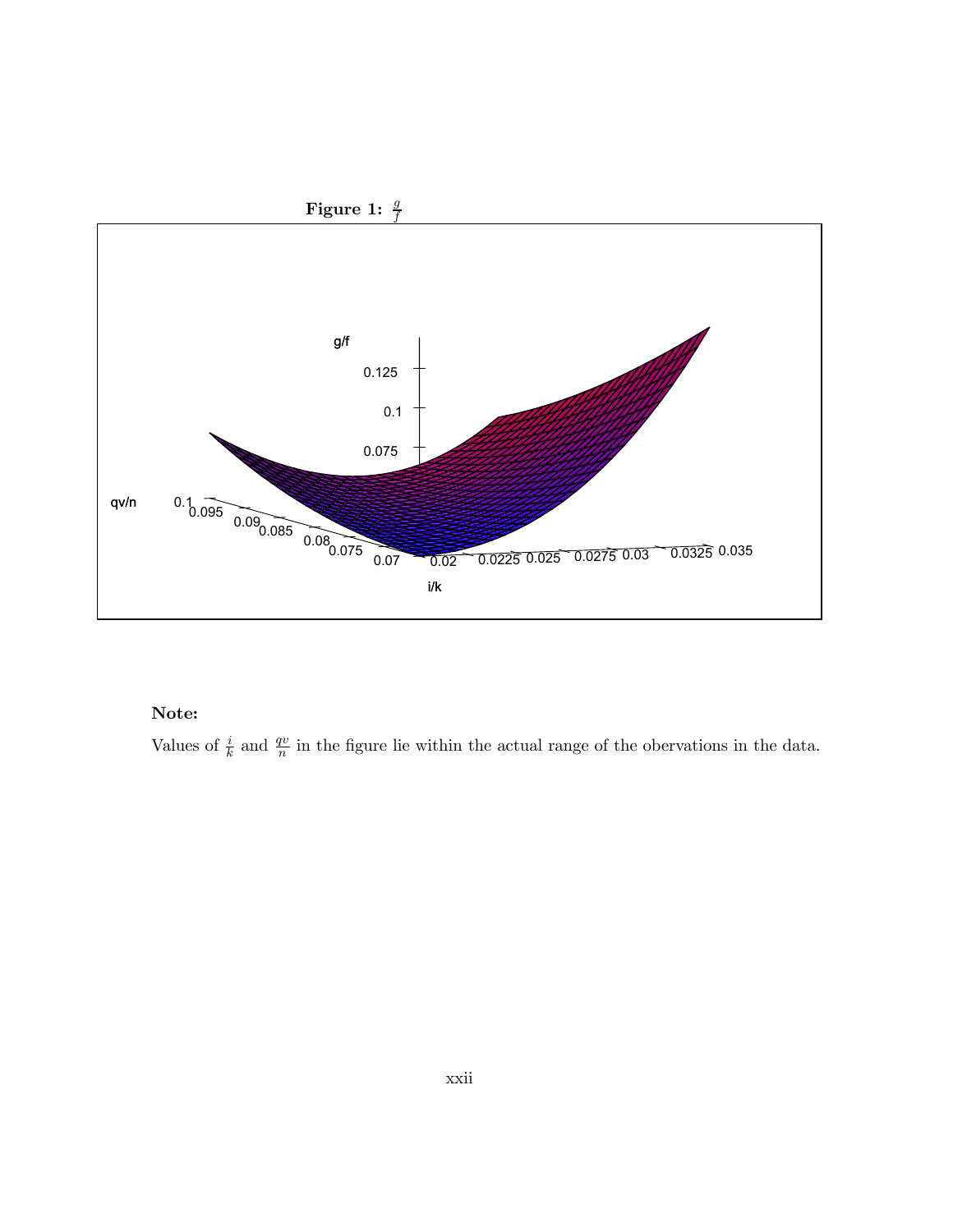**Figure 1: $\frac{g}{f}$**

**Note:**

Values of $\frac{i}{k}$ and $\frac{qv}{n}$ in the figure lie within the actual range of the obervations in the data.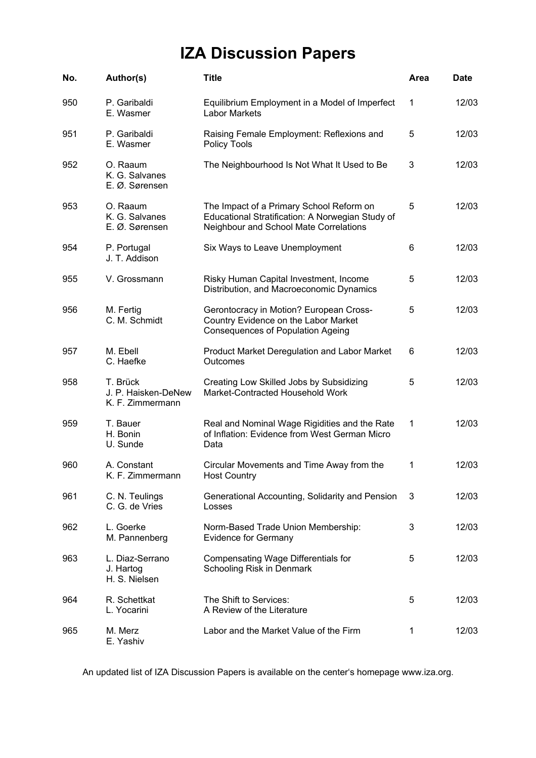# IZA Discussion Papers

| No. | Author(s) | Title | Area | Date |
|---|---|---|---|---|
| 950 | P. Garibaldi<br>E. Wasmer | Equilibrium Employment in a Model of Imperfect Labor Markets | 1 | 12/03 |
| 951 | P. Garibaldi<br>E. Wasmer | Raising Female Employment: Reflexions and Policy Tools | 5 | 12/03 |
| 952 | O. Raaum<br>K. G. Salvanes<br>E. Ø. Sørensen | The Neighbourhood Is Not What It Used to Be | 3 | 12/03 |
| 953 | O. Raaum<br>K. G. Salvanes<br>E. Ø. Sørensen | The Impact of a Primary School Reform on Educational Stratification: A Norwegian Study of Neighbour and School Mate Correlations | 5 | 12/03 |
| 954 | P. Portugal<br>J. T. Addison | Six Ways to Leave Unemployment | 6 | 12/03 |
| 955 | V. Grossmann | Risky Human Capital Investment, Income Distribution, and Macroeconomic Dynamics | 5 | 12/03 |
| 956 | M. Fertig<br>C. M. Schmidt | Gerontocracy in Motion? European Cross-Country Evidence on the Labor Market Consequences of Population Ageing | 5 | 12/03 |
| 957 | M. Ebell<br>C. Haefke | Product Market Deregulation and Labor Market Outcomes | 6 | 12/03 |
| 958 | T. Brück<br>J. P. Haisken-DeNew<br>K. F. Zimmermann | Creating Low Skilled Jobs by Subsidizing Market-Contracted Household Work | 5 | 12/03 |
| 959 | T. Bauer<br>H. Bonin<br>U. Sunde | Real and Nominal Wage Rigidities and the Rate of Inflation: Evidence from West German Micro Data | 1 | 12/03 |
| 960 | A. Constant<br>K. F. Zimmermann | Circular Movements and Time Away from the Host Country | 1 | 12/03 |
| 961 | C. N. Teulings<br>C. G. de Vries | Generational Accounting, Solidarity and Pension Losses | 3 | 12/03 |
| 962 | L. Goerke<br>M. Pannenberg | Norm-Based Trade Union Membership: Evidence for Germany | 3 | 12/03 |
| 963 | L. Diaz-Serrano<br>J. Hartog<br>H. S. Nielsen | Compensating Wage Differentials for Schooling Risk in Denmark | 5 | 12/03 |
| 964 | R. Schettkat<br>L. Yocarini | The Shift to Services: A Review of the Literature | 5 | 12/03 |
| 965 | M. Merz<br>E. Yashiv | Labor and the Market Value of the Firm | 1 | 12/03 |

An updated list of IZA Discussion Papers is available on the center's homepage www.iza.org.